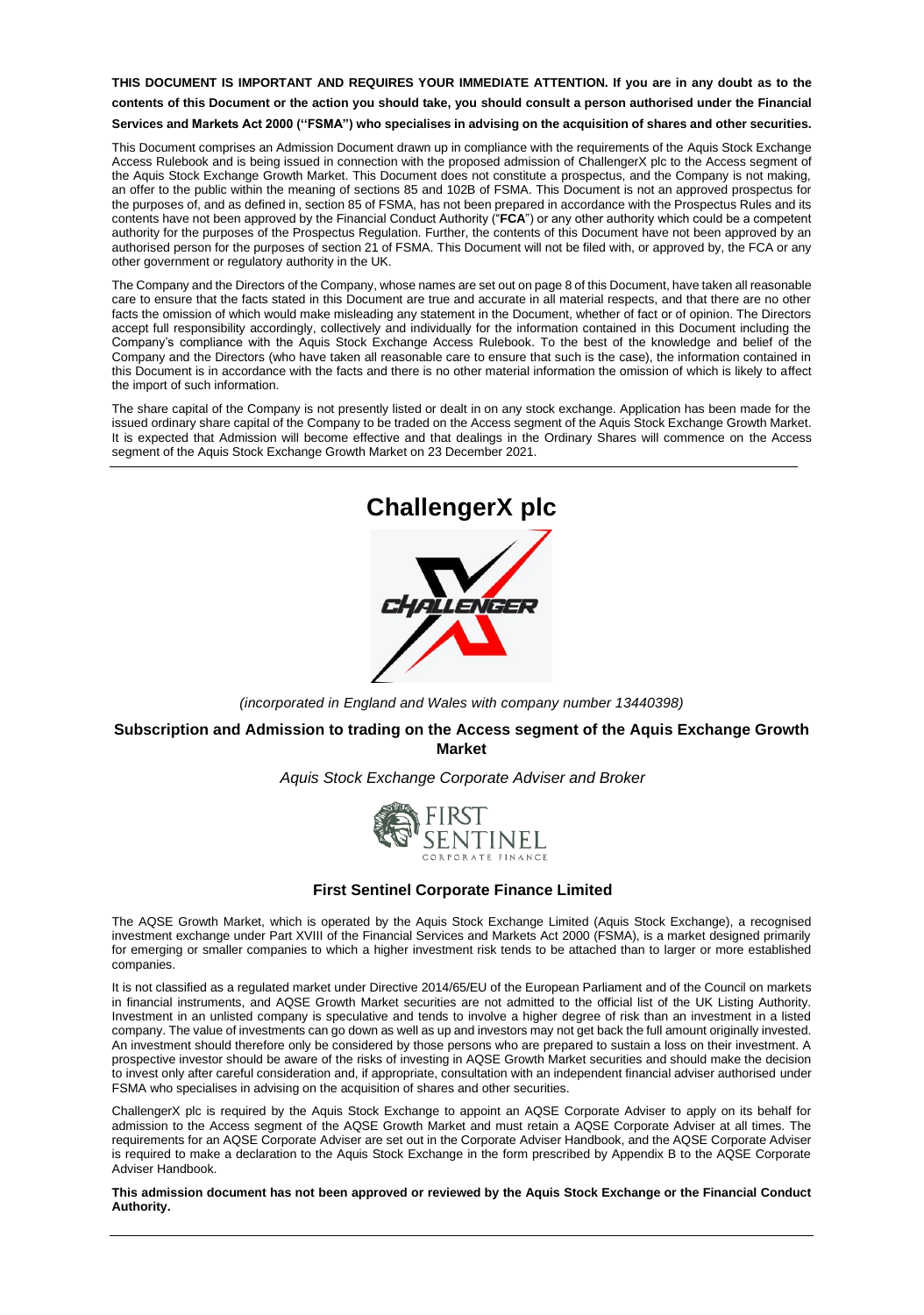**THIS DOCUMENT IS IMPORTANT AND REQUIRES YOUR IMMEDIATE ATTENTION. If you are in any doubt as to the contents of this Document or the action you should take, you should consult a person authorised under the Financial Services and Markets Act 2000 ("FSMA") who specialises in advising on the acquisition of shares and other securities.**

This Document comprises an Admission Document drawn up in compliance with the requirements of the Aquis Stock Exchange Access Rulebook and is being issued in connection with the proposed admission of ChallengerX plc to the Access segment of the Aquis Stock Exchange Growth Market. This Document does not constitute a prospectus, and the Company is not making, an offer to the public within the meaning of sections 85 and 102B of FSMA. This Document is not an approved prospectus for the purposes of, and as defined in, section 85 of FSMA, has not been prepared in accordance with the Prospectus Rules and its contents have not been approved by the Financial Conduct Authority ("**FCA**") or any other authority which could be a competent authority for the purposes of the Prospectus Regulation. Further, the contents of this Document have not been approved by an authorised person for the purposes of section 21 of FSMA. This Document will not be filed with, or approved by, the FCA or any other government or regulatory authority in the UK.

The Company and the Directors of the Company, whose names are set out on page 8 of this Document, have taken all reasonable care to ensure that the facts stated in this Document are true and accurate in all material respects, and that there are no other facts the omission of which would make misleading any statement in the Document, whether of fact or of opinion. The Directors accept full responsibility accordingly, collectively and individually for the information contained in this Document including the Company's compliance with the Aquis Stock Exchange Access Rulebook. To the best of the knowledge and belief of the Company and the Directors (who have taken all reasonable care to ensure that such is the case), the information contained in this Document is in accordance with the facts and there is no other material information the omission of which is likely to affect the import of such information.

The share capital of the Company is not presently listed or dealt in on any stock exchange. Application has been made for the issued ordinary share capital of the Company to be traded on the Access segment of the Aquis Stock Exchange Growth Market. It is expected that Admission will become effective and that dealings in the Ordinary Shares will commence on the Access segment of the Aquis Stock Exchange Growth Market on 23 December 2021.

# ChallengerX plc

*(incorporated in England and Wales with company number 13440398)*

## Subscription and Admission to trading on the Access segment of the Aquis Exchange Growth Market

*Aquis Stock Exchange Corporate Adviser and Broker*

### First Sentinel Corporate Finance Limited

The AQSE Growth Market, which is operated by the Aquis Stock Exchange Limited (Aquis Stock Exchange), a recognised investment exchange under Part XVIII of the Financial Services and Markets Act 2000 (FSMA), is a market designed primarily for emerging or smaller companies to which a higher investment risk tends to be attached than to larger or more established companies.

It is not classified as a regulated market under Directive 2014/65/EU of the European Parliament and of the Council on markets in financial instruments, and AQSE Growth Market securities are not admitted to the official list of the UK Listing Authority. Investment in an unlisted company is speculative and tends to involve a higher degree of risk than an investment in a listed company. The value of investments can go down as well as up and investors may not get back the full amount originally invested. An investment should therefore only be considered by those persons who are prepared to sustain a loss on their investment. A prospective investor should be aware of the risks of investing in AQSE Growth Market securities and should make the decision to invest only after careful consideration and, if appropriate, consultation with an independent financial adviser authorised under FSMA who specialises in advising on the acquisition of shares and other securities.

ChallengerX plc is required by the Aquis Stock Exchange to appoint an AQSE Corporate Adviser to apply on its behalf for admission to the Access segment of the AQSE Growth Market and must retain a AQSE Corporate Adviser at all times. The requirements for an AQSE Corporate Adviser are set out in the Corporate Adviser Handbook, and the AQSE Corporate Adviser is required to make a declaration to the Aquis Stock Exchange in the form prescribed by Appendix B to the AQSE Corporate Adviser Handbook.

**This admission document has not been approved or reviewed by the Aquis Stock Exchange or the Financial Conduct Authority.**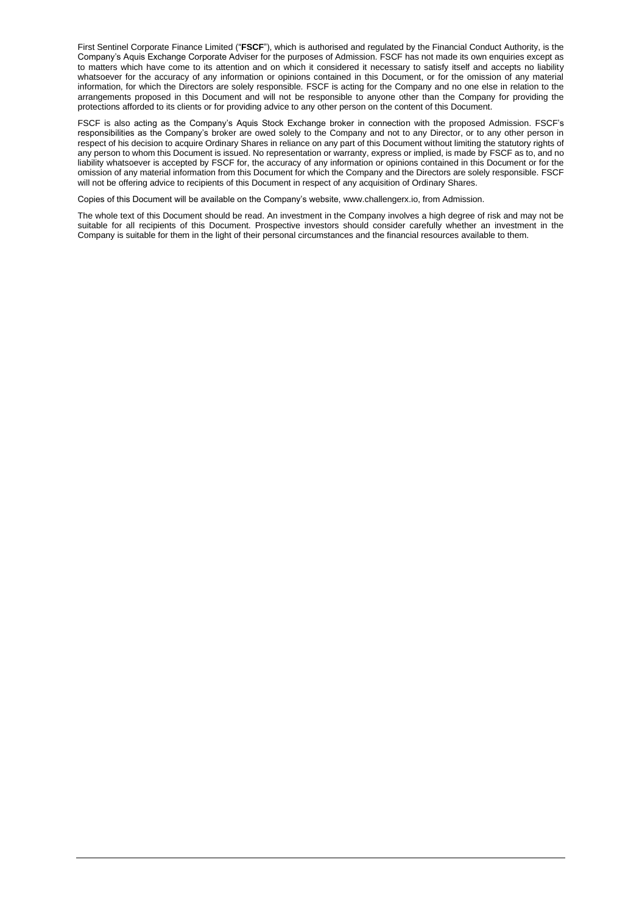First Sentinel Corporate Finance Limited ("**FSCF**"), which is authorised and regulated by the Financial Conduct Authority, is the Company's Aquis Exchange Corporate Adviser for the purposes of Admission. FSCF has not made its own enquiries except as to matters which have come to its attention and on which it considered it necessary to satisfy itself and accepts no liability whatsoever for the accuracy of any information or opinions contained in this Document, or for the omission of any material information, for which the Directors are solely responsible. FSCF is acting for the Company and no one else in relation to the arrangements proposed in this Document and will not be responsible to anyone other than the Company for providing the protections afforded to its clients or for providing advice to any other person on the content of this Document.

FSCF is also acting as the Company's Aquis Stock Exchange broker in connection with the proposed Admission. FSCF's responsibilities as the Company's broker are owed solely to the Company and not to any Director, or to any other person in respect of his decision to acquire Ordinary Shares in reliance on any part of this Document without limiting the statutory rights of any person to whom this Document is issued. No representation or warranty, express or implied, is made by FSCF as to, and no liability whatsoever is accepted by FSCF for, the accuracy of any information or opinions contained in this Document or for the omission of any material information from this Document for which the Company and the Directors are solely responsible. FSCF will not be offering advice to recipients of this Document in respect of any acquisition of Ordinary Shares.

Copies of this Document will be available on the Company's website, www.challengerx.io, from Admission.

The whole text of this Document should be read. An investment in the Company involves a high degree of risk and may not be suitable for all recipients of this Document. Prospective investors should consider carefully whether an investment in the Company is suitable for them in the light of their personal circumstances and the financial resources available to them.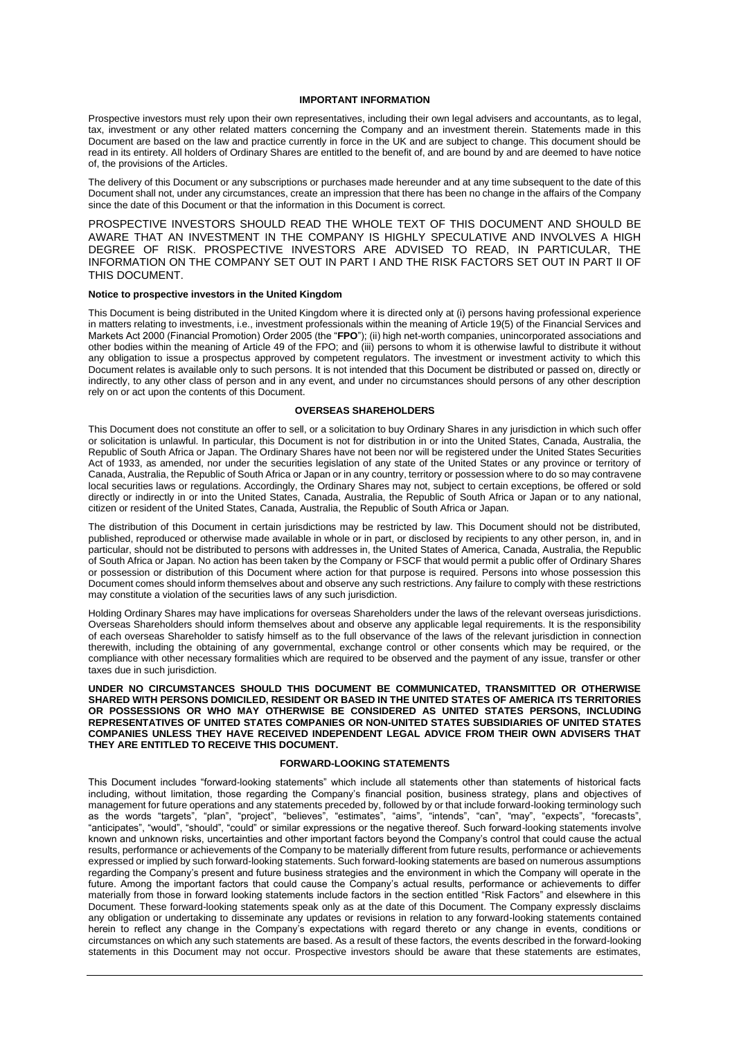## IMPORTANT INFORMATION

Prospective investors must rely upon their own representatives, including their own legal advisers and accountants, as to legal, tax, investment or any other related matters concerning the Company and an investment therein. Statements made in this Document are based on the law and practice currently in force in the UK and are subject to change. This document should be read in its entirety. All holders of Ordinary Shares are entitled to the benefit of, and are bound by and are deemed to have notice of, the provisions of the Articles.

The delivery of this Document or any subscriptions or purchases made hereunder and at any time subsequent to the date of this Document shall not, under any circumstances, create an impression that there has been no change in the affairs of the Company since the date of this Document or that the information in this Document is correct.

PROSPECTIVE INVESTORS SHOULD READ THE WHOLE TEXT OF THIS DOCUMENT AND SHOULD BE AWARE THAT AN INVESTMENT IN THE COMPANY IS HIGHLY SPECULATIVE AND INVOLVES A HIGH DEGREE OF RISK. PROSPECTIVE INVESTORS ARE ADVISED TO READ, IN PARTICULAR, THE INFORMATION ON THE COMPANY SET OUT IN PART I AND THE RISK FACTORS SET OUT IN PART II OF THIS DOCUMENT.

**Notice to prospective investors in the United Kingdom**

This Document is being distributed in the United Kingdom where it is directed only at (i) persons having professional experience in matters relating to investments, i.e., investment professionals within the meaning of Article 19(5) of the Financial Services and Markets Act 2000 (Financial Promotion) Order 2005 (the "**FPO**"); (ii) high net-worth companies, unincorporated associations and other bodies within the meaning of Article 49 of the FPO; and (iii) persons to whom it is otherwise lawful to distribute it without any obligation to issue a prospectus approved by competent regulators. The investment or investment activity to which this Document relates is available only to such persons. It is not intended that this Document be distributed or passed on, directly or indirectly, to any other class of person and in any event, and under no circumstances should persons of any other description rely on or act upon the contents of this Document.

## OVERSEAS SHAREHOLDERS

This Document does not constitute an offer to sell, or a solicitation to buy Ordinary Shares in any jurisdiction in which such offer or solicitation is unlawful. In particular, this Document is not for distribution in or into the United States, Canada, Australia, the Republic of South Africa or Japan. The Ordinary Shares have not been nor will be registered under the United States Securities Act of 1933, as amended, nor under the securities legislation of any state of the United States or any province or territory of Canada, Australia, the Republic of South Africa or Japan or in any country, territory or possession where to do so may contravene local securities laws or regulations. Accordingly, the Ordinary Shares may not, subject to certain exceptions, be offered or sold directly or indirectly in or into the United States, Canada, Australia, the Republic of South Africa or Japan or to any national, citizen or resident of the United States, Canada, Australia, the Republic of South Africa or Japan.

The distribution of this Document in certain jurisdictions may be restricted by law. This Document should not be distributed, published, reproduced or otherwise made available in whole or in part, or disclosed by recipients to any other person, in, and in particular, should not be distributed to persons with addresses in, the United States of America, Canada, Australia, the Republic of South Africa or Japan. No action has been taken by the Company or FSCF that would permit a public offer of Ordinary Shares or possession or distribution of this Document where action for that purpose is required. Persons into whose possession this Document comes should inform themselves about and observe any such restrictions. Any failure to comply with these restrictions may constitute a violation of the securities laws of any such jurisdiction.

Holding Ordinary Shares may have implications for overseas Shareholders under the laws of the relevant overseas jurisdictions. Overseas Shareholders should inform themselves about and observe any applicable legal requirements. It is the responsibility of each overseas Shareholder to satisfy himself as to the full observance of the laws of the relevant jurisdiction in connection therewith, including the obtaining of any governmental, exchange control or other consents which may be required, or the compliance with other necessary formalities which are required to be observed and the payment of any issue, transfer or other taxes due in such jurisdiction.

**UNDER NO CIRCUMSTANCES SHOULD THIS DOCUMENT BE COMMUNICATED, TRANSMITTED OR OTHERWISE SHARED WITH PERSONS DOMICILED, RESIDENT OR BASED IN THE UNITED STATES OF AMERICA ITS TERRITORIES OR POSSESSIONS OR WHO MAY OTHERWISE BE CONSIDERED AS UNITED STATES PERSONS, INCLUDING REPRESENTATIVES OF UNITED STATES COMPANIES OR NON-UNITED STATES SUBSIDIARIES OF UNITED STATES COMPANIES UNLESS THEY HAVE RECEIVED INDEPENDENT LEGAL ADVICE FROM THEIR OWN ADVISERS THAT THEY ARE ENTITLED TO RECEIVE THIS DOCUMENT.**

## FORWARD-LOOKING STATEMENTS

This Document includes "forward-looking statements" which include all statements other than statements of historical facts including, without limitation, those regarding the Company's financial position, business strategy, plans and objectives of management for future operations and any statements preceded by, followed by or that include forward-looking terminology such as the words "targets", "plan", "project", "believes", "estimates", "aims", "intends", "can", "may", "expects", "forecasts", "anticipates", "would", "should", "could" or similar expressions or the negative thereof. Such forward-looking statements involve known and unknown risks, uncertainties and other important factors beyond the Company's control that could cause the actual results, performance or achievements of the Company to be materially different from future results, performance or achievements expressed or implied by such forward-looking statements. Such forward-looking statements are based on numerous assumptions regarding the Company's present and future business strategies and the environment in which the Company will operate in the future. Among the important factors that could cause the Company's actual results, performance or achievements to differ materially from those in forward looking statements include factors in the section entitled "Risk Factors" and elsewhere in this Document. These forward-looking statements speak only as at the date of this Document. The Company expressly disclaims any obligation or undertaking to disseminate any updates or revisions in relation to any forward-looking statements contained herein to reflect any change in the Company's expectations with regard thereto or any change in events, conditions or circumstances on which any such statements are based. As a result of these factors, the events described in the forward-looking statements in this Document may not occur. Prospective investors should be aware that these statements are estimates,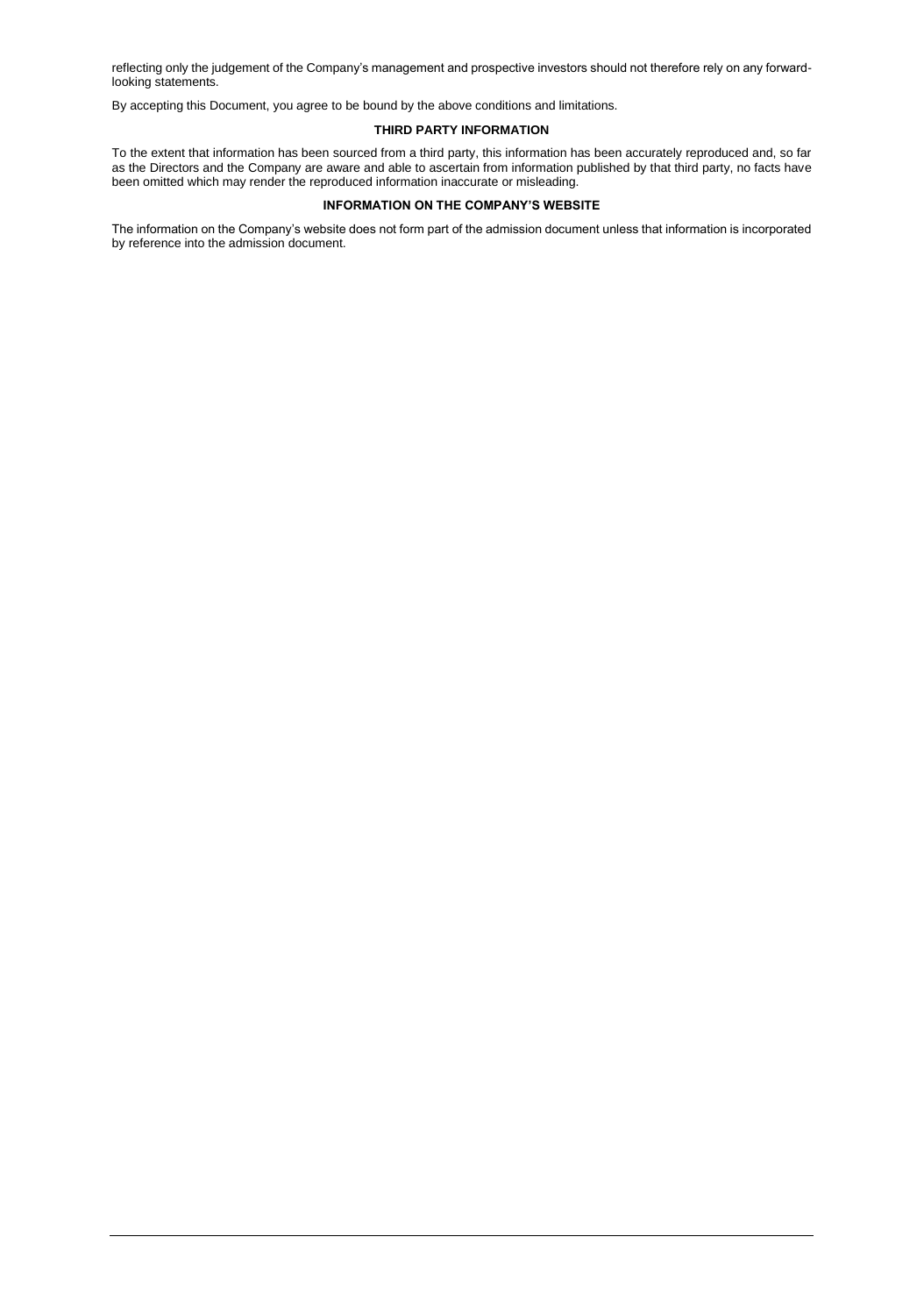reflecting only the judgement of the Company's management and prospective investors should not therefore rely on any forward-looking statements.

By accepting this Document, you agree to be bound by the above conditions and limitations.

### THIRD PARTY INFORMATION

To the extent that information has been sourced from a third party, this information has been accurately reproduced and, so far as the Directors and the Company are aware and able to ascertain from information published by that third party, no facts have been omitted which may render the reproduced information inaccurate or misleading.

### INFORMATION ON THE COMPANY'S WEBSITE

The information on the Company's website does not form part of the admission document unless that information is incorporated by reference into the admission document.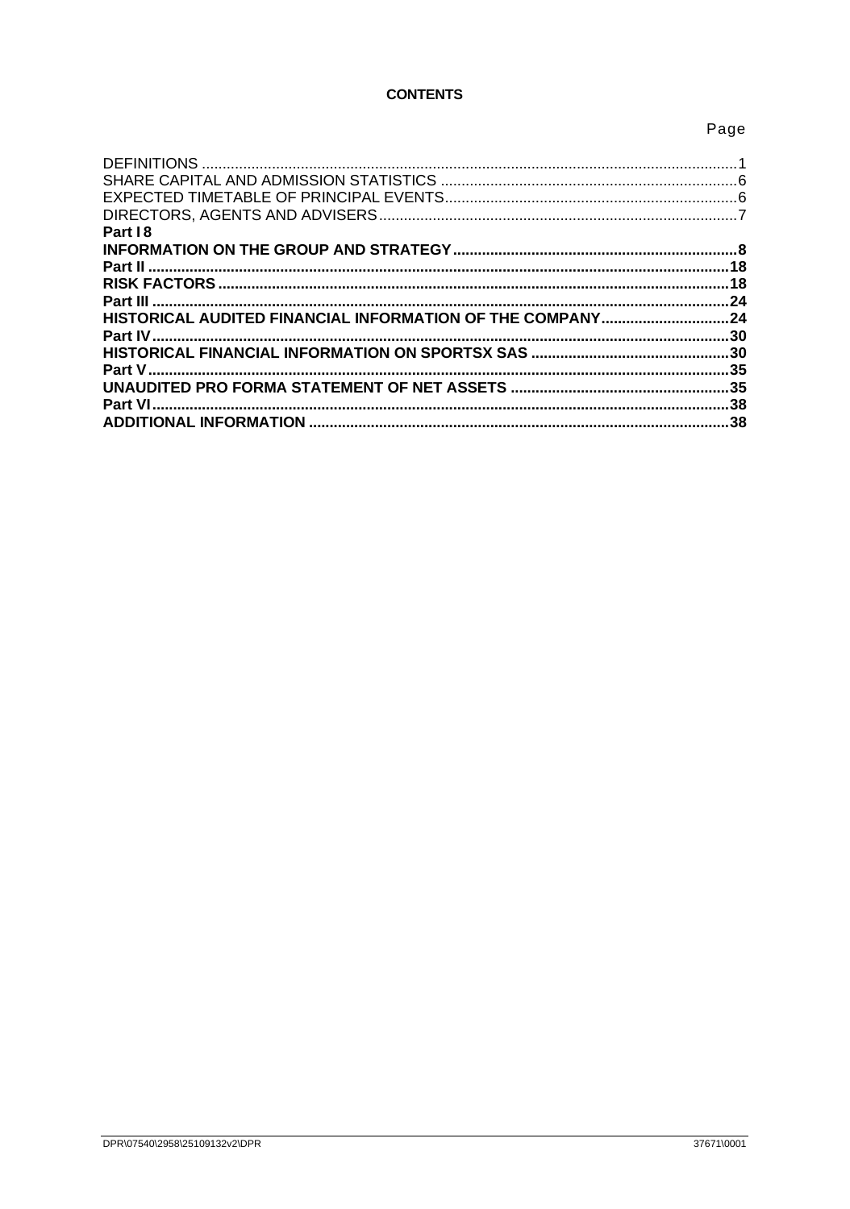**CONTENTS**

| | Page |
|---|---|
| DEFINITIONS | 1 |
| SHARE CAPITAL AND ADMISSION STATISTICS | 6 |
| EXPECTED TIMETABLE OF PRINCIPAL EVENTS | 6 |
| DIRECTORS, AGENTS AND ADVISERS | 7 |
| **Part I 8** | |
| **INFORMATION ON THE GROUP AND STRATEGY** | **8** |
| **Part II** | **18** |
| **RISK FACTORS** | **18** |
| **Part III** | **24** |
| **HISTORICAL AUDITED FINANCIAL INFORMATION OF THE COMPANY** | **24** |
| **Part IV** | **30** |
| **HISTORICAL FINANCIAL INFORMATION ON SPORTSX SAS** | **30** |
| **Part V** | **35** |
| **UNAUDITED PRO FORMA STATEMENT OF NET ASSETS** | **35** |
| **Part VI** | **38** |
| **ADDITIONAL INFORMATION** | **38** |

DPR\07540\2958\25109132v2\DPR 37671\0001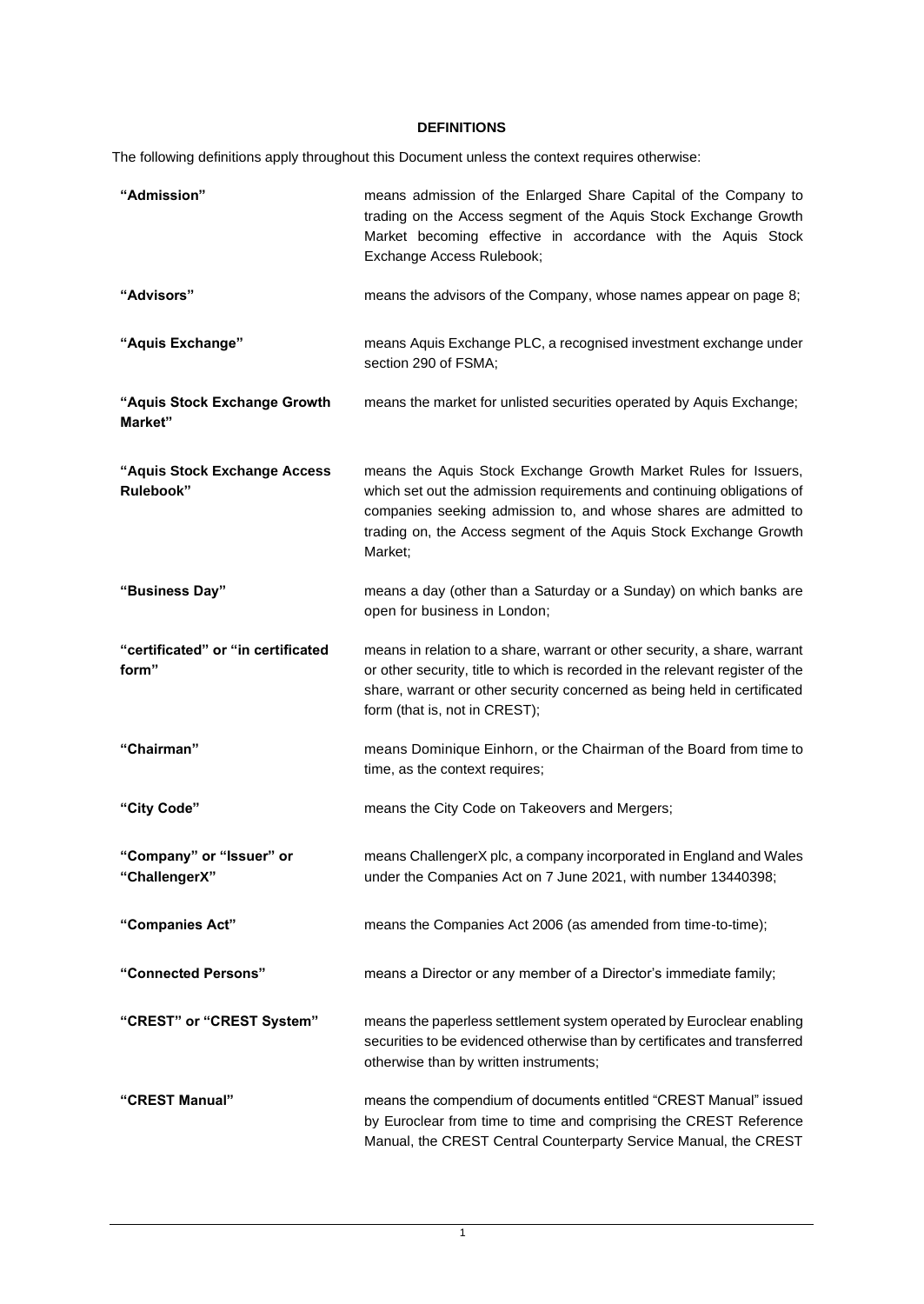# DEFINITIONS

The following definitions apply throughout this Document unless the context requires otherwise:

| | |
|---|---|
| **"Admission"** | means admission of the Enlarged Share Capital of the Company to trading on the Access segment of the Aquis Stock Exchange Growth Market becoming effective in accordance with the Aquis Stock Exchange Access Rulebook; |
| **"Advisors"** | means the advisors of the Company, whose names appear on page 8; |
| **"Aquis Exchange"** | means Aquis Exchange PLC, a recognised investment exchange under section 290 of FSMA; |
| **"Aquis Stock Exchange Growth Market"** | means the market for unlisted securities operated by Aquis Exchange; |
| **"Aquis Stock Exchange Access Rulebook"** | means the Aquis Stock Exchange Growth Market Rules for Issuers, which set out the admission requirements and continuing obligations of companies seeking admission to, and whose shares are admitted to trading on, the Access segment of the Aquis Stock Exchange Growth Market; |
| **"Business Day"** | means a day (other than a Saturday or a Sunday) on which banks are open for business in London; |
| **"certificated" or "in certificated form"** | means in relation to a share, warrant or other security, a share, warrant or other security, title to which is recorded in the relevant register of the share, warrant or other security concerned as being held in certificated form (that is, not in CREST); |
| **"Chairman"** | means Dominique Einhorn, or the Chairman of the Board from time to time, as the context requires; |
| **"City Code"** | means the City Code on Takeovers and Mergers; |
| **"Company" or "Issuer" or "ChallengerX"** | means ChallengerX plc, a company incorporated in England and Wales under the Companies Act on 7 June 2021, with number 13440398; |
| **"Companies Act"** | means the Companies Act 2006 (as amended from time-to-time); |
| **"Connected Persons"** | means a Director or any member of a Director's immediate family; |
| **"CREST" or "CREST System"** | means the paperless settlement system operated by Euroclear enabling securities to be evidenced otherwise than by certificates and transferred otherwise than by written instruments; |
| **"CREST Manual"** | means the compendium of documents entitled "CREST Manual" issued by Euroclear from time to time and comprising the CREST Reference Manual, the CREST Central Counterparty Service Manual, the CREST |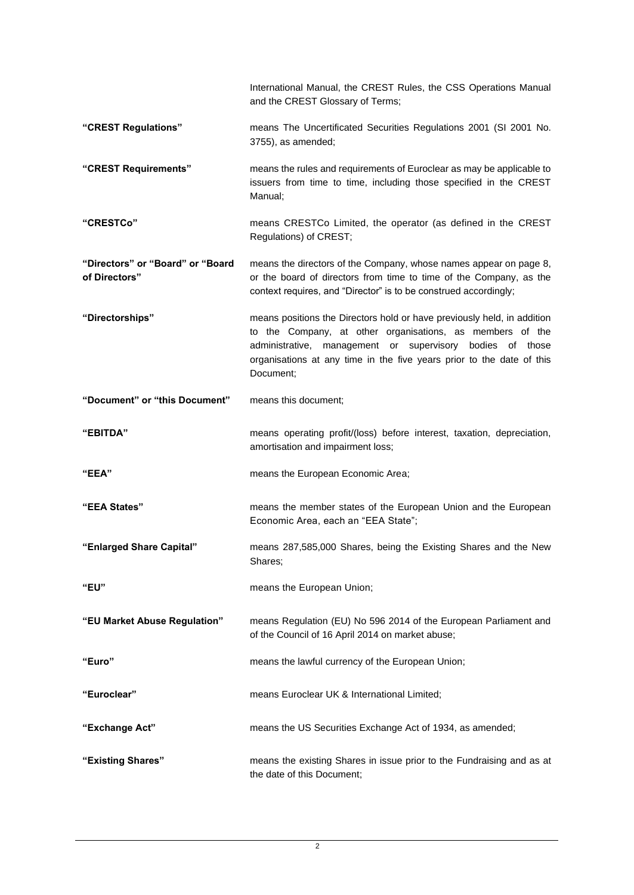International Manual, the CREST Rules, the CSS Operations Manual and the CREST Glossary of Terms;

| | |
|---|---|
| **"CREST Regulations"** | means The Uncertificated Securities Regulations 2001 (SI 2001 No. 3755), as amended; |
| **"CREST Requirements"** | means the rules and requirements of Euroclear as may be applicable to issuers from time to time, including those specified in the CREST Manual; |
| **"CRESTCo"** | means CRESTCo Limited, the operator (as defined in the CREST Regulations) of CREST; |
| **"Directors" or "Board" or "Board of Directors"** | means the directors of the Company, whose names appear on page 8, or the board of directors from time to time of the Company, as the context requires, and "Director" is to be construed accordingly; |
| **"Directorships"** | means positions the Directors hold or have previously held, in addition to the Company, at other organisations, as members of the administrative, management or supervisory bodies of those organisations at any time in the five years prior to the date of this Document; |
| **"Document" or "this Document"** | means this document; |
| **"EBITDA"** | means operating profit/(loss) before interest, taxation, depreciation, amortisation and impairment loss; |
| **"EEA"** | means the European Economic Area; |
| **"EEA States"** | means the member states of the European Union and the European Economic Area, each an "EEA State"; |
| **"Enlarged Share Capital"** | means 287,585,000 Shares, being the Existing Shares and the New Shares; |
| **"EU"** | means the European Union; |
| **"EU Market Abuse Regulation"** | means Regulation (EU) No 596 2014 of the European Parliament and of the Council of 16 April 2014 on market abuse; |
| **"Euro"** | means the lawful currency of the European Union; |
| **"Euroclear"** | means Euroclear UK & International Limited; |
| **"Exchange Act"** | means the US Securities Exchange Act of 1934, as amended; |
| **"Existing Shares"** | means the existing Shares in issue prior to the Fundraising and as at the date of this Document; |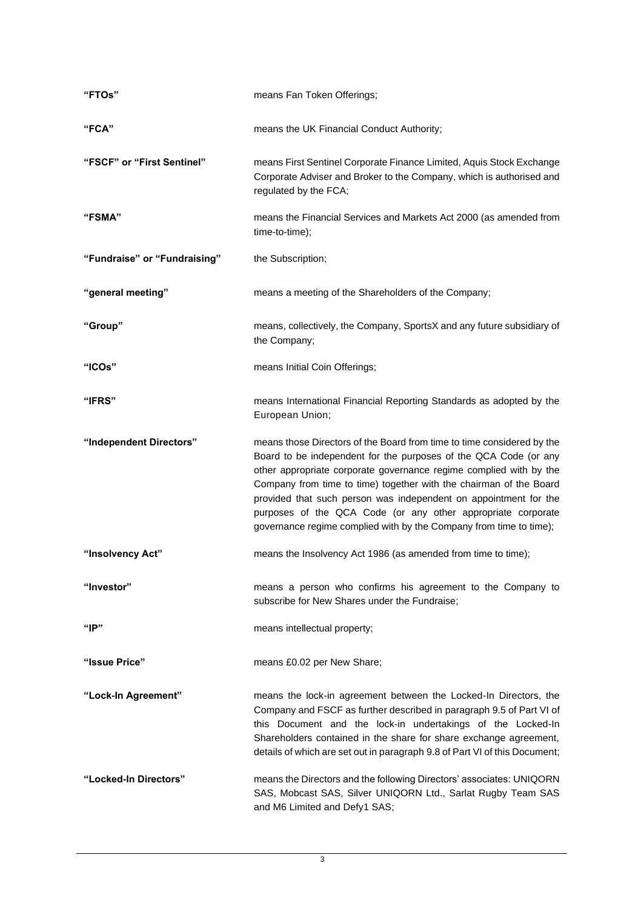| | |
|---|---|
| **"FTOs"** | means Fan Token Offerings; |
| **"FCA"** | means the UK Financial Conduct Authority; |
| **"FSCF" or "First Sentinel"** | means First Sentinel Corporate Finance Limited, Aquis Stock Exchange Corporate Adviser and Broker to the Company, which is authorised and regulated by the FCA; |
| **"FSMA"** | means the Financial Services and Markets Act 2000 (as amended from time-to-time); |
| **"Fundraise" or "Fundraising"** | the Subscription; |
| **"general meeting"** | means a meeting of the Shareholders of the Company; |
| **"Group"** | means, collectively, the Company, SportsX and any future subsidiary of the Company; |
| **"ICOs"** | means Initial Coin Offerings; |
| **"IFRS"** | means International Financial Reporting Standards as adopted by the European Union; |
| **"Independent Directors"** | means those Directors of the Board from time to time considered by the Board to be independent for the purposes of the QCA Code (or any other appropriate corporate governance regime complied with by the Company from time to time) together with the chairman of the Board provided that such person was independent on appointment for the purposes of the QCA Code (or any other appropriate corporate governance regime complied with by the Company from time to time); |
| **"Insolvency Act"** | means the Insolvency Act 1986 (as amended from time to time); |
| **"Investor"** | means a person who confirms his agreement to the Company to subscribe for New Shares under the Fundraise; |
| **"IP"** | means intellectual property; |
| **"Issue Price"** | means £0.02 per New Share; |
| **"Lock-In Agreement"** | means the lock-in agreement between the Locked-In Directors, the Company and FSCF as further described in paragraph 9.5 of Part VI of this Document and the lock-in undertakings of the Locked-In Shareholders contained in the share for share exchange agreement, details of which are set out in paragraph 9.8 of Part VI of this Document; |
| **"Locked-In Directors"** | means the Directors and the following Directors' associates: UNIQORN SAS, Mobcast SAS, Silver UNIQORN Ltd., Sarlat Rugby Team SAS and M6 Limited and Defy1 SAS; |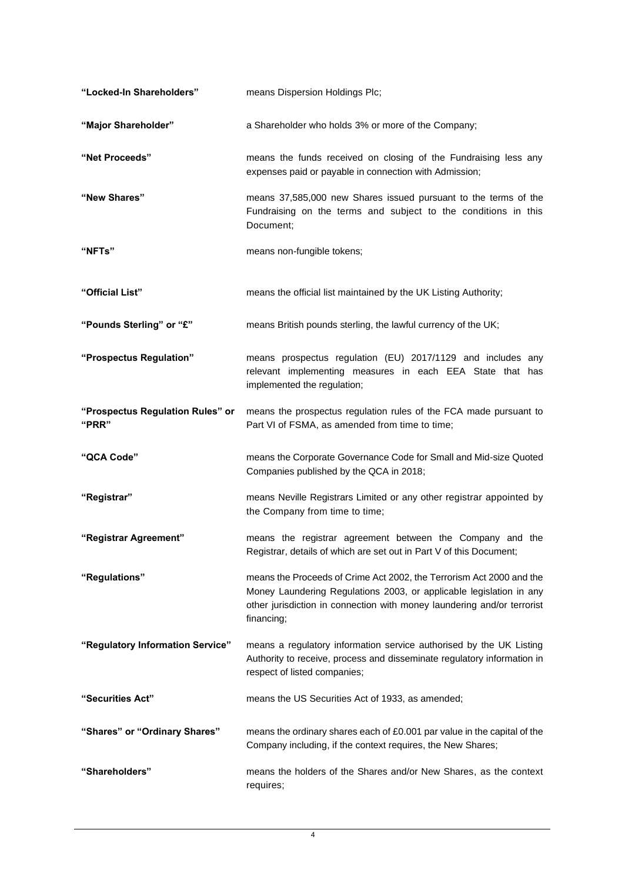| | |
|---|---|
| **"Locked-In Shareholders"** | means Dispersion Holdings Plc; |
| **"Major Shareholder"** | a Shareholder who holds 3% or more of the Company; |
| **"Net Proceeds"** | means the funds received on closing of the Fundraising less any expenses paid or payable in connection with Admission; |
| **"New Shares"** | means 37,585,000 new Shares issued pursuant to the terms of the Fundraising on the terms and subject to the conditions in this Document; |
| **"NFTs"** | means non-fungible tokens; |
| **"Official List"** | means the official list maintained by the UK Listing Authority; |
| **"Pounds Sterling" or "£"** | means British pounds sterling, the lawful currency of the UK; |
| **"Prospectus Regulation"** | means prospectus regulation (EU) 2017/1129 and includes any relevant implementing measures in each EEA State that has implemented the regulation; |
| **"Prospectus Regulation Rules" or "PRR"** | means the prospectus regulation rules of the FCA made pursuant to Part VI of FSMA, as amended from time to time; |
| **"QCA Code"** | means the Corporate Governance Code for Small and Mid-size Quoted Companies published by the QCA in 2018; |
| **"Registrar"** | means Neville Registrars Limited or any other registrar appointed by the Company from time to time; |
| **"Registrar Agreement"** | means the registrar agreement between the Company and the Registrar, details of which are set out in Part V of this Document; |
| **"Regulations"** | means the Proceeds of Crime Act 2002, the Terrorism Act 2000 and the Money Laundering Regulations 2003, or applicable legislation in any other jurisdiction in connection with money laundering and/or terrorist financing; |
| **"Regulatory Information Service"** | means a regulatory information service authorised by the UK Listing Authority to receive, process and disseminate regulatory information in respect of listed companies; |
| **"Securities Act"** | means the US Securities Act of 1933, as amended; |
| **"Shares" or "Ordinary Shares"** | means the ordinary shares each of £0.001 par value in the capital of the Company including, if the context requires, the New Shares; |
| **"Shareholders"** | means the holders of the Shares and/or New Shares, as the context requires; |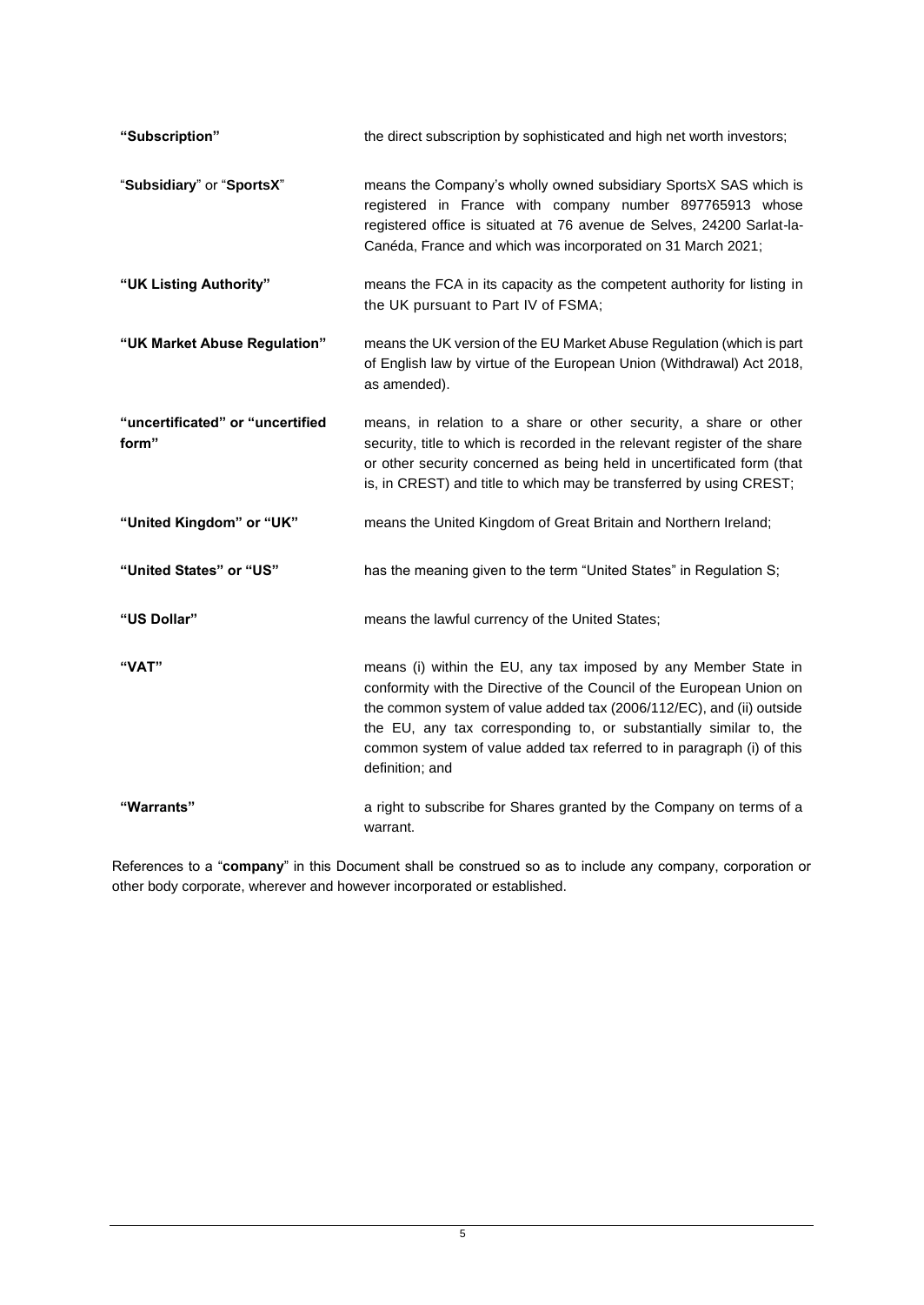| | |
|---|---|
| **"Subscription"** | the direct subscription by sophisticated and high net worth investors; |
| "**Subsidiary**" or "**SportsX**" | means the Company's wholly owned subsidiary SportsX SAS which is registered in France with company number 897765913 whose registered office is situated at 76 avenue de Selves, 24200 Sarlat-la-Canéda, France and which was incorporated on 31 March 2021; |
| **"UK Listing Authority"** | means the FCA in its capacity as the competent authority for listing in the UK pursuant to Part IV of FSMA; |
| **"UK Market Abuse Regulation"** | means the UK version of the EU Market Abuse Regulation (which is part of English law by virtue of the European Union (Withdrawal) Act 2018, as amended). |
| **"uncertificated" or "uncertified form"** | means, in relation to a share or other security, a share or other security, title to which is recorded in the relevant register of the share or other security concerned as being held in uncertificated form (that is, in CREST) and title to which may be transferred by using CREST; |
| **"United Kingdom" or "UK"** | means the United Kingdom of Great Britain and Northern Ireland; |
| **"United States" or "US"** | has the meaning given to the term "United States" in Regulation S; |
| **"US Dollar"** | means the lawful currency of the United States; |
| **"VAT"** | means (i) within the EU, any tax imposed by any Member State in conformity with the Directive of the Council of the European Union on the common system of value added tax (2006/112/EC), and (ii) outside the EU, any tax corresponding to, or substantially similar to, the common system of value added tax referred to in paragraph (i) of this definition; and |
| **"Warrants"** | a right to subscribe for Shares granted by the Company on terms of a warrant. |

References to a "**company**" in this Document shall be construed so as to include any company, corporation or other body corporate, wherever and however incorporated or established.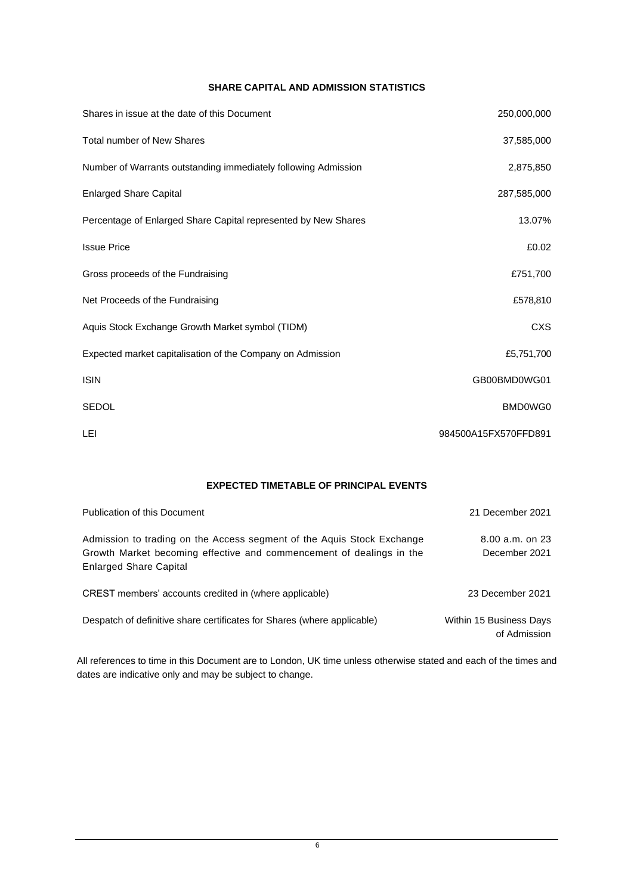## SHARE CAPITAL AND ADMISSION STATISTICS

| | |
|---|---|
| Shares in issue at the date of this Document | 250,000,000 |
| Total number of New Shares | 37,585,000 |
| Number of Warrants outstanding immediately following Admission | 2,875,850 |
| Enlarged Share Capital | 287,585,000 |
| Percentage of Enlarged Share Capital represented by New Shares | 13.07% |
| Issue Price | £0.02 |
| Gross proceeds of the Fundraising | £751,700 |
| Net Proceeds of the Fundraising | £578,810 |
| Aquis Stock Exchange Growth Market symbol (TIDM) | CXS |
| Expected market capitalisation of the Company on Admission | £5,751,700 |
| ISIN | GB00BMD0WG01 |
| SEDOL | BMD0WG0 |
| LEI | 984500A15FX570FFD891 |

## EXPECTED TIMETABLE OF PRINCIPAL EVENTS

| | |
|---|---|
| Publication of this Document | 21 December 2021 |
| Admission to trading on the Access segment of the Aquis Stock Exchange Growth Market becoming effective and commencement of dealings in the Enlarged Share Capital | 8.00 a.m. on 23 December 2021 |
| CREST members' accounts credited in (where applicable) | 23 December 2021 |
| Despatch of definitive share certificates for Shares (where applicable) | Within 15 Business Days of Admission |

All references to time in this Document are to London, UK time unless otherwise stated and each of the times and dates are indicative only and may be subject to change.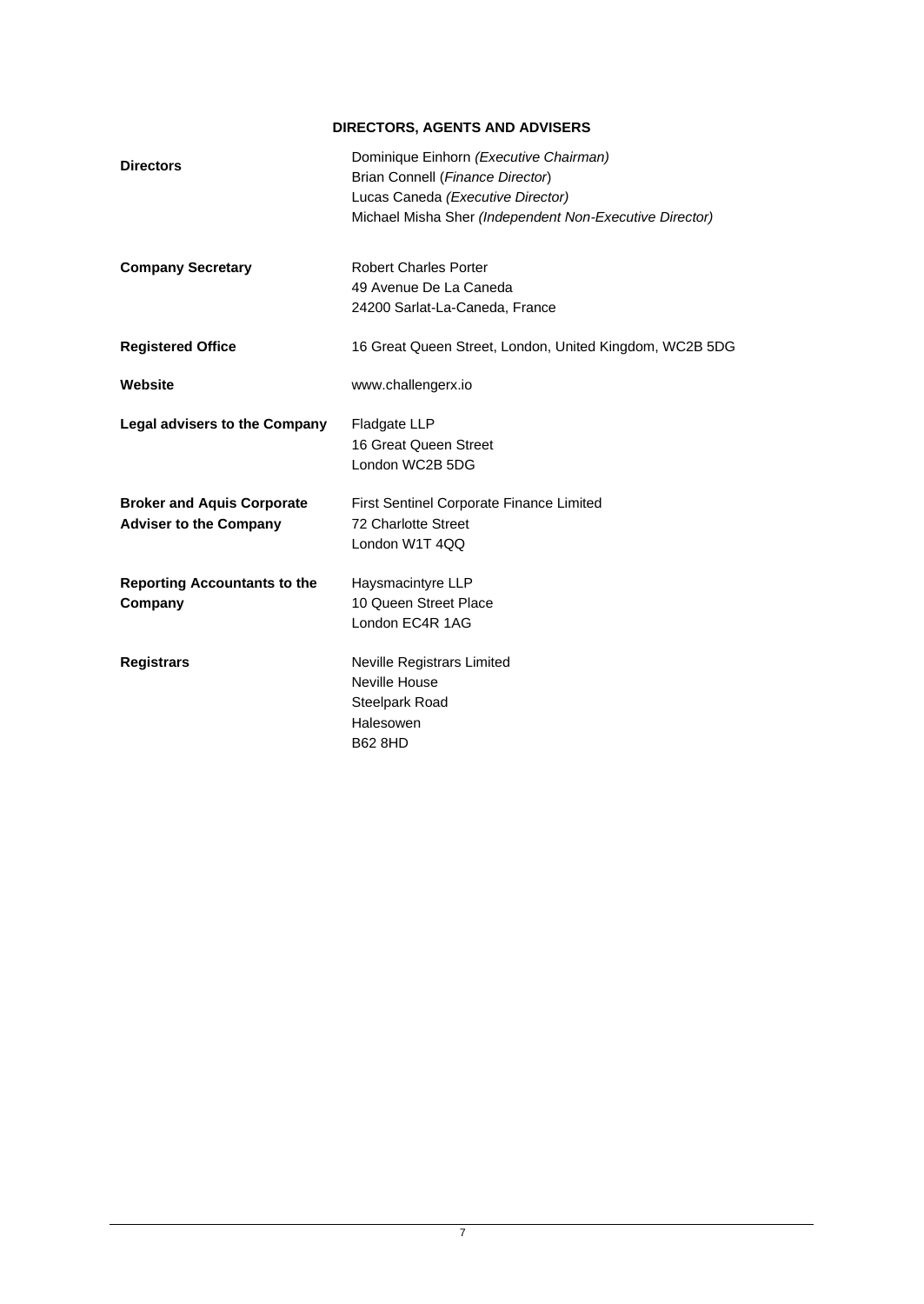## DIRECTORS, AGENTS AND ADVISERS

| | |
|---|---|
| **Directors** | Dominique Einhorn *(Executive Chairman)*<br>Brian Connell (*Finance Director*)<br>Lucas Caneda *(Executive Director)*<br>Michael Misha Sher *(Independent Non-Executive Director)* |
| **Company Secretary** | Robert Charles Porter<br>49 Avenue De La Caneda<br>24200 Sarlat-La-Caneda, France |
| **Registered Office** | 16 Great Queen Street, London, United Kingdom, WC2B 5DG |
| **Website** | www.challengerx.io |
| **Legal advisers to the Company** | Fladgate LLP<br>16 Great Queen Street<br>London WC2B 5DG |
| **Broker and Aquis Corporate Adviser to the Company** | First Sentinel Corporate Finance Limited<br>72 Charlotte Street<br>London W1T 4QQ |
| **Reporting Accountants to the Company** | Haysmacintyre LLP<br>10 Queen Street Place<br>London EC4R 1AG |
| **Registrars** | Neville Registrars Limited<br>Neville House<br>Steelpark Road<br>Halesowen<br>B62 8HD |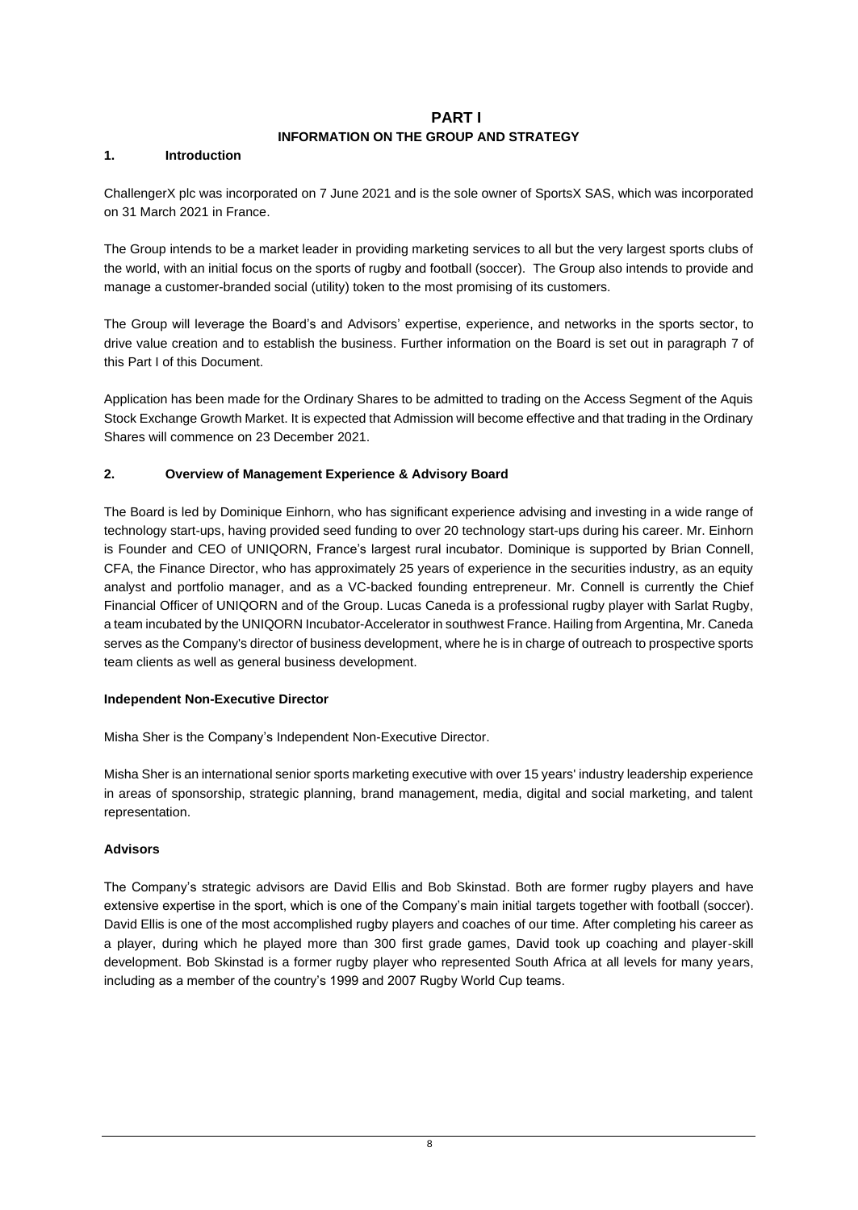# PART I

## INFORMATION ON THE GROUP AND STRATEGY

### 1. Introduction

ChallengerX plc was incorporated on 7 June 2021 and is the sole owner of SportsX SAS, which was incorporated on 31 March 2021 in France.

The Group intends to be a market leader in providing marketing services to all but the very largest sports clubs of the world, with an initial focus on the sports of rugby and football (soccer). The Group also intends to provide and manage a customer-branded social (utility) token to the most promising of its customers.

The Group will leverage the Board's and Advisors' expertise, experience, and networks in the sports sector, to drive value creation and to establish the business. Further information on the Board is set out in paragraph 7 of this Part I of this Document.

Application has been made for the Ordinary Shares to be admitted to trading on the Access Segment of the Aquis Stock Exchange Growth Market. It is expected that Admission will become effective and that trading in the Ordinary Shares will commence on 23 December 2021.

### 2. Overview of Management Experience & Advisory Board

The Board is led by Dominique Einhorn, who has significant experience advising and investing in a wide range of technology start-ups, having provided seed funding to over 20 technology start-ups during his career. Mr. Einhorn is Founder and CEO of UNIQORN, France's largest rural incubator. Dominique is supported by Brian Connell, CFA, the Finance Director, who has approximately 25 years of experience in the securities industry, as an equity analyst and portfolio manager, and as a VC-backed founding entrepreneur. Mr. Connell is currently the Chief Financial Officer of UNIQORN and of the Group. Lucas Caneda is a professional rugby player with Sarlat Rugby, a team incubated by the UNIQORN Incubator-Accelerator in southwest France. Hailing from Argentina, Mr. Caneda serves as the Company's director of business development, where he is in charge of outreach to prospective sports team clients as well as general business development.

**Independent Non-Executive Director**

Misha Sher is the Company's Independent Non-Executive Director.

Misha Sher is an international senior sports marketing executive with over 15 years' industry leadership experience in areas of sponsorship, strategic planning, brand management, media, digital and social marketing, and talent representation.

**Advisors**

The Company's strategic advisors are David Ellis and Bob Skinstad. Both are former rugby players and have extensive expertise in the sport, which is one of the Company's main initial targets together with football (soccer). David Ellis is one of the most accomplished rugby players and coaches of our time. After completing his career as a player, during which he played more than 300 first grade games, David took up coaching and player-skill development. Bob Skinstad is a former rugby player who represented South Africa at all levels for many years, including as a member of the country's 1999 and 2007 Rugby World Cup teams.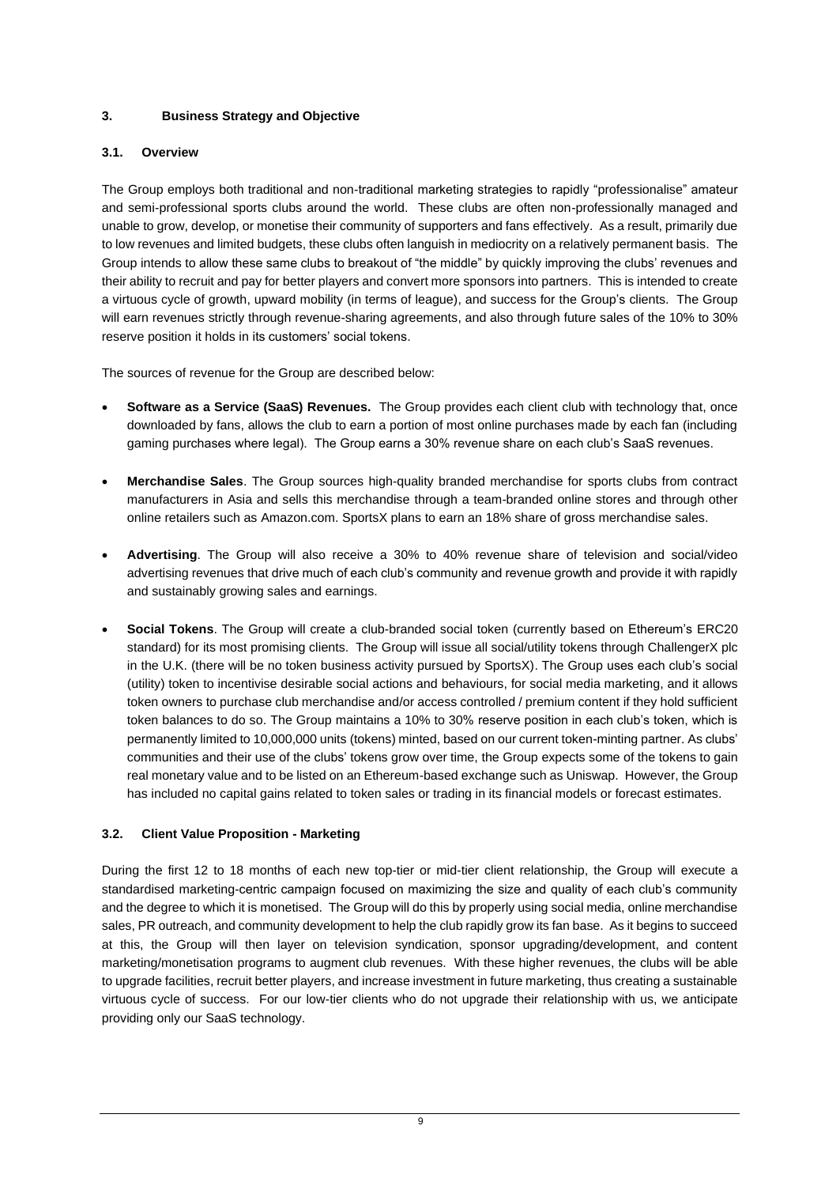### 3. Business Strategy and Objective

#### 3.1. Overview

The Group employs both traditional and non-traditional marketing strategies to rapidly "professionalise" amateur and semi-professional sports clubs around the world. These clubs are often non-professionally managed and unable to grow, develop, or monetise their community of supporters and fans effectively. As a result, primarily due to low revenues and limited budgets, these clubs often languish in mediocrity on a relatively permanent basis. The Group intends to allow these same clubs to breakout of "the middle" by quickly improving the clubs' revenues and their ability to recruit and pay for better players and convert more sponsors into partners. This is intended to create a virtuous cycle of growth, upward mobility (in terms of league), and success for the Group's clients. The Group will earn revenues strictly through revenue-sharing agreements, and also through future sales of the 10% to 30% reserve position it holds in its customers' social tokens.

The sources of revenue for the Group are described below:

- **Software as a Service (SaaS) Revenues.** The Group provides each client club with technology that, once downloaded by fans, allows the club to earn a portion of most online purchases made by each fan (including gaming purchases where legal). The Group earns a 30% revenue share on each club's SaaS revenues.
- **Merchandise Sales**. The Group sources high-quality branded merchandise for sports clubs from contract manufacturers in Asia and sells this merchandise through a team-branded online stores and through other online retailers such as Amazon.com. SportsX plans to earn an 18% share of gross merchandise sales.
- **Advertising**. The Group will also receive a 30% to 40% revenue share of television and social/video advertising revenues that drive much of each club's community and revenue growth and provide it with rapidly and sustainably growing sales and earnings.
- **Social Tokens**. The Group will create a club-branded social token (currently based on Ethereum's ERC20 standard) for its most promising clients. The Group will issue all social/utility tokens through ChallengerX plc in the U.K. (there will be no token business activity pursued by SportsX). The Group uses each club's social (utility) token to incentivise desirable social actions and behaviours, for social media marketing, and it allows token owners to purchase club merchandise and/or access controlled / premium content if they hold sufficient token balances to do so. The Group maintains a 10% to 30% reserve position in each club's token, which is permanently limited to 10,000,000 units (tokens) minted, based on our current token-minting partner. As clubs' communities and their use of the clubs' tokens grow over time, the Group expects some of the tokens to gain real monetary value and to be listed on an Ethereum-based exchange such as Uniswap. However, the Group has included no capital gains related to token sales or trading in its financial models or forecast estimates.

#### 3.2. Client Value Proposition - Marketing

During the first 12 to 18 months of each new top-tier or mid-tier client relationship, the Group will execute a standardised marketing-centric campaign focused on maximizing the size and quality of each club's community and the degree to which it is monetised. The Group will do this by properly using social media, online merchandise sales, PR outreach, and community development to help the club rapidly grow its fan base. As it begins to succeed at this, the Group will then layer on television syndication, sponsor upgrading/development, and content marketing/monetisation programs to augment club revenues. With these higher revenues, the clubs will be able to upgrade facilities, recruit better players, and increase investment in future marketing, thus creating a sustainable virtuous cycle of success. For our low-tier clients who do not upgrade their relationship with us, we anticipate providing only our SaaS technology.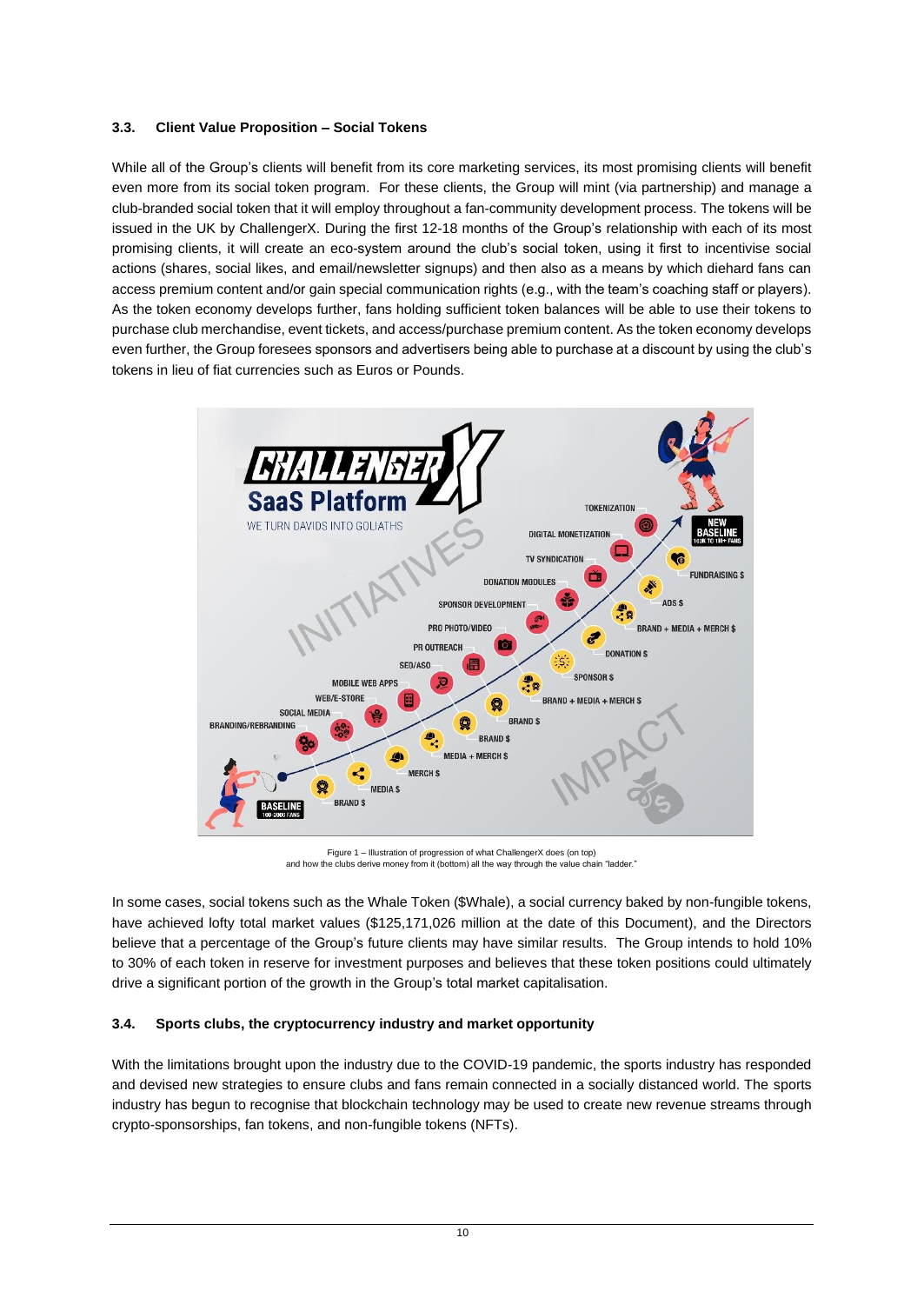### 3.3. Client Value Proposition – Social Tokens

While all of the Group's clients will benefit from its core marketing services, its most promising clients will benefit even more from its social token program. For these clients, the Group will mint (via partnership) and manage a club-branded social token that it will employ throughout a fan-community development process. The tokens will be issued in the UK by ChallengerX. During the first 12-18 months of the Group's relationship with each of its most promising clients, it will create an eco-system around the club's social token, using it first to incentivise social actions (shares, social likes, and email/newsletter signups) and then also as a means by which diehard fans can access premium content and/or gain special communication rights (e.g., with the team's coaching staff or players). As the token economy develops further, fans holding sufficient token balances will be able to use their tokens to purchase club merchandise, event tickets, and access/purchase premium content. As the token economy develops even further, the Group foresees sponsors and advertisers being able to purchase at a discount by using the club's tokens in lieu of fiat currencies such as Euros or Pounds.

Figure 1 – Illustration of progression of what ChallengerX does (on top) and how the clubs derive money from it (bottom) all the way through the value chain "ladder."

In some cases, social tokens such as the Whale Token ($Whale), a social currency baked by non-fungible tokens, have achieved lofty total market values ($125,171,026 million at the date of this Document), and the Directors believe that a percentage of the Group's future clients may have similar results. The Group intends to hold 10% to 30% of each token in reserve for investment purposes and believes that these token positions could ultimately drive a significant portion of the growth in the Group's total market capitalisation.

### 3.4. Sports clubs, the cryptocurrency industry and market opportunity

With the limitations brought upon the industry due to the COVID-19 pandemic, the sports industry has responded and devised new strategies to ensure clubs and fans remain connected in a socially distanced world. The sports industry has begun to recognise that blockchain technology may be used to create new revenue streams through crypto-sponsorships, fan tokens, and non-fungible tokens (NFTs).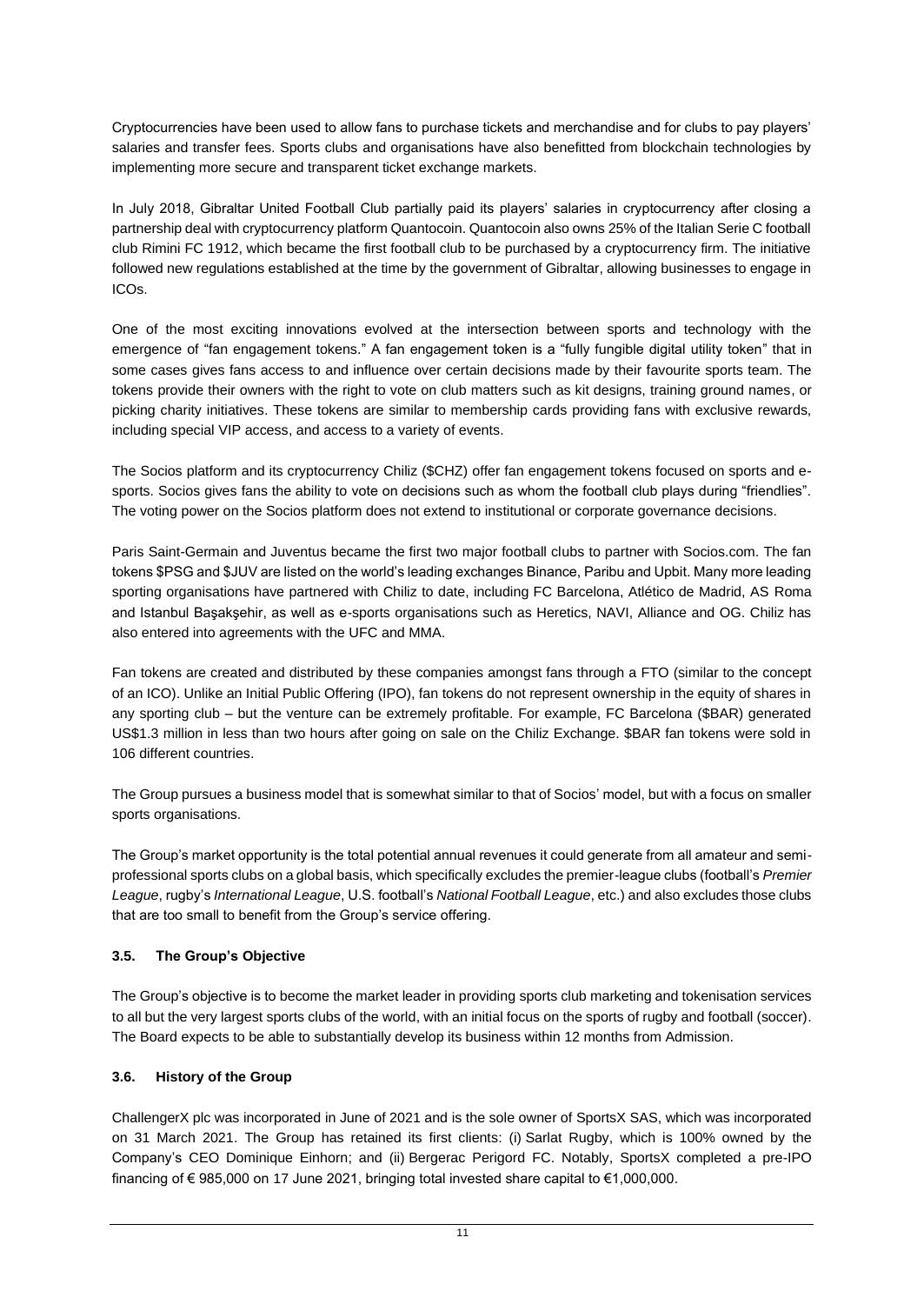Cryptocurrencies have been used to allow fans to purchase tickets and merchandise and for clubs to pay players' salaries and transfer fees. Sports clubs and organisations have also benefitted from blockchain technologies by implementing more secure and transparent ticket exchange markets.

In July 2018, Gibraltar United Football Club partially paid its players' salaries in cryptocurrency after closing a partnership deal with cryptocurrency platform Quantocoin. Quantocoin also owns 25% of the Italian Serie C football club Rimini FC 1912, which became the first football club to be purchased by a cryptocurrency firm. The initiative followed new regulations established at the time by the government of Gibraltar, allowing businesses to engage in ICOs.

One of the most exciting innovations evolved at the intersection between sports and technology with the emergence of "fan engagement tokens." A fan engagement token is a "fully fungible digital utility token" that in some cases gives fans access to and influence over certain decisions made by their favourite sports team. The tokens provide their owners with the right to vote on club matters such as kit designs, training ground names, or picking charity initiatives. These tokens are similar to membership cards providing fans with exclusive rewards, including special VIP access, and access to a variety of events.

The Socios platform and its cryptocurrency Chiliz ($CHZ) offer fan engagement tokens focused on sports and e-sports. Socios gives fans the ability to vote on decisions such as whom the football club plays during "friendlies". The voting power on the Socios platform does not extend to institutional or corporate governance decisions.

Paris Saint-Germain and Juventus became the first two major football clubs to partner with Socios.com. The fan tokens $PSG and $JUV are listed on the world's leading exchanges Binance, Paribu and Upbit. Many more leading sporting organisations have partnered with Chiliz to date, including FC Barcelona, Atlético de Madrid, AS Roma and Istanbul Başakşehir, as well as e-sports organisations such as Heretics, NAVI, Alliance and OG. Chiliz has also entered into agreements with the UFC and MMA.

Fan tokens are created and distributed by these companies amongst fans through a FTO (similar to the concept of an ICO). Unlike an Initial Public Offering (IPO), fan tokens do not represent ownership in the equity of shares in any sporting club – but the venture can be extremely profitable. For example, FC Barcelona ($BAR) generated US$1.3 million in less than two hours after going on sale on the Chiliz Exchange. $BAR fan tokens were sold in 106 different countries.

The Group pursues a business model that is somewhat similar to that of Socios' model, but with a focus on smaller sports organisations.

The Group's market opportunity is the total potential annual revenues it could generate from all amateur and semi-professional sports clubs on a global basis, which specifically excludes the premier-league clubs (football's *Premier League*, rugby's *International League*, U.S. football's *National Football League*, etc.) and also excludes those clubs that are too small to benefit from the Group's service offering.

### 3.5. The Group's Objective

The Group's objective is to become the market leader in providing sports club marketing and tokenisation services to all but the very largest sports clubs of the world, with an initial focus on the sports of rugby and football (soccer). The Board expects to be able to substantially develop its business within 12 months from Admission.

### 3.6. History of the Group

ChallengerX plc was incorporated in June of 2021 and is the sole owner of SportsX SAS, which was incorporated on 31 March 2021. The Group has retained its first clients: (i) Sarlat Rugby, which is 100% owned by the Company's CEO Dominique Einhorn; and (ii) Bergerac Perigord FC. Notably, SportsX completed a pre-IPO financing of € 985,000 on 17 June 2021, bringing total invested share capital to €1,000,000.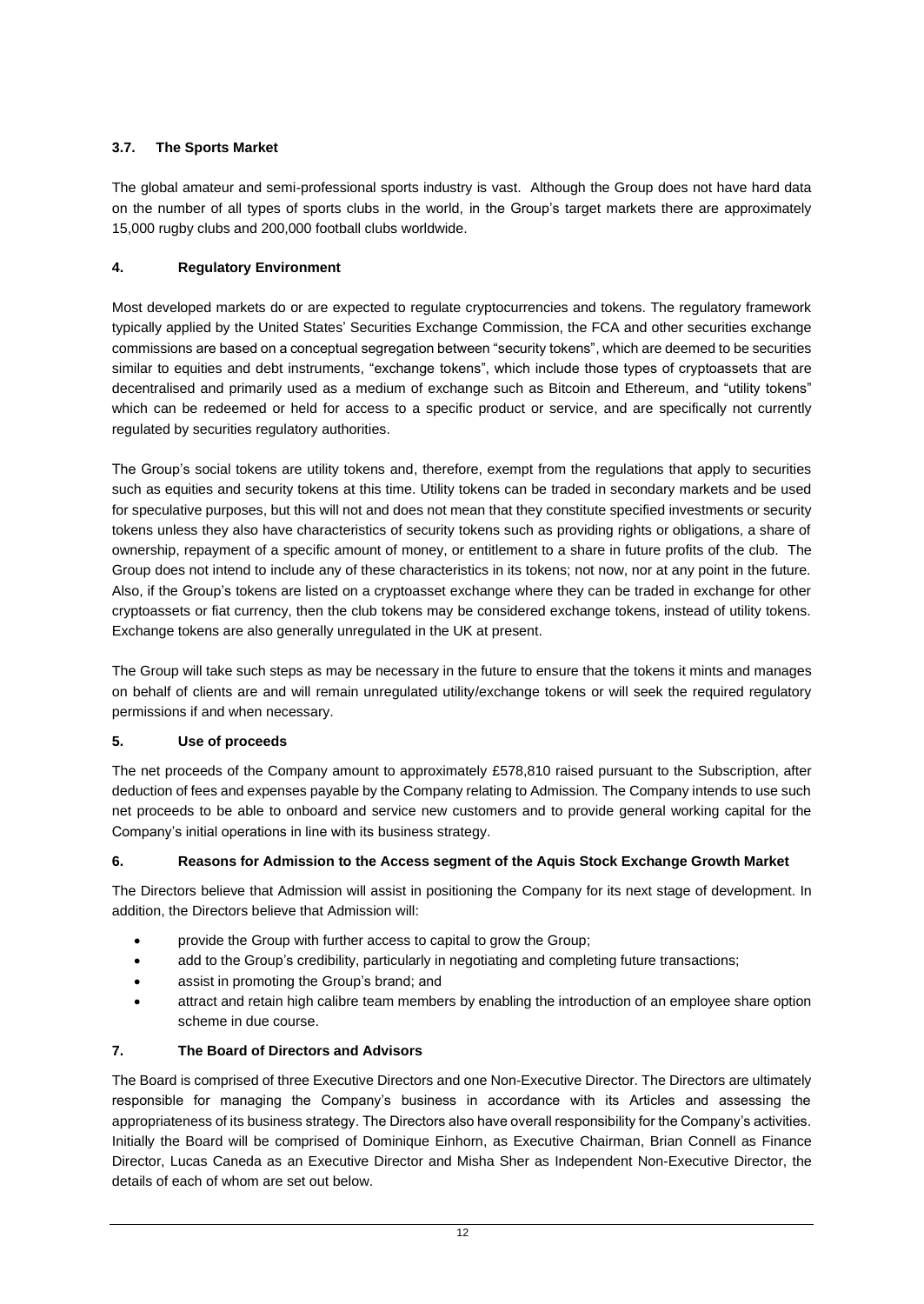### 3.7. The Sports Market

The global amateur and semi-professional sports industry is vast. Although the Group does not have hard data on the number of all types of sports clubs in the world, in the Group's target markets there are approximately 15,000 rugby clubs and 200,000 football clubs worldwide.

## 4. Regulatory Environment

Most developed markets do or are expected to regulate cryptocurrencies and tokens. The regulatory framework typically applied by the United States' Securities Exchange Commission, the FCA and other securities exchange commissions are based on a conceptual segregation between "security tokens", which are deemed to be securities similar to equities and debt instruments, "exchange tokens", which include those types of cryptoassets that are decentralised and primarily used as a medium of exchange such as Bitcoin and Ethereum, and "utility tokens" which can be redeemed or held for access to a specific product or service, and are specifically not currently regulated by securities regulatory authorities.

The Group's social tokens are utility tokens and, therefore, exempt from the regulations that apply to securities such as equities and security tokens at this time. Utility tokens can be traded in secondary markets and be used for speculative purposes, but this will not and does not mean that they constitute specified investments or security tokens unless they also have characteristics of security tokens such as providing rights or obligations, a share of ownership, repayment of a specific amount of money, or entitlement to a share in future profits of the club. The Group does not intend to include any of these characteristics in its tokens; not now, nor at any point in the future. Also, if the Group's tokens are listed on a cryptoasset exchange where they can be traded in exchange for other cryptoassets or fiat currency, then the club tokens may be considered exchange tokens, instead of utility tokens. Exchange tokens are also generally unregulated in the UK at present.

The Group will take such steps as may be necessary in the future to ensure that the tokens it mints and manages on behalf of clients are and will remain unregulated utility/exchange tokens or will seek the required regulatory permissions if and when necessary.

## 5. Use of proceeds

The net proceeds of the Company amount to approximately £578,810 raised pursuant to the Subscription, after deduction of fees and expenses payable by the Company relating to Admission. The Company intends to use such net proceeds to be able to onboard and service new customers and to provide general working capital for the Company's initial operations in line with its business strategy.

## 6. Reasons for Admission to the Access segment of the Aquis Stock Exchange Growth Market

The Directors believe that Admission will assist in positioning the Company for its next stage of development. In addition, the Directors believe that Admission will:

- provide the Group with further access to capital to grow the Group;
- add to the Group's credibility, particularly in negotiating and completing future transactions;
- assist in promoting the Group's brand; and
- attract and retain high calibre team members by enabling the introduction of an employee share option scheme in due course.

## 7. The Board of Directors and Advisors

The Board is comprised of three Executive Directors and one Non-Executive Director. The Directors are ultimately responsible for managing the Company's business in accordance with its Articles and assessing the appropriateness of its business strategy. The Directors also have overall responsibility for the Company's activities. Initially the Board will be comprised of Dominique Einhorn, as Executive Chairman, Brian Connell as Finance Director, Lucas Caneda as an Executive Director and Misha Sher as Independent Non-Executive Director, the details of each of whom are set out below.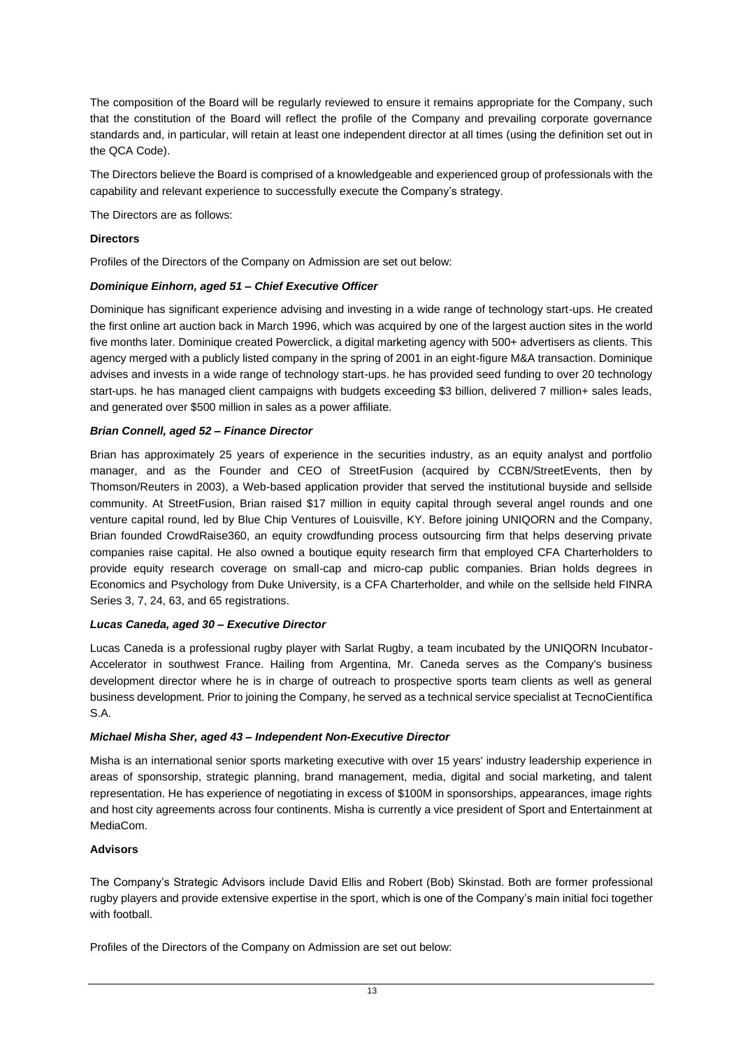The composition of the Board will be regularly reviewed to ensure it remains appropriate for the Company, such that the constitution of the Board will reflect the profile of the Company and prevailing corporate governance standards and, in particular, will retain at least one independent director at all times (using the definition set out in the QCA Code).

The Directors believe the Board is comprised of a knowledgeable and experienced group of professionals with the capability and relevant experience to successfully execute the Company's strategy.

The Directors are as follows:

**Directors**

Profiles of the Directors of the Company on Admission are set out below:

***Dominique Einhorn, aged 51 – Chief Executive Officer***

Dominique has significant experience advising and investing in a wide range of technology start-ups. He created the first online art auction back in March 1996, which was acquired by one of the largest auction sites in the world five months later. Dominique created Powerclick, a digital marketing agency with 500+ advertisers as clients. This agency merged with a publicly listed company in the spring of 2001 in an eight-figure M&A transaction. Dominique advises and invests in a wide range of technology start-ups. he has provided seed funding to over 20 technology start-ups. he has managed client campaigns with budgets exceeding $3 billion, delivered 7 million+ sales leads, and generated over $500 million in sales as a power affiliate.

***Brian Connell, aged 52 – Finance Director***

Brian has approximately 25 years of experience in the securities industry, as an equity analyst and portfolio manager, and as the Founder and CEO of StreetFusion (acquired by CCBN/StreetEvents, then by Thomson/Reuters in 2003), a Web-based application provider that served the institutional buyside and sellside community. At StreetFusion, Brian raised $17 million in equity capital through several angel rounds and one venture capital round, led by Blue Chip Ventures of Louisville, KY. Before joining UNIQORN and the Company, Brian founded CrowdRaise360, an equity crowdfunding process outsourcing firm that helps deserving private companies raise capital. He also owned a boutique equity research firm that employed CFA Charterholders to provide equity research coverage on small-cap and micro-cap public companies. Brian holds degrees in Economics and Psychology from Duke University, is a CFA Charterholder, and while on the sellside held FINRA Series 3, 7, 24, 63, and 65 registrations.

***Lucas Caneda, aged 30 – Executive Director***

Lucas Caneda is a professional rugby player with Sarlat Rugby, a team incubated by the UNIQORN Incubator-Accelerator in southwest France. Hailing from Argentina, Mr. Caneda serves as the Company's business development director where he is in charge of outreach to prospective sports team clients as well as general business development. Prior to joining the Company, he served as a technical service specialist at TecnoCientífica S.A.

***Michael Misha Sher, aged 43 – Independent Non-Executive Director***

Misha is an international senior sports marketing executive with over 15 years' industry leadership experience in areas of sponsorship, strategic planning, brand management, media, digital and social marketing, and talent representation. He has experience of negotiating in excess of $100M in sponsorships, appearances, image rights and host city agreements across four continents. Misha is currently a vice president of Sport and Entertainment at MediaCom.

**Advisors**

The Company's Strategic Advisors include David Ellis and Robert (Bob) Skinstad. Both are former professional rugby players and provide extensive expertise in the sport, which is one of the Company's main initial foci together with football.

Profiles of the Directors of the Company on Admission are set out below: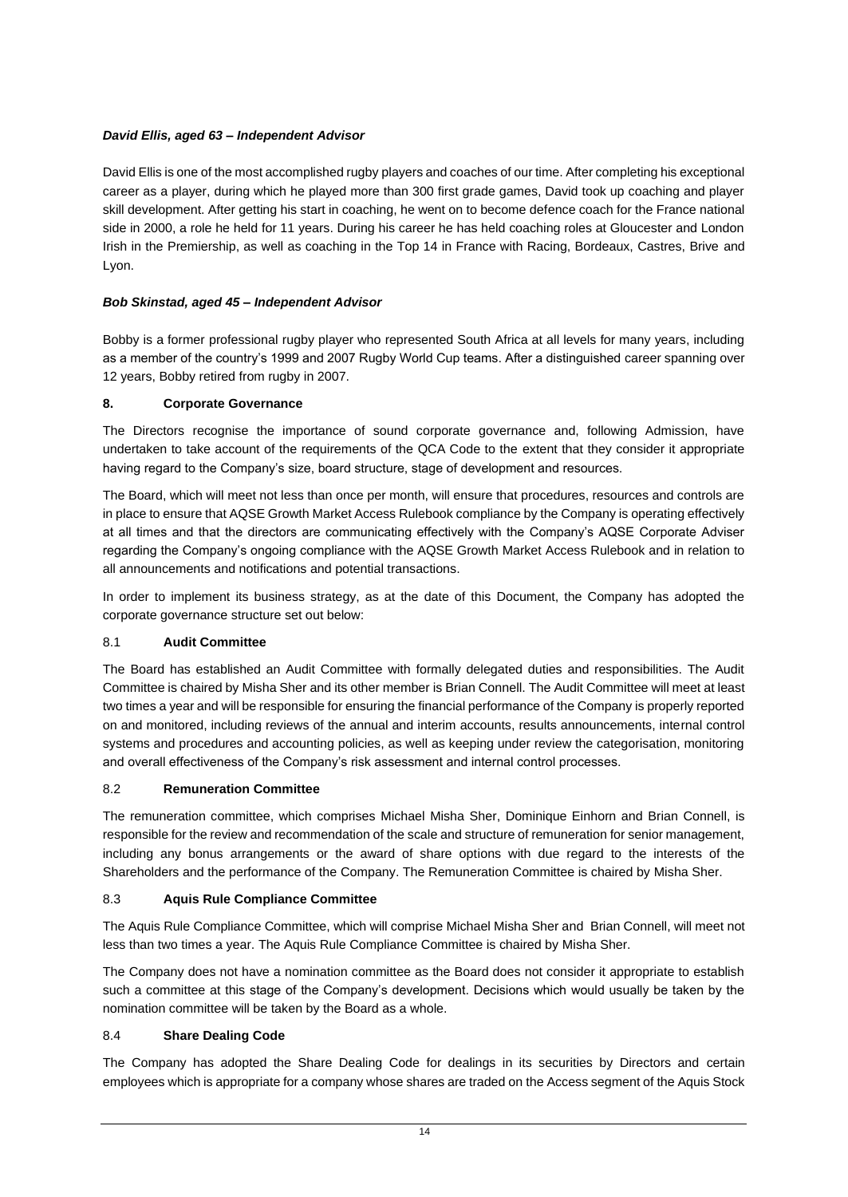***David Ellis, aged 63 – Independent Advisor***

David Ellis is one of the most accomplished rugby players and coaches of our time. After completing his exceptional career as a player, during which he played more than 300 first grade games, David took up coaching and player skill development. After getting his start in coaching, he went on to become defence coach for the France national side in 2000, a role he held for 11 years. During his career he has held coaching roles at Gloucester and London Irish in the Premiership, as well as coaching in the Top 14 in France with Racing, Bordeaux, Castres, Brive and Lyon.

***Bob Skinstad, aged 45 – Independent Advisor***

Bobby is a former professional rugby player who represented South Africa at all levels for many years, including as a member of the country's 1999 and 2007 Rugby World Cup teams. After a distinguished career spanning over 12 years, Bobby retired from rugby in 2007.

## 8. Corporate Governance

The Directors recognise the importance of sound corporate governance and, following Admission, have undertaken to take account of the requirements of the QCA Code to the extent that they consider it appropriate having regard to the Company's size, board structure, stage of development and resources.

The Board, which will meet not less than once per month, will ensure that procedures, resources and controls are in place to ensure that AQSE Growth Market Access Rulebook compliance by the Company is operating effectively at all times and that the directors are communicating effectively with the Company's AQSE Corporate Adviser regarding the Company's ongoing compliance with the AQSE Growth Market Access Rulebook and in relation to all announcements and notifications and potential transactions.

In order to implement its business strategy, as at the date of this Document, the Company has adopted the corporate governance structure set out below:

### 8.1 Audit Committee

The Board has established an Audit Committee with formally delegated duties and responsibilities. The Audit Committee is chaired by Misha Sher and its other member is Brian Connell. The Audit Committee will meet at least two times a year and will be responsible for ensuring the financial performance of the Company is properly reported on and monitored, including reviews of the annual and interim accounts, results announcements, internal control systems and procedures and accounting policies, as well as keeping under review the categorisation, monitoring and overall effectiveness of the Company's risk assessment and internal control processes.

### 8.2 Remuneration Committee

The remuneration committee, which comprises Michael Misha Sher, Dominique Einhorn and Brian Connell, is responsible for the review and recommendation of the scale and structure of remuneration for senior management, including any bonus arrangements or the award of share options with due regard to the interests of the Shareholders and the performance of the Company. The Remuneration Committee is chaired by Misha Sher.

### 8.3 Aquis Rule Compliance Committee

The Aquis Rule Compliance Committee, which will comprise Michael Misha Sher and Brian Connell, will meet not less than two times a year. The Aquis Rule Compliance Committee is chaired by Misha Sher.

The Company does not have a nomination committee as the Board does not consider it appropriate to establish such a committee at this stage of the Company's development. Decisions which would usually be taken by the nomination committee will be taken by the Board as a whole.

### 8.4 Share Dealing Code

The Company has adopted the Share Dealing Code for dealings in its securities by Directors and certain employees which is appropriate for a company whose shares are traded on the Access segment of the Aquis Stock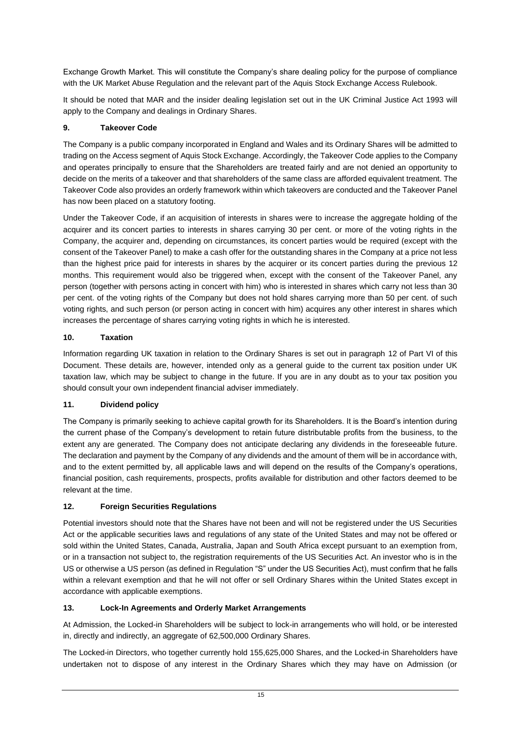Exchange Growth Market. This will constitute the Company's share dealing policy for the purpose of compliance with the UK Market Abuse Regulation and the relevant part of the Aquis Stock Exchange Access Rulebook.

It should be noted that MAR and the insider dealing legislation set out in the UK Criminal Justice Act 1993 will apply to the Company and dealings in Ordinary Shares.

## 9. Takeover Code

The Company is a public company incorporated in England and Wales and its Ordinary Shares will be admitted to trading on the Access segment of Aquis Stock Exchange. Accordingly, the Takeover Code applies to the Company and operates principally to ensure that the Shareholders are treated fairly and are not denied an opportunity to decide on the merits of a takeover and that shareholders of the same class are afforded equivalent treatment. The Takeover Code also provides an orderly framework within which takeovers are conducted and the Takeover Panel has now been placed on a statutory footing.

Under the Takeover Code, if an acquisition of interests in shares were to increase the aggregate holding of the acquirer and its concert parties to interests in shares carrying 30 per cent. or more of the voting rights in the Company, the acquirer and, depending on circumstances, its concert parties would be required (except with the consent of the Takeover Panel) to make a cash offer for the outstanding shares in the Company at a price not less than the highest price paid for interests in shares by the acquirer or its concert parties during the previous 12 months. This requirement would also be triggered when, except with the consent of the Takeover Panel, any person (together with persons acting in concert with him) who is interested in shares which carry not less than 30 per cent. of the voting rights of the Company but does not hold shares carrying more than 50 per cent. of such voting rights, and such person (or person acting in concert with him) acquires any other interest in shares which increases the percentage of shares carrying voting rights in which he is interested.

## 10. Taxation

Information regarding UK taxation in relation to the Ordinary Shares is set out in paragraph 12 of Part VI of this Document. These details are, however, intended only as a general guide to the current tax position under UK taxation law, which may be subject to change in the future. If you are in any doubt as to your tax position you should consult your own independent financial adviser immediately.

## 11. Dividend policy

The Company is primarily seeking to achieve capital growth for its Shareholders. It is the Board's intention during the current phase of the Company's development to retain future distributable profits from the business, to the extent any are generated. The Company does not anticipate declaring any dividends in the foreseeable future. The declaration and payment by the Company of any dividends and the amount of them will be in accordance with, and to the extent permitted by, all applicable laws and will depend on the results of the Company's operations, financial position, cash requirements, prospects, profits available for distribution and other factors deemed to be relevant at the time.

## 12. Foreign Securities Regulations

Potential investors should note that the Shares have not been and will not be registered under the US Securities Act or the applicable securities laws and regulations of any state of the United States and may not be offered or sold within the United States, Canada, Australia, Japan and South Africa except pursuant to an exemption from, or in a transaction not subject to, the registration requirements of the US Securities Act. An investor who is in the US or otherwise a US person (as defined in Regulation "S" under the US Securities Act), must confirm that he falls within a relevant exemption and that he will not offer or sell Ordinary Shares within the United States except in accordance with applicable exemptions.

## 13. Lock-In Agreements and Orderly Market Arrangements

At Admission, the Locked-in Shareholders will be subject to lock-in arrangements who will hold, or be interested in, directly and indirectly, an aggregate of 62,500,000 Ordinary Shares.

The Locked-in Directors, who together currently hold 155,625,000 Shares, and the Locked-in Shareholders have undertaken not to dispose of any interest in the Ordinary Shares which they may have on Admission (or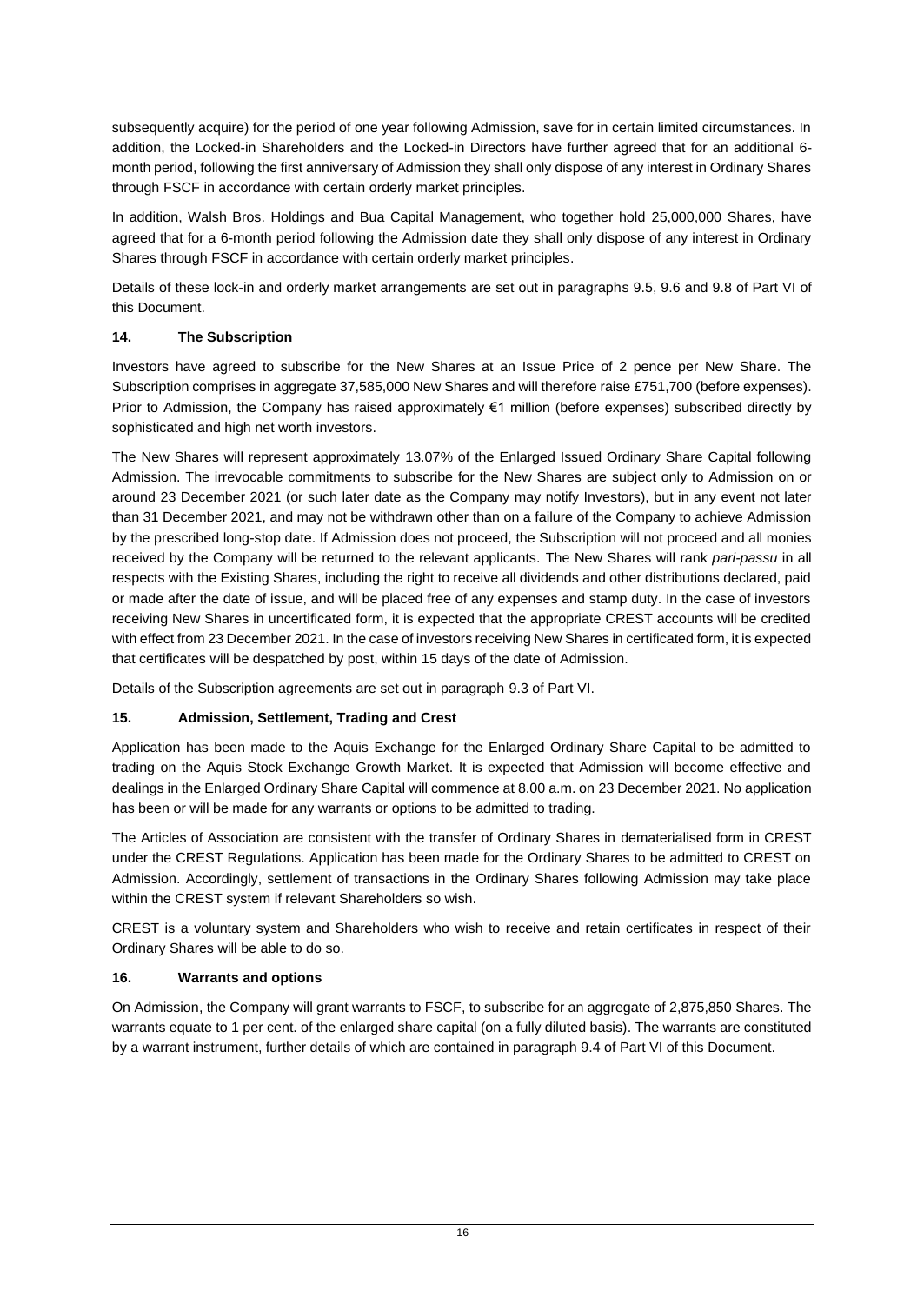subsequently acquire) for the period of one year following Admission, save for in certain limited circumstances. In addition, the Locked-in Shareholders and the Locked-in Directors have further agreed that for an additional 6-month period, following the first anniversary of Admission they shall only dispose of any interest in Ordinary Shares through FSCF in accordance with certain orderly market principles.

In addition, Walsh Bros. Holdings and Bua Capital Management, who together hold 25,000,000 Shares, have agreed that for a 6-month period following the Admission date they shall only dispose of any interest in Ordinary Shares through FSCF in accordance with certain orderly market principles.

Details of these lock-in and orderly market arrangements are set out in paragraphs 9.5, 9.6 and 9.8 of Part VI of this Document.

## 14. The Subscription

Investors have agreed to subscribe for the New Shares at an Issue Price of 2 pence per New Share. The Subscription comprises in aggregate 37,585,000 New Shares and will therefore raise £751,700 (before expenses). Prior to Admission, the Company has raised approximately €1 million (before expenses) subscribed directly by sophisticated and high net worth investors.

The New Shares will represent approximately 13.07% of the Enlarged Issued Ordinary Share Capital following Admission. The irrevocable commitments to subscribe for the New Shares are subject only to Admission on or around 23 December 2021 (or such later date as the Company may notify Investors), but in any event not later than 31 December 2021, and may not be withdrawn other than on a failure of the Company to achieve Admission by the prescribed long-stop date. If Admission does not proceed, the Subscription will not proceed and all monies received by the Company will be returned to the relevant applicants. The New Shares will rank *pari-passu* in all respects with the Existing Shares, including the right to receive all dividends and other distributions declared, paid or made after the date of issue, and will be placed free of any expenses and stamp duty. In the case of investors receiving New Shares in uncertificated form, it is expected that the appropriate CREST accounts will be credited with effect from 23 December 2021. In the case of investors receiving New Shares in certificated form, it is expected that certificates will be despatched by post, within 15 days of the date of Admission.

Details of the Subscription agreements are set out in paragraph 9.3 of Part VI.

## 15. Admission, Settlement, Trading and Crest

Application has been made to the Aquis Exchange for the Enlarged Ordinary Share Capital to be admitted to trading on the Aquis Stock Exchange Growth Market. It is expected that Admission will become effective and dealings in the Enlarged Ordinary Share Capital will commence at 8.00 a.m. on 23 December 2021. No application has been or will be made for any warrants or options to be admitted to trading.

The Articles of Association are consistent with the transfer of Ordinary Shares in dematerialised form in CREST under the CREST Regulations. Application has been made for the Ordinary Shares to be admitted to CREST on Admission. Accordingly, settlement of transactions in the Ordinary Shares following Admission may take place within the CREST system if relevant Shareholders so wish.

CREST is a voluntary system and Shareholders who wish to receive and retain certificates in respect of their Ordinary Shares will be able to do so.

## 16. Warrants and options

On Admission, the Company will grant warrants to FSCF, to subscribe for an aggregate of 2,875,850 Shares. The warrants equate to 1 per cent. of the enlarged share capital (on a fully diluted basis). The warrants are constituted by a warrant instrument, further details of which are contained in paragraph 9.4 of Part VI of this Document.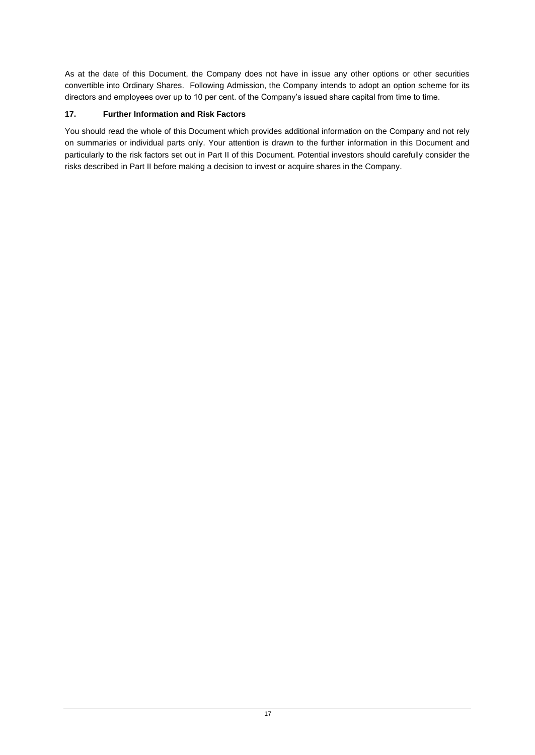As at the date of this Document, the Company does not have in issue any other options or other securities convertible into Ordinary Shares. Following Admission, the Company intends to adopt an option scheme for its directors and employees over up to 10 per cent. of the Company's issued share capital from time to time.

### 17. Further Information and Risk Factors

You should read the whole of this Document which provides additional information on the Company and not rely on summaries or individual parts only. Your attention is drawn to the further information in this Document and particularly to the risk factors set out in Part II of this Document. Potential investors should carefully consider the risks described in Part II before making a decision to invest or acquire shares in the Company.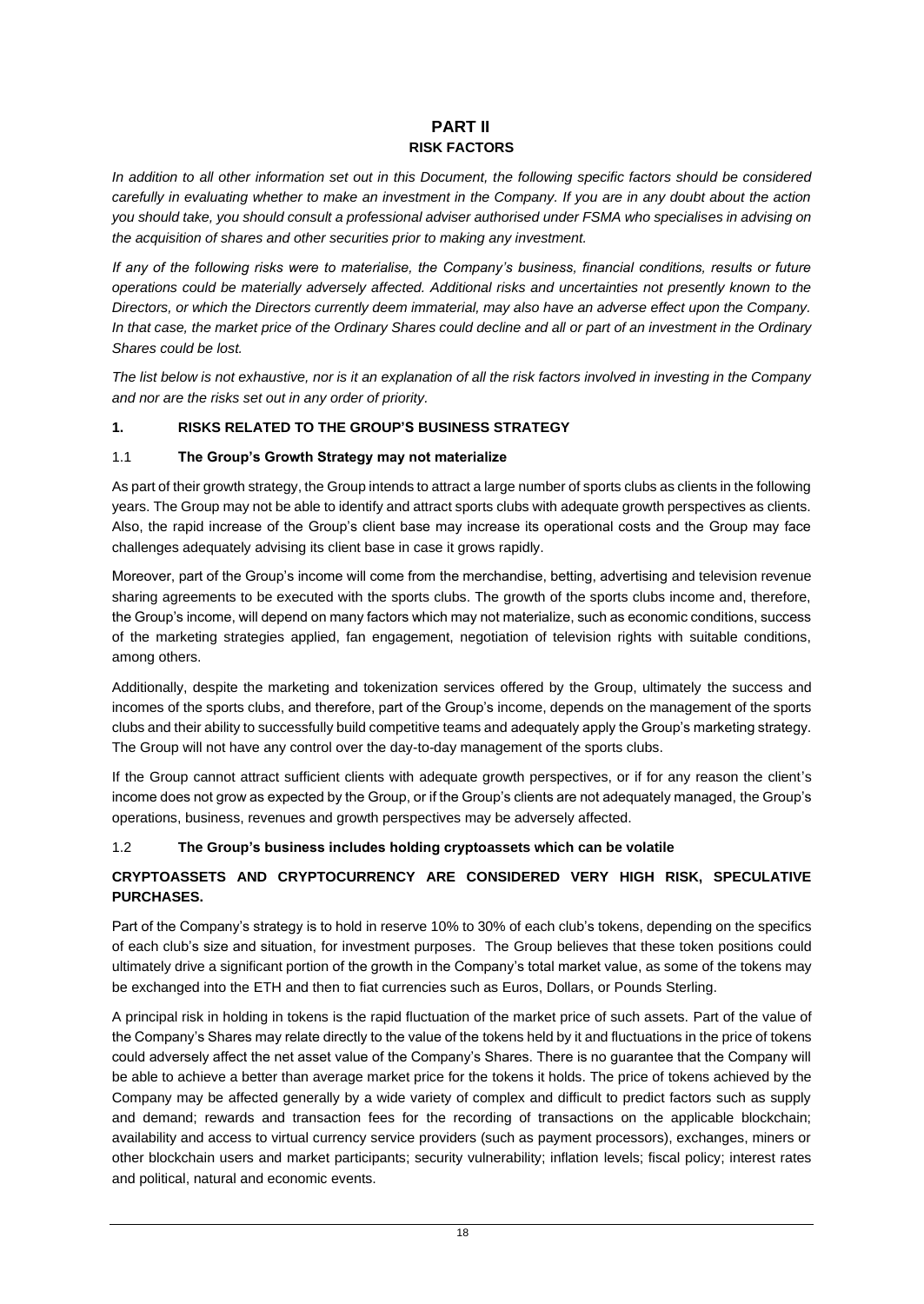# PART II
## RISK FACTORS

*In addition to all other information set out in this Document, the following specific factors should be considered carefully in evaluating whether to make an investment in the Company. If you are in any doubt about the action you should take, you should consult a professional adviser authorised under FSMA who specialises in advising on the acquisition of shares and other securities prior to making any investment.*

*If any of the following risks were to materialise, the Company's business, financial conditions, results or future operations could be materially adversely affected. Additional risks and uncertainties not presently known to the Directors, or which the Directors currently deem immaterial, may also have an adverse effect upon the Company. In that case, the market price of the Ordinary Shares could decline and all or part of an investment in the Ordinary Shares could be lost.*

*The list below is not exhaustive, nor is it an explanation of all the risk factors involved in investing in the Company and nor are the risks set out in any order of priority.*

### 1. RISKS RELATED TO THE GROUP'S BUSINESS STRATEGY

#### 1.1 The Group's Growth Strategy may not materialize

As part of their growth strategy, the Group intends to attract a large number of sports clubs as clients in the following years. The Group may not be able to identify and attract sports clubs with adequate growth perspectives as clients. Also, the rapid increase of the Group's client base may increase its operational costs and the Group may face challenges adequately advising its client base in case it grows rapidly.

Moreover, part of the Group's income will come from the merchandise, betting, advertising and television revenue sharing agreements to be executed with the sports clubs. The growth of the sports clubs income and, therefore, the Group's income, will depend on many factors which may not materialize, such as economic conditions, success of the marketing strategies applied, fan engagement, negotiation of television rights with suitable conditions, among others.

Additionally, despite the marketing and tokenization services offered by the Group, ultimately the success and incomes of the sports clubs, and therefore, part of the Group's income, depends on the management of the sports clubs and their ability to successfully build competitive teams and adequately apply the Group's marketing strategy. The Group will not have any control over the day-to-day management of the sports clubs.

If the Group cannot attract sufficient clients with adequate growth perspectives, or if for any reason the client's income does not grow as expected by the Group, or if the Group's clients are not adequately managed, the Group's operations, business, revenues and growth perspectives may be adversely affected.

#### 1.2 The Group's business includes holding cryptoassets which can be volatile

**CRYPTOASSETS AND CRYPTOCURRENCY ARE CONSIDERED VERY HIGH RISK, SPECULATIVE PURCHASES.**

Part of the Company's strategy is to hold in reserve 10% to 30% of each club's tokens, depending on the specifics of each club's size and situation, for investment purposes. The Group believes that these token positions could ultimately drive a significant portion of the growth in the Company's total market value, as some of the tokens may be exchanged into the ETH and then to fiat currencies such as Euros, Dollars, or Pounds Sterling.

A principal risk in holding in tokens is the rapid fluctuation of the market price of such assets. Part of the value of the Company's Shares may relate directly to the value of the tokens held by it and fluctuations in the price of tokens could adversely affect the net asset value of the Company's Shares. There is no guarantee that the Company will be able to achieve a better than average market price for the tokens it holds. The price of tokens achieved by the Company may be affected generally by a wide variety of complex and difficult to predict factors such as supply and demand; rewards and transaction fees for the recording of transactions on the applicable blockchain; availability and access to virtual currency service providers (such as payment processors), exchanges, miners or other blockchain users and market participants; security vulnerability; inflation levels; fiscal policy; interest rates and political, natural and economic events.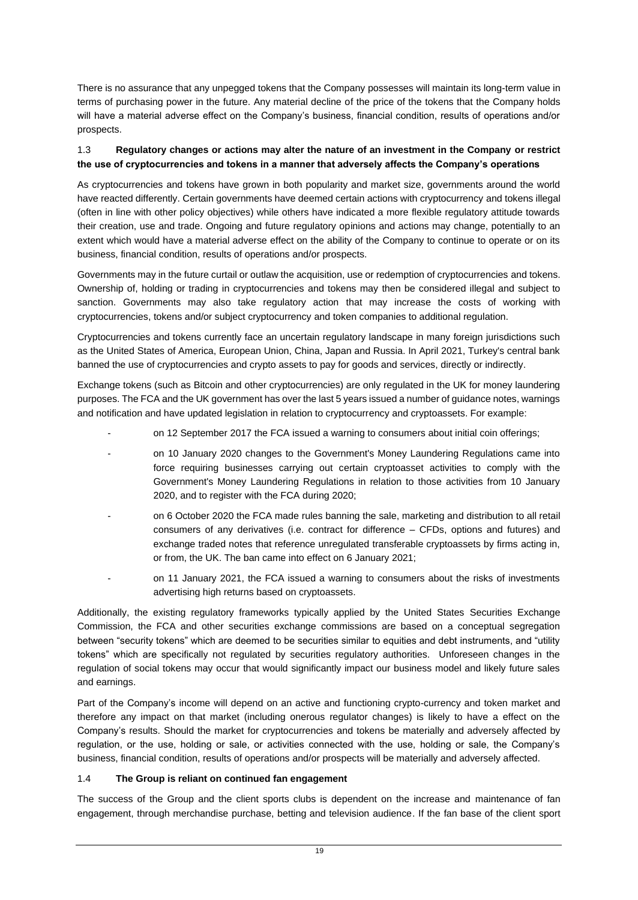There is no assurance that any unpegged tokens that the Company possesses will maintain its long-term value in terms of purchasing power in the future. Any material decline of the price of the tokens that the Company holds will have a material adverse effect on the Company's business, financial condition, results of operations and/or prospects.

### 1.3 **Regulatory changes or actions may alter the nature of an investment in the Company or restrict the use of cryptocurrencies and tokens in a manner that adversely affects the Company's operations**

As cryptocurrencies and tokens have grown in both popularity and market size, governments around the world have reacted differently. Certain governments have deemed certain actions with cryptocurrency and tokens illegal (often in line with other policy objectives) while others have indicated a more flexible regulatory attitude towards their creation, use and trade. Ongoing and future regulatory opinions and actions may change, potentially to an extent which would have a material adverse effect on the ability of the Company to continue to operate or on its business, financial condition, results of operations and/or prospects.

Governments may in the future curtail or outlaw the acquisition, use or redemption of cryptocurrencies and tokens. Ownership of, holding or trading in cryptocurrencies and tokens may then be considered illegal and subject to sanction. Governments may also take regulatory action that may increase the costs of working with cryptocurrencies, tokens and/or subject cryptocurrency and token companies to additional regulation.

Cryptocurrencies and tokens currently face an uncertain regulatory landscape in many foreign jurisdictions such as the United States of America, European Union, China, Japan and Russia. In April 2021, Turkey's central bank banned the use of cryptocurrencies and crypto assets to pay for goods and services, directly or indirectly.

Exchange tokens (such as Bitcoin and other cryptocurrencies) are only regulated in the UK for money laundering purposes. The FCA and the UK government has over the last 5 years issued a number of guidance notes, warnings and notification and have updated legislation in relation to cryptocurrency and cryptoassets. For example:

- on 12 September 2017 the FCA issued a warning to consumers about initial coin offerings;
- on 10 January 2020 changes to the Government's Money Laundering Regulations came into force requiring businesses carrying out certain cryptoasset activities to comply with the Government's Money Laundering Regulations in relation to those activities from 10 January 2020, and to register with the FCA during 2020;
- on 6 October 2020 the FCA made rules banning the sale, marketing and distribution to all retail consumers of any derivatives (i.e. contract for difference – CFDs, options and futures) and exchange traded notes that reference unregulated transferable cryptoassets by firms acting in, or from, the UK. The ban came into effect on 6 January 2021;
- on 11 January 2021, the FCA issued a warning to consumers about the risks of investments advertising high returns based on cryptoassets.

Additionally, the existing regulatory frameworks typically applied by the United States Securities Exchange Commission, the FCA and other securities exchange commissions are based on a conceptual segregation between "security tokens" which are deemed to be securities similar to equities and debt instruments, and "utility tokens" which are specifically not regulated by securities regulatory authorities. Unforeseen changes in the regulation of social tokens may occur that would significantly impact our business model and likely future sales and earnings.

Part of the Company's income will depend on an active and functioning crypto-currency and token market and therefore any impact on that market (including onerous regulator changes) is likely to have a effect on the Company's results. Should the market for cryptocurrencies and tokens be materially and adversely affected by regulation, or the use, holding or sale, or activities connected with the use, holding or sale, the Company's business, financial condition, results of operations and/or prospects will be materially and adversely affected.

### 1.4 **The Group is reliant on continued fan engagement**

The success of the Group and the client sports clubs is dependent on the increase and maintenance of fan engagement, through merchandise purchase, betting and television audience. If the fan base of the client sport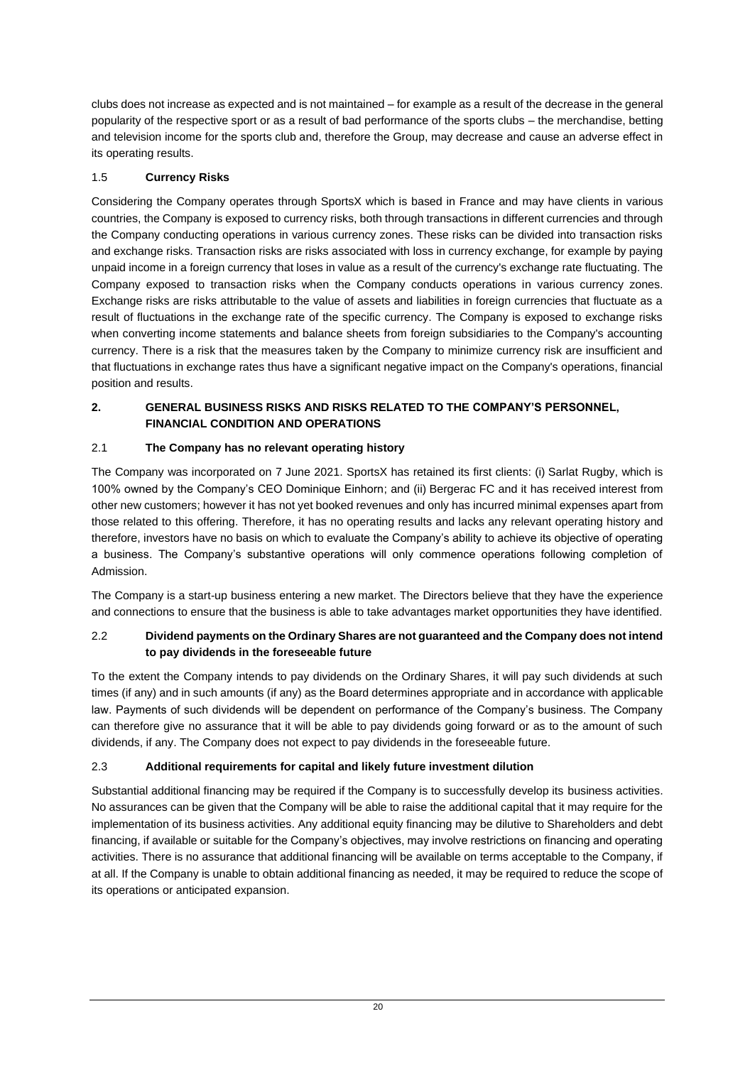clubs does not increase as expected and is not maintained – for example as a result of the decrease in the general popularity of the respective sport or as a result of bad performance of the sports clubs – the merchandise, betting and television income for the sports club and, therefore the Group, may decrease and cause an adverse effect in its operating results.

### 1.5 **Currency Risks**

Considering the Company operates through SportsX which is based in France and may have clients in various countries, the Company is exposed to currency risks, both through transactions in different currencies and through the Company conducting operations in various currency zones. These risks can be divided into transaction risks and exchange risks. Transaction risks are risks associated with loss in currency exchange, for example by paying unpaid income in a foreign currency that loses in value as a result of the currency's exchange rate fluctuating. The Company exposed to transaction risks when the Company conducts operations in various currency zones. Exchange risks are risks attributable to the value of assets and liabilities in foreign currencies that fluctuate as a result of fluctuations in the exchange rate of the specific currency. The Company is exposed to exchange risks when converting income statements and balance sheets from foreign subsidiaries to the Company's accounting currency. There is a risk that the measures taken by the Company to minimize currency risk are insufficient and that fluctuations in exchange rates thus have a significant negative impact on the Company's operations, financial position and results.

## 2. GENERAL BUSINESS RISKS AND RISKS RELATED TO THE COMPANY'S PERSONNEL, FINANCIAL CONDITION AND OPERATIONS

### 2.1 **The Company has no relevant operating history**

The Company was incorporated on 7 June 2021. SportsX has retained its first clients: (i) Sarlat Rugby, which is 100% owned by the Company's CEO Dominique Einhorn; and (ii) Bergerac FC and it has received interest from other new customers; however it has not yet booked revenues and only has incurred minimal expenses apart from those related to this offering. Therefore, it has no operating results and lacks any relevant operating history and therefore, investors have no basis on which to evaluate the Company's ability to achieve its objective of operating a business. The Company's substantive operations will only commence operations following completion of Admission.

The Company is a start-up business entering a new market. The Directors believe that they have the experience and connections to ensure that the business is able to take advantages market opportunities they have identified.

### 2.2 **Dividend payments on the Ordinary Shares are not guaranteed and the Company does not intend to pay dividends in the foreseeable future**

To the extent the Company intends to pay dividends on the Ordinary Shares, it will pay such dividends at such times (if any) and in such amounts (if any) as the Board determines appropriate and in accordance with applicable law. Payments of such dividends will be dependent on performance of the Company's business. The Company can therefore give no assurance that it will be able to pay dividends going forward or as to the amount of such dividends, if any. The Company does not expect to pay dividends in the foreseeable future.

### 2.3 **Additional requirements for capital and likely future investment dilution**

Substantial additional financing may be required if the Company is to successfully develop its business activities. No assurances can be given that the Company will be able to raise the additional capital that it may require for the implementation of its business activities. Any additional equity financing may be dilutive to Shareholders and debt financing, if available or suitable for the Company's objectives, may involve restrictions on financing and operating activities. There is no assurance that additional financing will be available on terms acceptable to the Company, if at all. If the Company is unable to obtain additional financing as needed, it may be required to reduce the scope of its operations or anticipated expansion.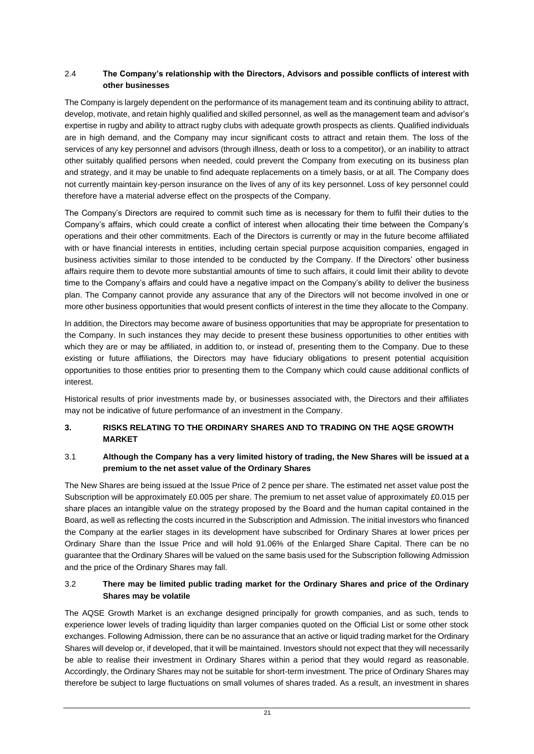### 2.4 The Company's relationship with the Directors, Advisors and possible conflicts of interest with other businesses

The Company is largely dependent on the performance of its management team and its continuing ability to attract, develop, motivate, and retain highly qualified and skilled personnel, as well as the management team and advisor's expertise in rugby and ability to attract rugby clubs with adequate growth prospects as clients. Qualified individuals are in high demand, and the Company may incur significant costs to attract and retain them. The loss of the services of any key personnel and advisors (through illness, death or loss to a competitor), or an inability to attract other suitably qualified persons when needed, could prevent the Company from executing on its business plan and strategy, and it may be unable to find adequate replacements on a timely basis, or at all. The Company does not currently maintain key-person insurance on the lives of any of its key personnel. Loss of key personnel could therefore have a material adverse effect on the prospects of the Company.

The Company's Directors are required to commit such time as is necessary for them to fulfil their duties to the Company's affairs, which could create a conflict of interest when allocating their time between the Company's operations and their other commitments. Each of the Directors is currently or may in the future become affiliated with or have financial interests in entities, including certain special purpose acquisition companies, engaged in business activities similar to those intended to be conducted by the Company. If the Directors' other business affairs require them to devote more substantial amounts of time to such affairs, it could limit their ability to devote time to the Company's affairs and could have a negative impact on the Company's ability to deliver the business plan. The Company cannot provide any assurance that any of the Directors will not become involved in one or more other business opportunities that would present conflicts of interest in the time they allocate to the Company.

In addition, the Directors may become aware of business opportunities that may be appropriate for presentation to the Company. In such instances they may decide to present these business opportunities to other entities with which they are or may be affiliated, in addition to, or instead of, presenting them to the Company. Due to these existing or future affiliations, the Directors may have fiduciary obligations to present potential acquisition opportunities to those entities prior to presenting them to the Company which could cause additional conflicts of interest.

Historical results of prior investments made by, or businesses associated with, the Directors and their affiliates may not be indicative of future performance of an investment in the Company.

## 3. RISKS RELATING TO THE ORDINARY SHARES AND TO TRADING ON THE AQSE GROWTH MARKET

### 3.1 Although the Company has a very limited history of trading, the New Shares will be issued at a premium to the net asset value of the Ordinary Shares

The New Shares are being issued at the Issue Price of 2 pence per share. The estimated net asset value post the Subscription will be approximately £0.005 per share. The premium to net asset value of approximately £0.015 per share places an intangible value on the strategy proposed by the Board and the human capital contained in the Board, as well as reflecting the costs incurred in the Subscription and Admission. The initial investors who financed the Company at the earlier stages in its development have subscribed for Ordinary Shares at lower prices per Ordinary Share than the Issue Price and will hold 91.06% of the Enlarged Share Capital. There can be no guarantee that the Ordinary Shares will be valued on the same basis used for the Subscription following Admission and the price of the Ordinary Shares may fall.

### 3.2 There may be limited public trading market for the Ordinary Shares and price of the Ordinary Shares may be volatile

The AQSE Growth Market is an exchange designed principally for growth companies, and as such, tends to experience lower levels of trading liquidity than larger companies quoted on the Official List or some other stock exchanges. Following Admission, there can be no assurance that an active or liquid trading market for the Ordinary Shares will develop or, if developed, that it will be maintained. Investors should not expect that they will necessarily be able to realise their investment in Ordinary Shares within a period that they would regard as reasonable. Accordingly, the Ordinary Shares may not be suitable for short-term investment. The price of Ordinary Shares may therefore be subject to large fluctuations on small volumes of shares traded. As a result, an investment in shares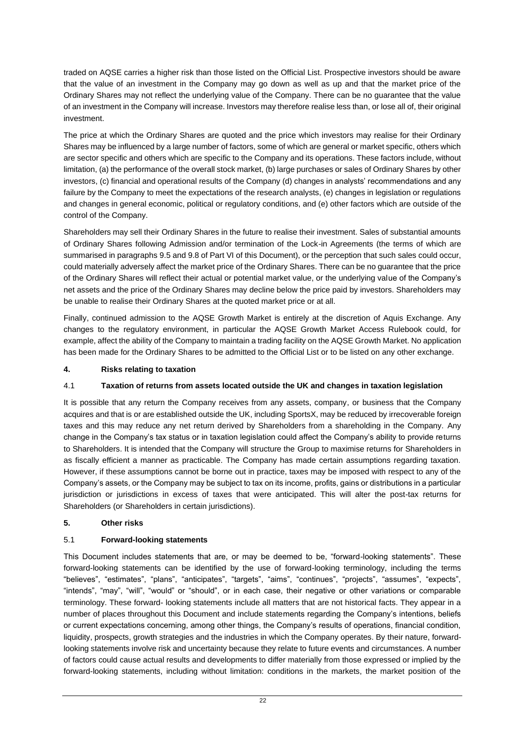traded on AQSE carries a higher risk than those listed on the Official List. Prospective investors should be aware that the value of an investment in the Company may go down as well as up and that the market price of the Ordinary Shares may not reflect the underlying value of the Company. There can be no guarantee that the value of an investment in the Company will increase. Investors may therefore realise less than, or lose all of, their original investment.

The price at which the Ordinary Shares are quoted and the price which investors may realise for their Ordinary Shares may be influenced by a large number of factors, some of which are general or market specific, others which are sector specific and others which are specific to the Company and its operations. These factors include, without limitation, (a) the performance of the overall stock market, (b) large purchases or sales of Ordinary Shares by other investors, (c) financial and operational results of the Company (d) changes in analysts' recommendations and any failure by the Company to meet the expectations of the research analysts, (e) changes in legislation or regulations and changes in general economic, political or regulatory conditions, and (e) other factors which are outside of the control of the Company.

Shareholders may sell their Ordinary Shares in the future to realise their investment. Sales of substantial amounts of Ordinary Shares following Admission and/or termination of the Lock-in Agreements (the terms of which are summarised in paragraphs 9.5 and 9.8 of Part VI of this Document), or the perception that such sales could occur, could materially adversely affect the market price of the Ordinary Shares. There can be no guarantee that the price of the Ordinary Shares will reflect their actual or potential market value, or the underlying value of the Company's net assets and the price of the Ordinary Shares may decline below the price paid by investors. Shareholders may be unable to realise their Ordinary Shares at the quoted market price or at all.

Finally, continued admission to the AQSE Growth Market is entirely at the discretion of Aquis Exchange. Any changes to the regulatory environment, in particular the AQSE Growth Market Access Rulebook could, for example, affect the ability of the Company to maintain a trading facility on the AQSE Growth Market. No application has been made for the Ordinary Shares to be admitted to the Official List or to be listed on any other exchange.

## 4. Risks relating to taxation

### 4.1 Taxation of returns from assets located outside the UK and changes in taxation legislation

It is possible that any return the Company receives from any assets, company, or business that the Company acquires and that is or are established outside the UK, including SportsX, may be reduced by irrecoverable foreign taxes and this may reduce any net return derived by Shareholders from a shareholding in the Company. Any change in the Company's tax status or in taxation legislation could affect the Company's ability to provide returns to Shareholders. It is intended that the Company will structure the Group to maximise returns for Shareholders in as fiscally efficient a manner as practicable. The Company has made certain assumptions regarding taxation. However, if these assumptions cannot be borne out in practice, taxes may be imposed with respect to any of the Company's assets, or the Company may be subject to tax on its income, profits, gains or distributions in a particular jurisdiction or jurisdictions in excess of taxes that were anticipated. This will alter the post-tax returns for Shareholders (or Shareholders in certain jurisdictions).

## 5. Other risks

### 5.1 Forward-looking statements

This Document includes statements that are, or may be deemed to be, "forward-looking statements". These forward-looking statements can be identified by the use of forward-looking terminology, including the terms "believes", "estimates", "plans", "anticipates", "targets", "aims", "continues", "projects", "assumes", "expects", "intends", "may", "will", "would" or "should", or in each case, their negative or other variations or comparable terminology. These forward- looking statements include all matters that are not historical facts. They appear in a number of places throughout this Document and include statements regarding the Company's intentions, beliefs or current expectations concerning, among other things, the Company's results of operations, financial condition, liquidity, prospects, growth strategies and the industries in which the Company operates. By their nature, forward-looking statements involve risk and uncertainty because they relate to future events and circumstances. A number of factors could cause actual results and developments to differ materially from those expressed or implied by the forward-looking statements, including without limitation: conditions in the markets, the market position of the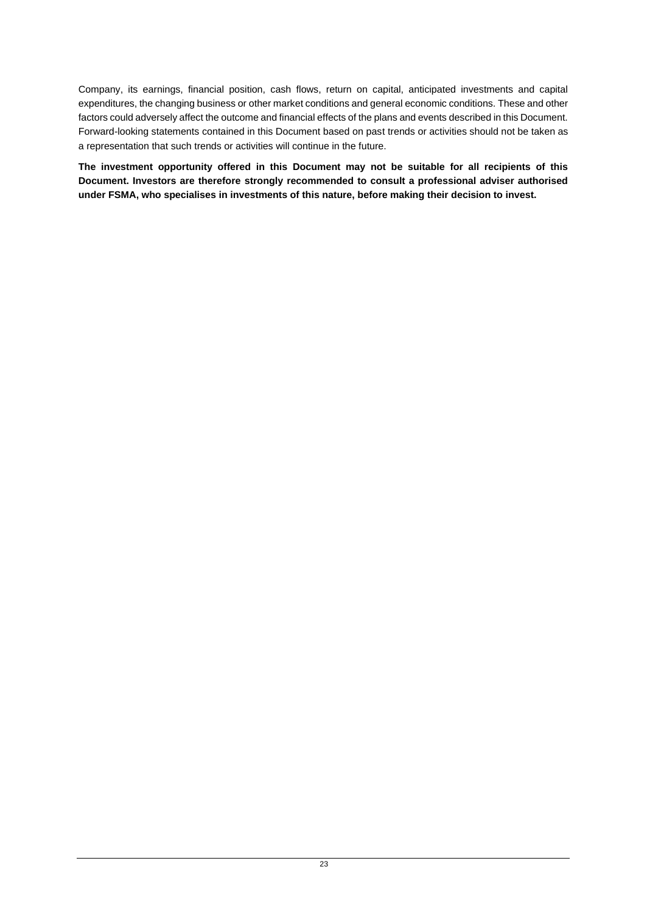Company, its earnings, financial position, cash flows, return on capital, anticipated investments and capital expenditures, the changing business or other market conditions and general economic conditions. These and other factors could adversely affect the outcome and financial effects of the plans and events described in this Document. Forward-looking statements contained in this Document based on past trends or activities should not be taken as a representation that such trends or activities will continue in the future.

**The investment opportunity offered in this Document may not be suitable for all recipients of this Document. Investors are therefore strongly recommended to consult a professional adviser authorised under FSMA, who specialises in investments of this nature, before making their decision to invest.**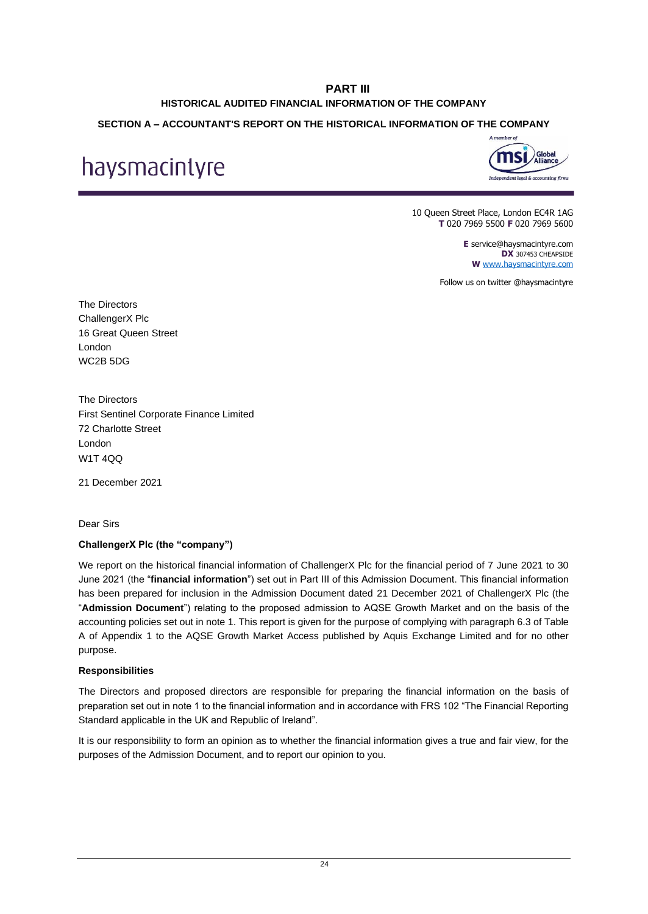# PART III

## HISTORICAL AUDITED FINANCIAL INFORMATION OF THE COMPANY

### SECTION A – ACCOUNTANT'S REPORT ON THE HISTORICAL INFORMATION OF THE COMPANY

haysmacintyre

A member of msi Global Alliance
Independent legal & accounting firms

10 Queen Street Place, London EC4R 1AG
**T** 020 7969 5500 **F** 020 7969 5600

**E** service@haysmacintyre.com
**DX** 307453 CHEAPSIDE
**W** www.haysmacintyre.com

Follow us on twitter @haysmacintyre

The Directors
ChallengerX Plc
16 Great Queen Street
London
WC2B 5DG

The Directors
First Sentinel Corporate Finance Limited
72 Charlotte Street
London
W1T 4QQ

21 December 2021

Dear Sirs

**ChallengerX Plc (the "company")**

We report on the historical financial information of ChallengerX Plc for the financial period of 7 June 2021 to 30 June 2021 (the "**financial information**") set out in Part III of this Admission Document. This financial information has been prepared for inclusion in the Admission Document dated 21 December 2021 of ChallengerX Plc (the "**Admission Document**") relating to the proposed admission to AQSE Growth Market and on the basis of the accounting policies set out in note 1. This report is given for the purpose of complying with paragraph 6.3 of Table A of Appendix 1 to the AQSE Growth Market Access published by Aquis Exchange Limited and for no other purpose.

**Responsibilities**

The Directors and proposed directors are responsible for preparing the financial information on the basis of preparation set out in note 1 to the financial information and in accordance with FRS 102 "The Financial Reporting Standard applicable in the UK and Republic of Ireland".

It is our responsibility to form an opinion as to whether the financial information gives a true and fair view, for the purposes of the Admission Document, and to report our opinion to you.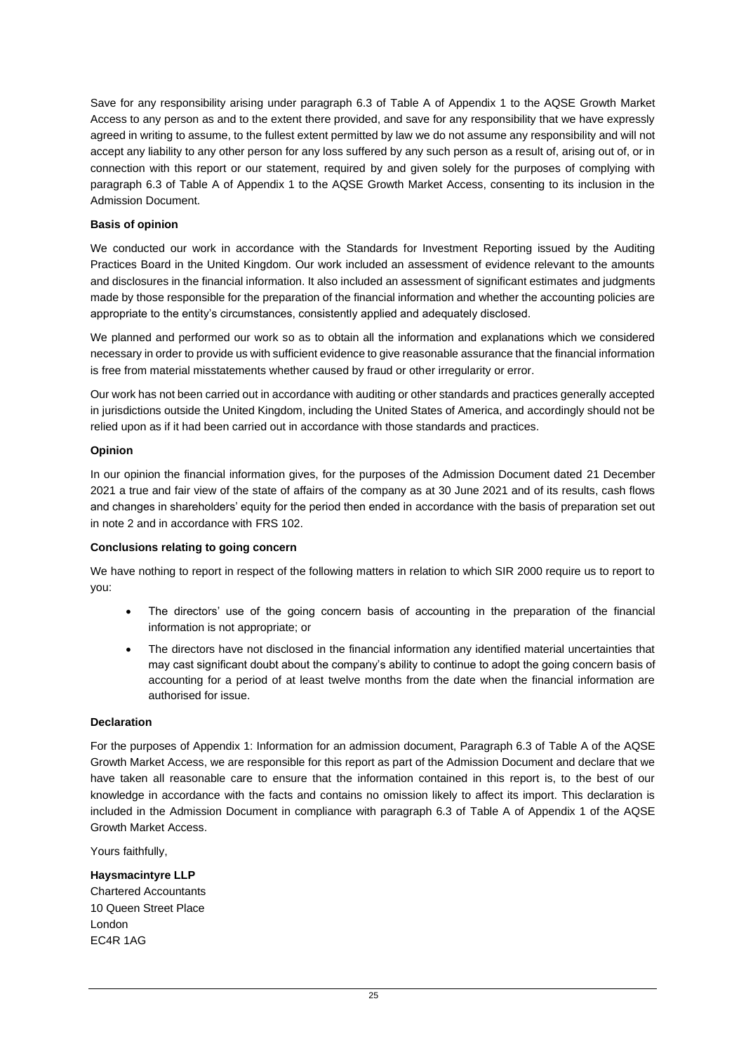Save for any responsibility arising under paragraph 6.3 of Table A of Appendix 1 to the AQSE Growth Market Access to any person as and to the extent there provided, and save for any responsibility that we have expressly agreed in writing to assume, to the fullest extent permitted by law we do not assume any responsibility and will not accept any liability to any other person for any loss suffered by any such person as a result of, arising out of, or in connection with this report or our statement, required by and given solely for the purposes of complying with paragraph 6.3 of Table A of Appendix 1 to the AQSE Growth Market Access, consenting to its inclusion in the Admission Document.

**Basis of opinion**

We conducted our work in accordance with the Standards for Investment Reporting issued by the Auditing Practices Board in the United Kingdom. Our work included an assessment of evidence relevant to the amounts and disclosures in the financial information. It also included an assessment of significant estimates and judgments made by those responsible for the preparation of the financial information and whether the accounting policies are appropriate to the entity's circumstances, consistently applied and adequately disclosed.

We planned and performed our work so as to obtain all the information and explanations which we considered necessary in order to provide us with sufficient evidence to give reasonable assurance that the financial information is free from material misstatements whether caused by fraud or other irregularity or error.

Our work has not been carried out in accordance with auditing or other standards and practices generally accepted in jurisdictions outside the United Kingdom, including the United States of America, and accordingly should not be relied upon as if it had been carried out in accordance with those standards and practices.

**Opinion**

In our opinion the financial information gives, for the purposes of the Admission Document dated 21 December 2021 a true and fair view of the state of affairs of the company as at 30 June 2021 and of its results, cash flows and changes in shareholders' equity for the period then ended in accordance with the basis of preparation set out in note 2 and in accordance with FRS 102.

**Conclusions relating to going concern**

We have nothing to report in respect of the following matters in relation to which SIR 2000 require us to report to you:

- The directors' use of the going concern basis of accounting in the preparation of the financial information is not appropriate; or
- The directors have not disclosed in the financial information any identified material uncertainties that may cast significant doubt about the company's ability to continue to adopt the going concern basis of accounting for a period of at least twelve months from the date when the financial information are authorised for issue.

**Declaration**

For the purposes of Appendix 1: Information for an admission document, Paragraph 6.3 of Table A of the AQSE Growth Market Access, we are responsible for this report as part of the Admission Document and declare that we have taken all reasonable care to ensure that the information contained in this report is, to the best of our knowledge in accordance with the facts and contains no omission likely to affect its import. This declaration is included in the Admission Document in compliance with paragraph 6.3 of Table A of Appendix 1 of the AQSE Growth Market Access.

Yours faithfully,

**Haysmacintyre LLP**
Chartered Accountants
10 Queen Street Place
London
EC4R 1AG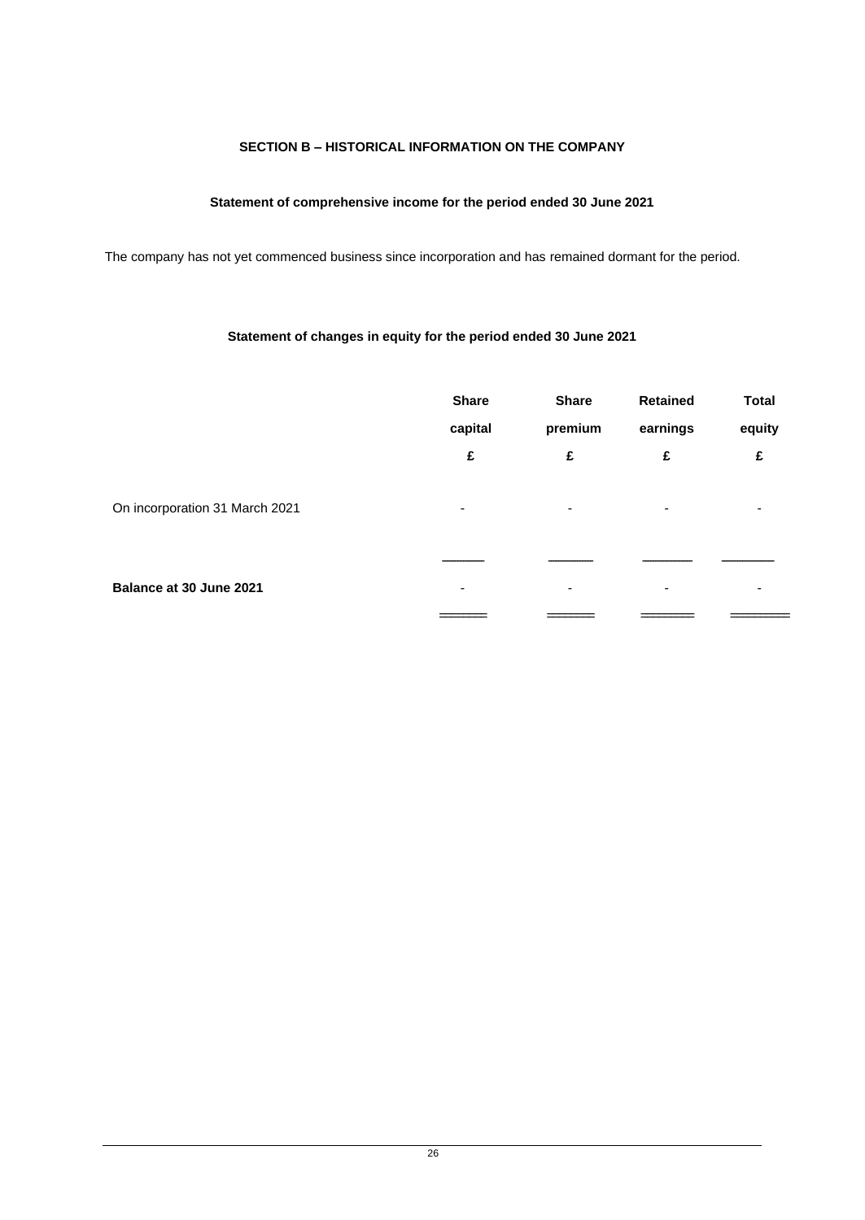## SECTION B – HISTORICAL INFORMATION ON THE COMPANY

### Statement of comprehensive income for the period ended 30 June 2021

The company has not yet commenced business since incorporation and has remained dormant for the period.

### Statement of changes in equity for the period ended 30 June 2021

| | Share capital £ | Share premium £ | Retained earnings £ | Total equity £ |
|---|---|---|---|---|
| On incorporation 31 March 2021 | - | - | - | - |
| **Balance at 30 June 2021** | - | - | - | - |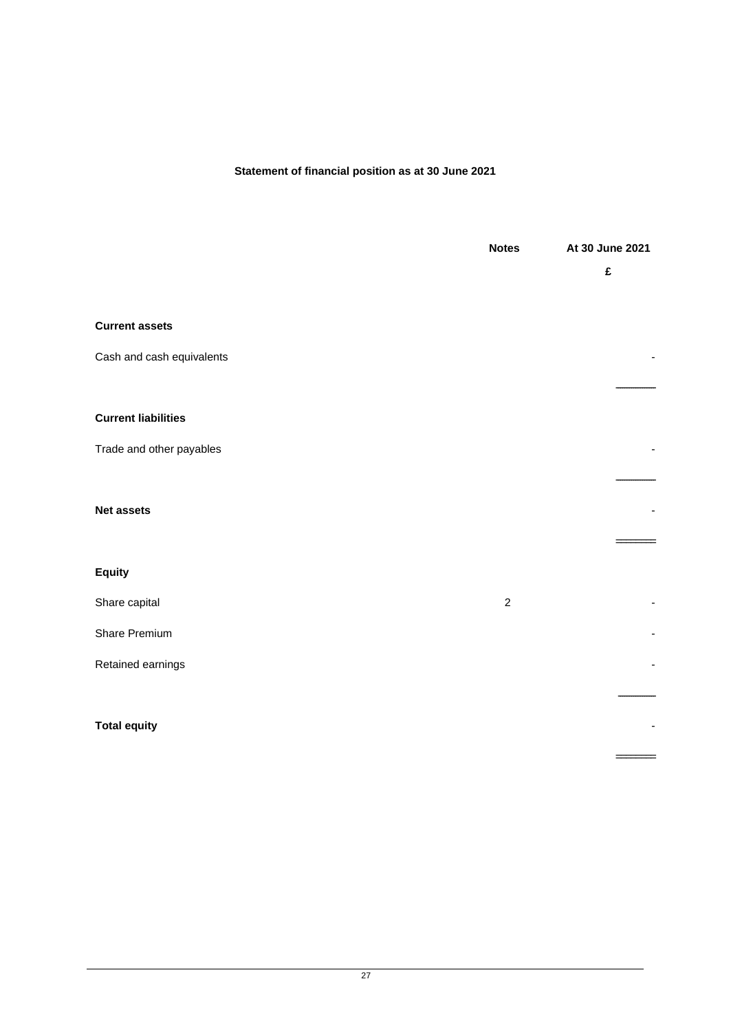## Statement of financial position as at 30 June 2021

| | Notes | At 30 June 2021 |
|---|---|---|
| | | £ |
| **Current assets** | | |
| Cash and cash equivalents | | - |
| **Current liabilities** | | |
| Trade and other payables | | - |
| **Net assets** | | - |
| **Equity** | | |
| Share capital | 2 | - |
| Share Premium | | - |
| Retained earnings | | - |
| **Total equity** | | - |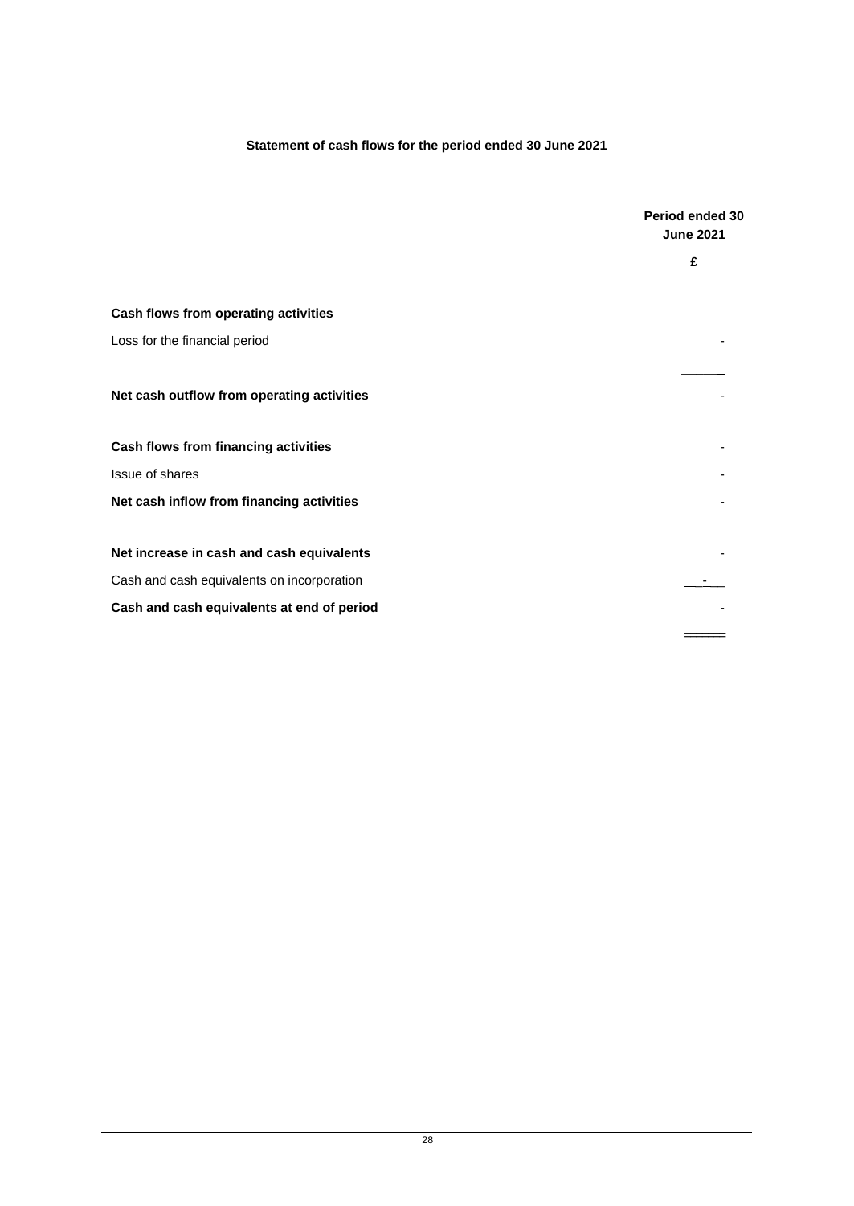**Statement of cash flows for the period ended 30 June 2021**

| | Period ended 30 June 2021 |
|---|---|
| | £ |
| **Cash flows from operating activities** | |
| Loss for the financial period | - |
| **Net cash outflow from operating activities** | - |
| **Cash flows from financing activities** | - |
| Issue of shares | - |
| **Net cash inflow from financing activities** | - |
| **Net increase in cash and cash equivalents** | - |
| Cash and cash equivalents on incorporation | - |
| **Cash and cash equivalents at end of period** | - |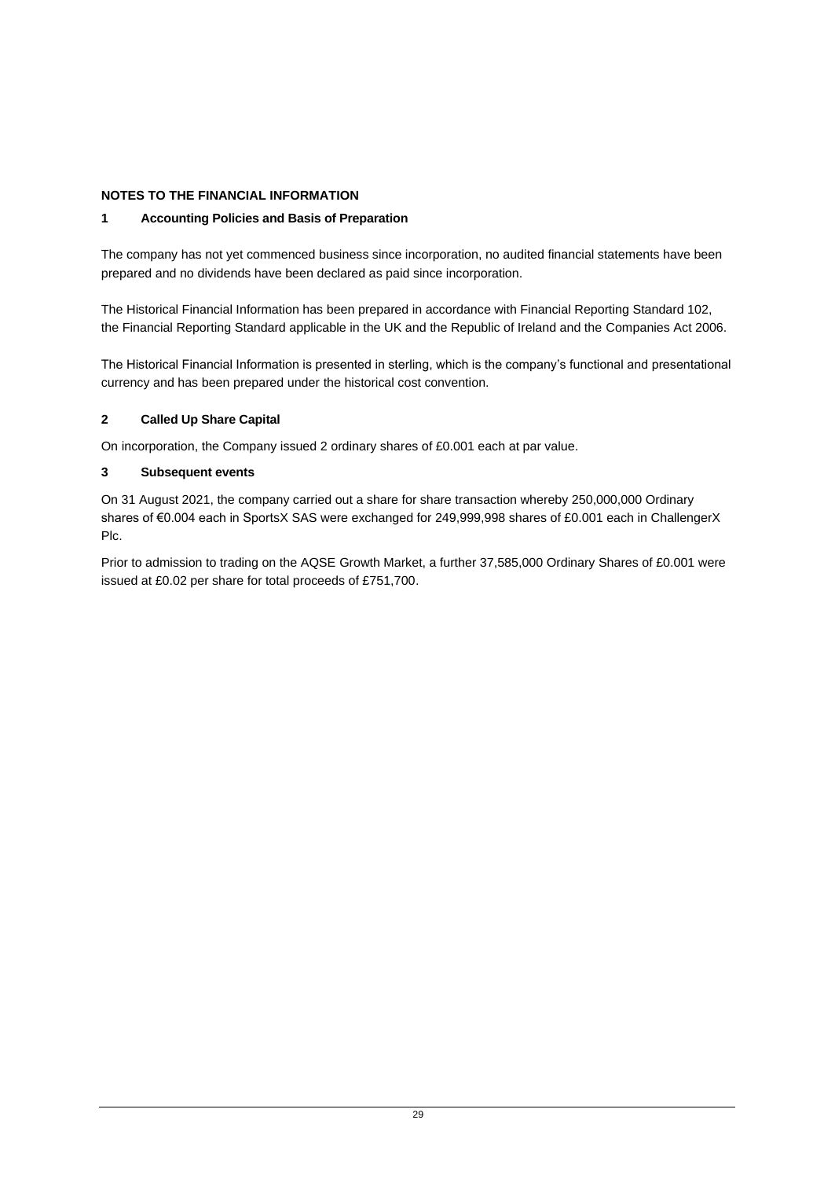## NOTES TO THE FINANCIAL INFORMATION

### 1 Accounting Policies and Basis of Preparation

The company has not yet commenced business since incorporation, no audited financial statements have been prepared and no dividends have been declared as paid since incorporation.

The Historical Financial Information has been prepared in accordance with Financial Reporting Standard 102, the Financial Reporting Standard applicable in the UK and the Republic of Ireland and the Companies Act 2006.

The Historical Financial Information is presented in sterling, which is the company's functional and presentational currency and has been prepared under the historical cost convention.

### 2 Called Up Share Capital

On incorporation, the Company issued 2 ordinary shares of £0.001 each at par value.

### 3 Subsequent events

On 31 August 2021, the company carried out a share for share transaction whereby 250,000,000 Ordinary shares of €0.004 each in SportsX SAS were exchanged for 249,999,998 shares of £0.001 each in ChallengerX Plc.

Prior to admission to trading on the AQSE Growth Market, a further 37,585,000 Ordinary Shares of £0.001 were issued at £0.02 per share for total proceeds of £751,700.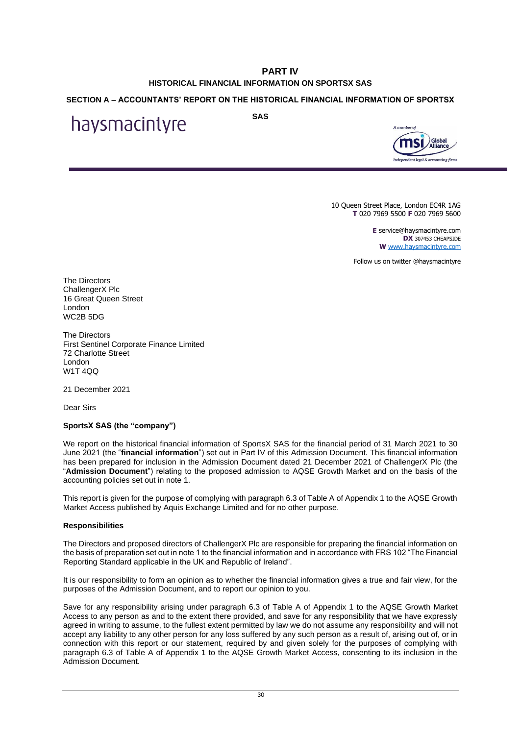# PART IV

## HISTORICAL FINANCIAL INFORMATION ON SPORTSX SAS

### SECTION A – ACCOUNTANTS' REPORT ON THE HISTORICAL FINANCIAL INFORMATION OF SPORTSX SAS

haysmacintyre

A member of msi Global Alliance
Independent legal & accounting firms

10 Queen Street Place, London EC4R 1AG
**T** 020 7969 5500 **F** 020 7969 5600

**E** service@haysmacintyre.com
**DX** 307453 CHEAPSIDE
**W** www.haysmacintyre.com

Follow us on twitter @haysmacintyre

The Directors
ChallengerX Plc
16 Great Queen Street
London
WC2B 5DG

The Directors
First Sentinel Corporate Finance Limited
72 Charlotte Street
London
W1T 4QQ

21 December 2021

Dear Sirs

**SportsX SAS (the "company")**

We report on the historical financial information of SportsX SAS for the financial period of 31 March 2021 to 30 June 2021 (the "**financial information**") set out in Part IV of this Admission Document. This financial information has been prepared for inclusion in the Admission Document dated 21 December 2021 of ChallengerX Plc (the "**Admission Document**") relating to the proposed admission to AQSE Growth Market and on the basis of the accounting policies set out in note 1.

This report is given for the purpose of complying with paragraph 6.3 of Table A of Appendix 1 to the AQSE Growth Market Access published by Aquis Exchange Limited and for no other purpose.

**Responsibilities**

The Directors and proposed directors of ChallengerX Plc are responsible for preparing the financial information on the basis of preparation set out in note 1 to the financial information and in accordance with FRS 102 "The Financial Reporting Standard applicable in the UK and Republic of Ireland".

It is our responsibility to form an opinion as to whether the financial information gives a true and fair view, for the purposes of the Admission Document, and to report our opinion to you.

Save for any responsibility arising under paragraph 6.3 of Table A of Appendix 1 to the AQSE Growth Market Access to any person as and to the extent there provided, and save for any responsibility that we have expressly agreed in writing to assume, to the fullest extent permitted by law we do not assume any responsibility and will not accept any liability to any other person for any loss suffered by any such person as a result of, arising out of, or in connection with this report or our statement, required by and given solely for the purposes of complying with paragraph 6.3 of Table A of Appendix 1 to the AQSE Growth Market Access, consenting to its inclusion in the Admission Document.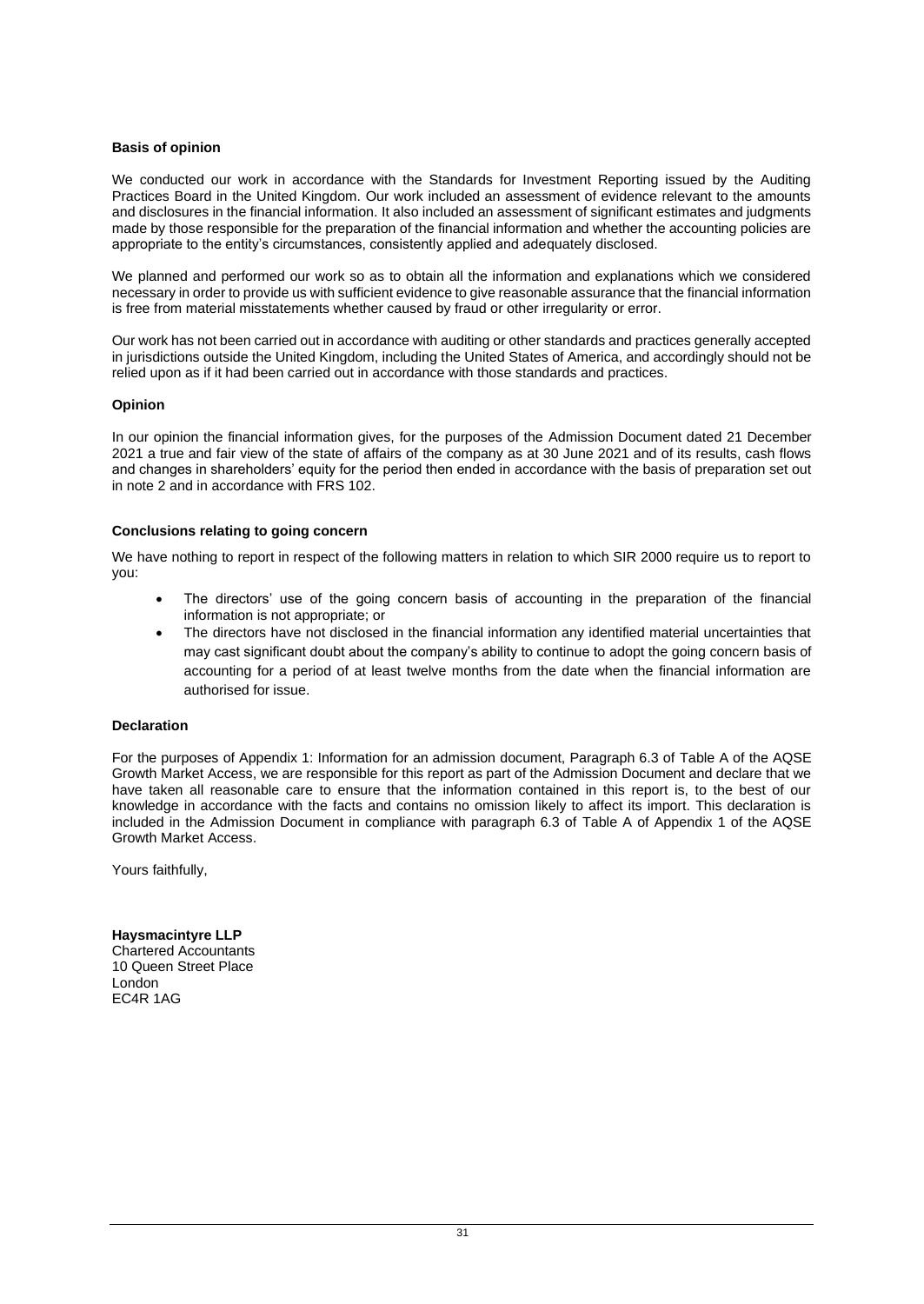**Basis of opinion**

We conducted our work in accordance with the Standards for Investment Reporting issued by the Auditing Practices Board in the United Kingdom. Our work included an assessment of evidence relevant to the amounts and disclosures in the financial information. It also included an assessment of significant estimates and judgments made by those responsible for the preparation of the financial information and whether the accounting policies are appropriate to the entity's circumstances, consistently applied and adequately disclosed.

We planned and performed our work so as to obtain all the information and explanations which we considered necessary in order to provide us with sufficient evidence to give reasonable assurance that the financial information is free from material misstatements whether caused by fraud or other irregularity or error.

Our work has not been carried out in accordance with auditing or other standards and practices generally accepted in jurisdictions outside the United Kingdom, including the United States of America, and accordingly should not be relied upon as if it had been carried out in accordance with those standards and practices.

**Opinion**

In our opinion the financial information gives, for the purposes of the Admission Document dated 21 December 2021 a true and fair view of the state of affairs of the company as at 30 June 2021 and of its results, cash flows and changes in shareholders' equity for the period then ended in accordance with the basis of preparation set out in note 2 and in accordance with FRS 102.

**Conclusions relating to going concern**

We have nothing to report in respect of the following matters in relation to which SIR 2000 require us to report to you:

- The directors' use of the going concern basis of accounting in the preparation of the financial information is not appropriate; or
- The directors have not disclosed in the financial information any identified material uncertainties that may cast significant doubt about the company's ability to continue to adopt the going concern basis of accounting for a period of at least twelve months from the date when the financial information are authorised for issue.

**Declaration**

For the purposes of Appendix 1: Information for an admission document, Paragraph 6.3 of Table A of the AQSE Growth Market Access, we are responsible for this report as part of the Admission Document and declare that we have taken all reasonable care to ensure that the information contained in this report is, to the best of our knowledge in accordance with the facts and contains no omission likely to affect its import. This declaration is included in the Admission Document in compliance with paragraph 6.3 of Table A of Appendix 1 of the AQSE Growth Market Access.

Yours faithfully,

**Haysmacintyre LLP**
Chartered Accountants
10 Queen Street Place
London
EC4R 1AG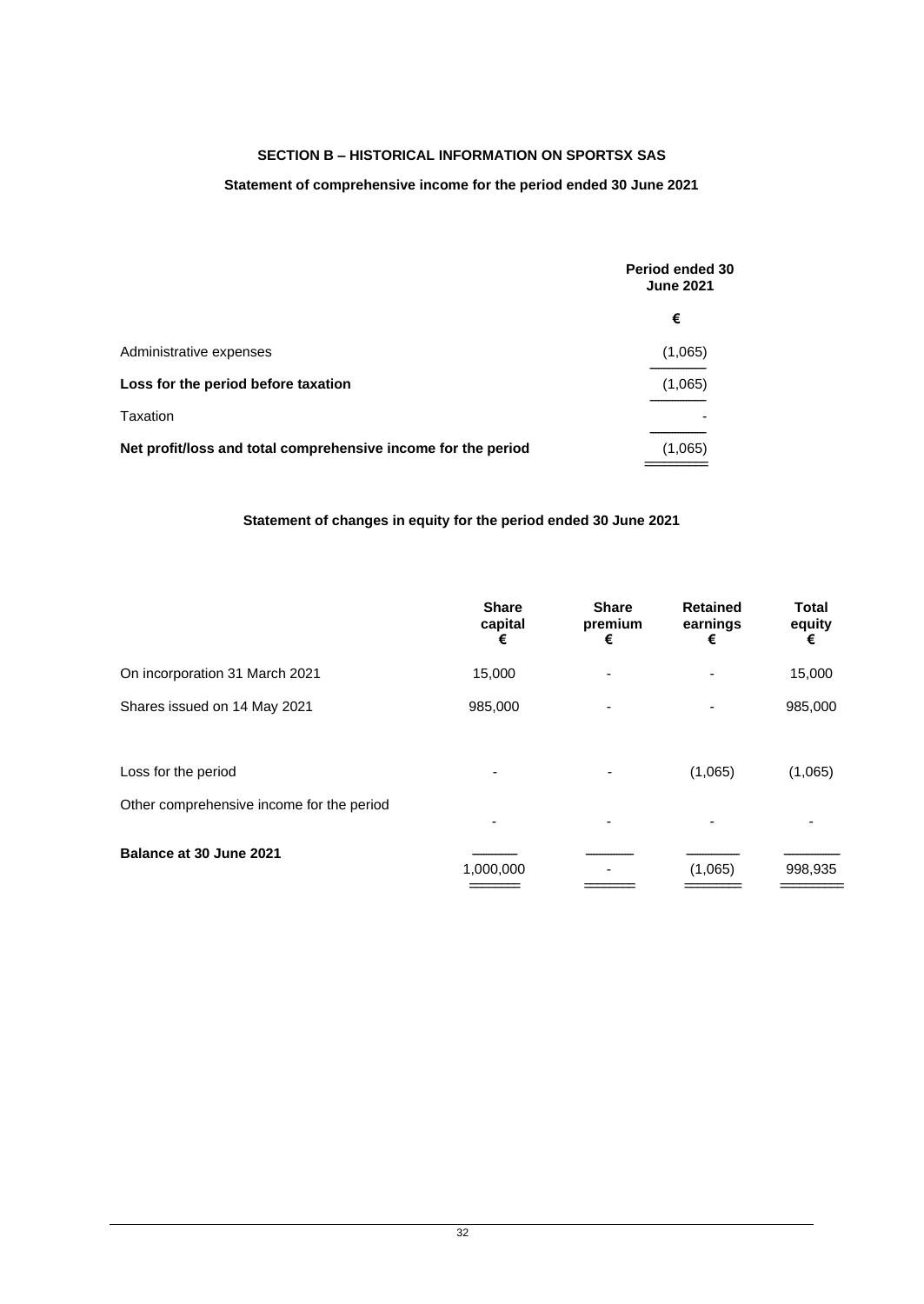## SECTION B – HISTORICAL INFORMATION ON SPORTSX SAS

### Statement of comprehensive income for the period ended 30 June 2021

| | Period ended 30 June 2021 |
|---|---|
| | € |
| Administrative expenses | (1,065) |
| **Loss for the period before taxation** | (1,065) |
| Taxation | - |
| **Net profit/loss and total comprehensive income for the period** | (1,065) |

### Statement of changes in equity for the period ended 30 June 2021

| | Share capital € | Share premium € | Retained earnings € | Total equity € |
|---|---|---|---|---|
| On incorporation 31 March 2021 | 15,000 | - | - | 15,000 |
| Shares issued on 14 May 2021 | 985,000 | - | - | 985,000 |
| Loss for the period | - | - | (1,065) | (1,065) |
| Other comprehensive income for the period | - | - | - | - |
| **Balance at 30 June 2021** | 1,000,000 | - | (1,065) | 998,935 |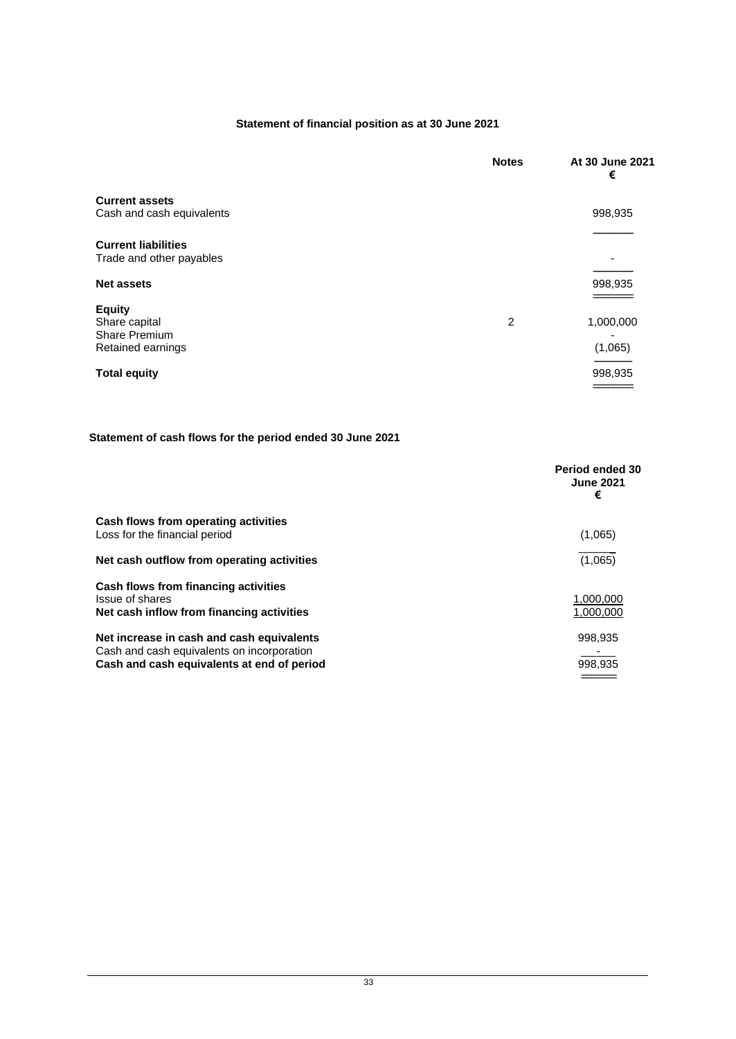### Statement of financial position as at 30 June 2021

| | Notes | At 30 June 2021 € |
|---|---|---|
| **Current assets** | | |
| Cash and cash equivalents | | 998,935 |
| **Current liabilities** | | |
| Trade and other payables | | - |
| **Net assets** | | 998,935 |
| **Equity** | | |
| Share capital | 2 | 1,000,000 |
| Share Premium | | - |
| Retained earnings | | (1,065) |
| **Total equity** | | 998,935 |

### Statement of cash flows for the period ended 30 June 2021

| | Period ended 30 June 2021 € |
|---|---|
| **Cash flows from operating activities** | |
| Loss for the financial period | (1,065) |
| **Net cash outflow from operating activities** | (1,065) |
| **Cash flows from financing activities** | |
| Issue of shares | 1,000,000 |
| **Net cash inflow from financing activities** | 1,000,000 |
| **Net increase in cash and cash equivalents** | 998,935 |
| Cash and cash equivalents on incorporation | - |
| **Cash and cash equivalents at end of period** | 998,935 |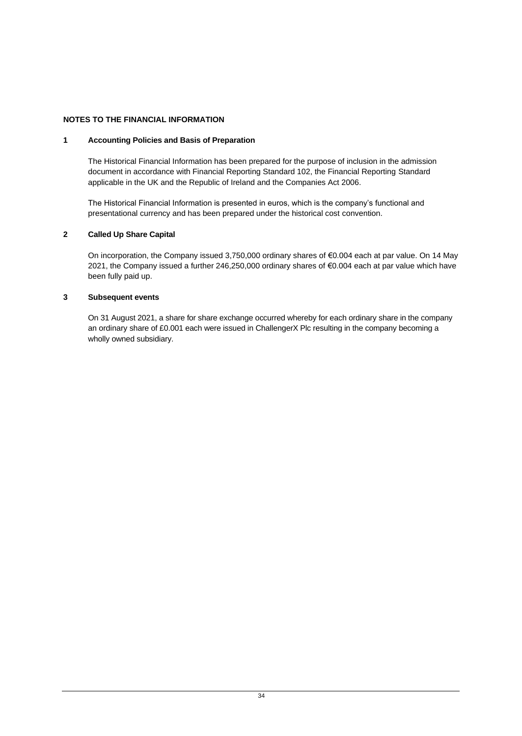## NOTES TO THE FINANCIAL INFORMATION

### 1 Accounting Policies and Basis of Preparation

The Historical Financial Information has been prepared for the purpose of inclusion in the admission document in accordance with Financial Reporting Standard 102, the Financial Reporting Standard applicable in the UK and the Republic of Ireland and the Companies Act 2006.

The Historical Financial Information is presented in euros, which is the company's functional and presentational currency and has been prepared under the historical cost convention.

### 2 Called Up Share Capital

On incorporation, the Company issued 3,750,000 ordinary shares of €0.004 each at par value. On 14 May 2021, the Company issued a further 246,250,000 ordinary shares of €0.004 each at par value which have been fully paid up.

### 3 Subsequent events

On 31 August 2021, a share for share exchange occurred whereby for each ordinary share in the company an ordinary share of £0.001 each were issued in ChallengerX Plc resulting in the company becoming a wholly owned subsidiary.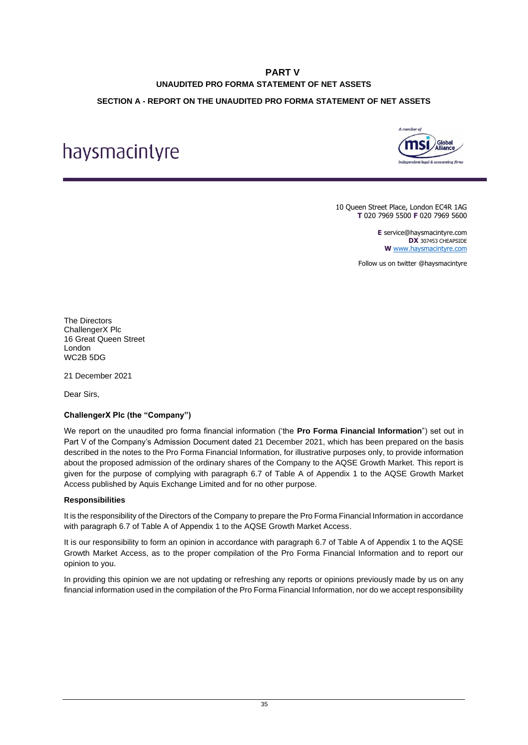# PART V

## UNAUDITED PRO FORMA STATEMENT OF NET ASSETS

### SECTION A - REPORT ON THE UNAUDITED PRO FORMA STATEMENT OF NET ASSETS

haysmacintyre

A member of msi Global Alliance — Independent legal & accounting firms

10 Queen Street Place, London EC4R 1AG
**T** 020 7969 5500 **F** 020 7969 5600

**E** service@haysmacintyre.com
**DX** 307453 CHEAPSIDE
**W** www.haysmacintyre.com

Follow us on twitter @haysmacintyre

The Directors
ChallengerX Plc
16 Great Queen Street
London
WC2B 5DG

21 December 2021

Dear Sirs,

**ChallengerX Plc (the "Company")**

We report on the unaudited pro forma financial information ('the **Pro Forma Financial Information**") set out in Part V of the Company's Admission Document dated 21 December 2021, which has been prepared on the basis described in the notes to the Pro Forma Financial Information, for illustrative purposes only, to provide information about the proposed admission of the ordinary shares of the Company to the AQSE Growth Market. This report is given for the purpose of complying with paragraph 6.7 of Table A of Appendix 1 to the AQSE Growth Market Access published by Aquis Exchange Limited and for no other purpose.

**Responsibilities**

It is the responsibility of the Directors of the Company to prepare the Pro Forma Financial Information in accordance with paragraph 6.7 of Table A of Appendix 1 to the AQSE Growth Market Access.

It is our responsibility to form an opinion in accordance with paragraph 6.7 of Table A of Appendix 1 to the AQSE Growth Market Access, as to the proper compilation of the Pro Forma Financial Information and to report our opinion to you.

In providing this opinion we are not updating or refreshing any reports or opinions previously made by us on any financial information used in the compilation of the Pro Forma Financial Information, nor do we accept responsibility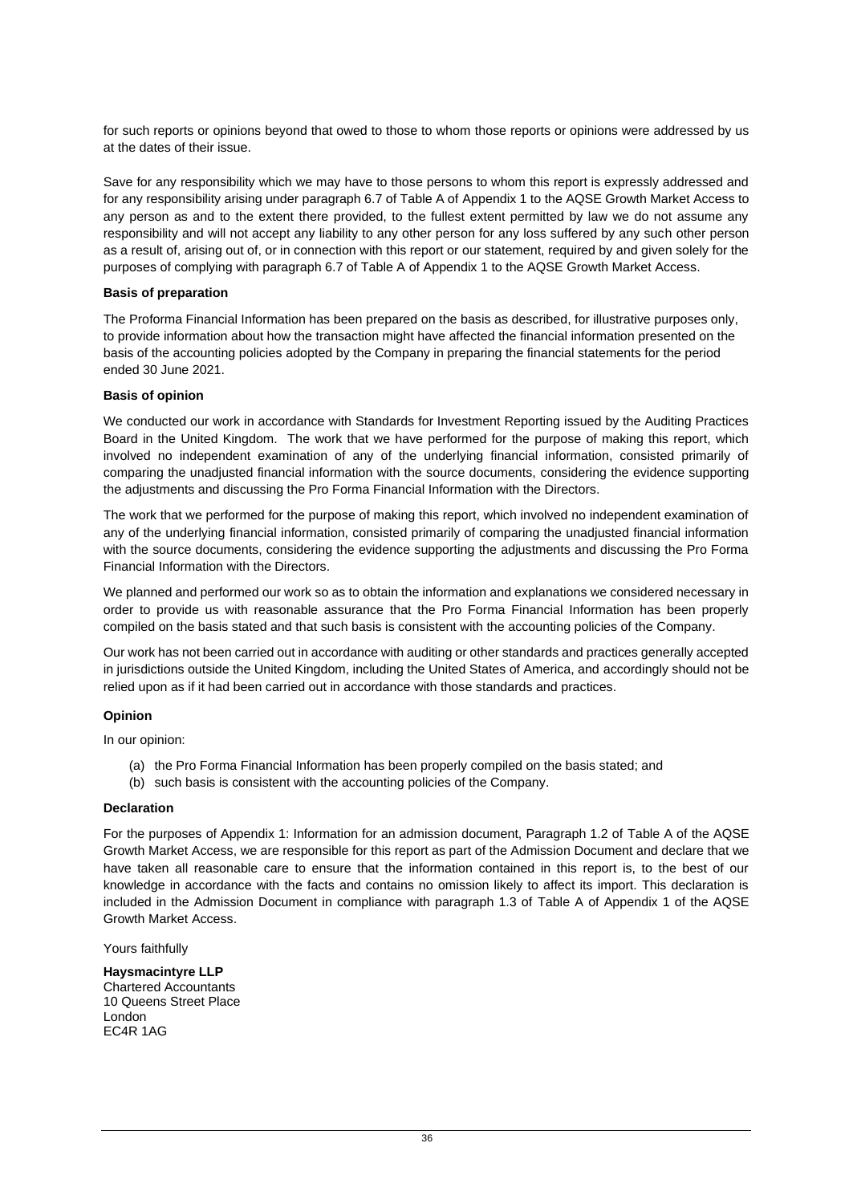for such reports or opinions beyond that owed to those to whom those reports or opinions were addressed by us at the dates of their issue.

Save for any responsibility which we may have to those persons to whom this report is expressly addressed and for any responsibility arising under paragraph 6.7 of Table A of Appendix 1 to the AQSE Growth Market Access to any person as and to the extent there provided, to the fullest extent permitted by law we do not assume any responsibility and will not accept any liability to any other person for any loss suffered by any such other person as a result of, arising out of, or in connection with this report or our statement, required by and given solely for the purposes of complying with paragraph 6.7 of Table A of Appendix 1 to the AQSE Growth Market Access.

**Basis of preparation**

The Proforma Financial Information has been prepared on the basis as described, for illustrative purposes only, to provide information about how the transaction might have affected the financial information presented on the basis of the accounting policies adopted by the Company in preparing the financial statements for the period ended 30 June 2021.

**Basis of opinion**

We conducted our work in accordance with Standards for Investment Reporting issued by the Auditing Practices Board in the United Kingdom. The work that we have performed for the purpose of making this report, which involved no independent examination of any of the underlying financial information, consisted primarily of comparing the unadjusted financial information with the source documents, considering the evidence supporting the adjustments and discussing the Pro Forma Financial Information with the Directors.

The work that we performed for the purpose of making this report, which involved no independent examination of any of the underlying financial information, consisted primarily of comparing the unadjusted financial information with the source documents, considering the evidence supporting the adjustments and discussing the Pro Forma Financial Information with the Directors.

We planned and performed our work so as to obtain the information and explanations we considered necessary in order to provide us with reasonable assurance that the Pro Forma Financial Information has been properly compiled on the basis stated and that such basis is consistent with the accounting policies of the Company.

Our work has not been carried out in accordance with auditing or other standards and practices generally accepted in jurisdictions outside the United Kingdom, including the United States of America, and accordingly should not be relied upon as if it had been carried out in accordance with those standards and practices.

**Opinion**

In our opinion:

(a) the Pro Forma Financial Information has been properly compiled on the basis stated; and
(b) such basis is consistent with the accounting policies of the Company.

**Declaration**

For the purposes of Appendix 1: Information for an admission document, Paragraph 1.2 of Table A of the AQSE Growth Market Access, we are responsible for this report as part of the Admission Document and declare that we have taken all reasonable care to ensure that the information contained in this report is, to the best of our knowledge in accordance with the facts and contains no omission likely to affect its import. This declaration is included in the Admission Document in compliance with paragraph 1.3 of Table A of Appendix 1 of the AQSE Growth Market Access.

Yours faithfully

**Haysmacintyre LLP**
Chartered Accountants
10 Queens Street Place
London
EC4R 1AG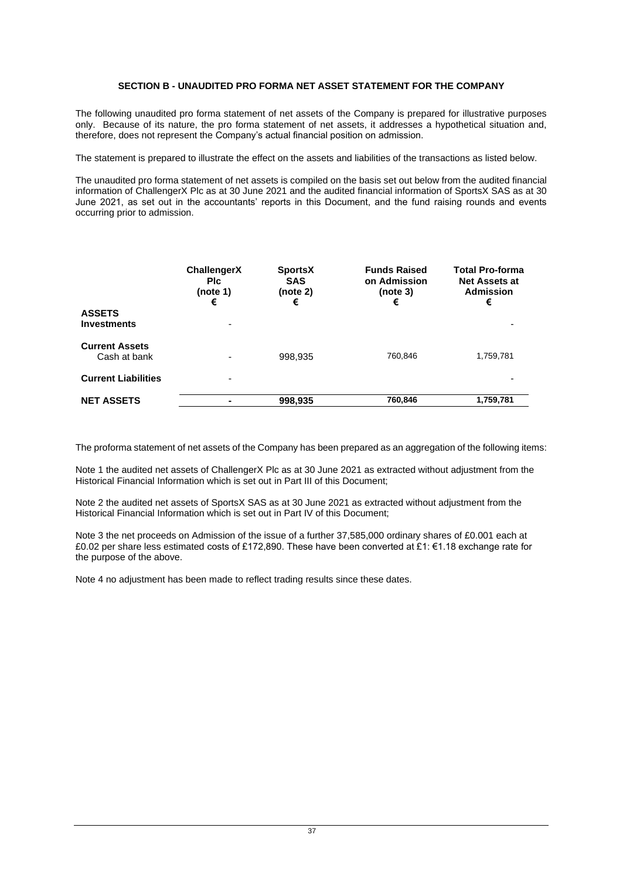**SECTION B - UNAUDITED PRO FORMA NET ASSET STATEMENT FOR THE COMPANY**

The following unaudited pro forma statement of net assets of the Company is prepared for illustrative purposes only. Because of its nature, the pro forma statement of net assets, it addresses a hypothetical situation and, therefore, does not represent the Company's actual financial position on admission.

The statement is prepared to illustrate the effect on the assets and liabilities of the transactions as listed below.

The unaudited pro forma statement of net assets is compiled on the basis set out below from the audited financial information of ChallengerX Plc as at 30 June 2021 and the audited financial information of SportsX SAS as at 30 June 2021, as set out in the accountants' reports in this Document, and the fund raising rounds and events occurring prior to admission.

| | ChallengerX Plc (note 1) € | SportsX SAS (note 2) € | Funds Raised on Admission (note 3) € | Total Pro-forma Net Assets at Admission € |
|---|---|---|---|---|
| **ASSETS** | | | | |
| **Investments** | - | | | - |
| **Current Assets** | | | | |
| Cash at bank | - | 998,935 | 760,846 | 1,759,781 |
| **Current Liabilities** | - | | | - |
| **NET ASSETS** | **-** | **998,935** | **760,846** | **1,759,781** |

The proforma statement of net assets of the Company has been prepared as an aggregation of the following items:

Note 1 the audited net assets of ChallengerX Plc as at 30 June 2021 as extracted without adjustment from the Historical Financial Information which is set out in Part III of this Document;

Note 2 the audited net assets of SportsX SAS as at 30 June 2021 as extracted without adjustment from the Historical Financial Information which is set out in Part IV of this Document;

Note 3 the net proceeds on Admission of the issue of a further 37,585,000 ordinary shares of £0.001 each at £0.02 per share less estimated costs of £172,890. These have been converted at £1: €1.18 exchange rate for the purpose of the above.

Note 4 no adjustment has been made to reflect trading results since these dates.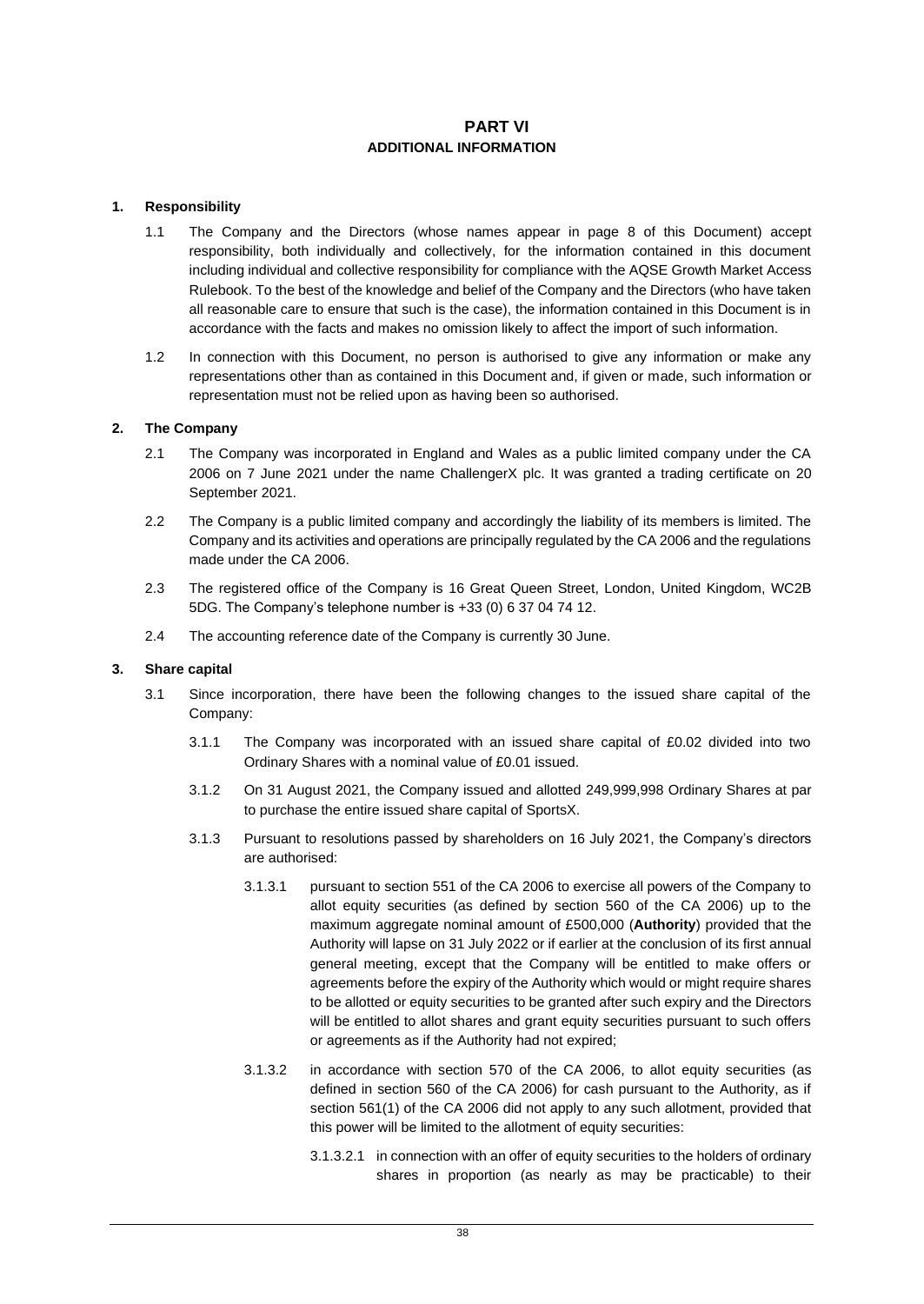# PART VI

## ADDITIONAL INFORMATION

### 1. Responsibility

1.1 The Company and the Directors (whose names appear in page 8 of this Document) accept responsibility, both individually and collectively, for the information contained in this document including individual and collective responsibility for compliance with the AQSE Growth Market Access Rulebook. To the best of the knowledge and belief of the Company and the Directors (who have taken all reasonable care to ensure that such is the case), the information contained in this Document is in accordance with the facts and makes no omission likely to affect the import of such information.

1.2 In connection with this Document, no person is authorised to give any information or make any representations other than as contained in this Document and, if given or made, such information or representation must not be relied upon as having been so authorised.

### 2. The Company

2.1 The Company was incorporated in England and Wales as a public limited company under the CA 2006 on 7 June 2021 under the name ChallengerX plc. It was granted a trading certificate on 20 September 2021.

2.2 The Company is a public limited company and accordingly the liability of its members is limited. The Company and its activities and operations are principally regulated by the CA 2006 and the regulations made under the CA 2006.

2.3 The registered office of the Company is 16 Great Queen Street, London, United Kingdom, WC2B 5DG. The Company's telephone number is +33 (0) 6 37 04 74 12.

2.4 The accounting reference date of the Company is currently 30 June.

### 3. Share capital

3.1 Since incorporation, there have been the following changes to the issued share capital of the Company:

3.1.1 The Company was incorporated with an issued share capital of £0.02 divided into two Ordinary Shares with a nominal value of £0.01 issued.

3.1.2 On 31 August 2021, the Company issued and allotted 249,999,998 Ordinary Shares at par to purchase the entire issued share capital of SportsX.

3.1.3 Pursuant to resolutions passed by shareholders on 16 July 2021, the Company's directors are authorised:

3.1.3.1 pursuant to section 551 of the CA 2006 to exercise all powers of the Company to allot equity securities (as defined by section 560 of the CA 2006) up to the maximum aggregate nominal amount of £500,000 (**Authority**) provided that the Authority will lapse on 31 July 2022 or if earlier at the conclusion of its first annual general meeting, except that the Company will be entitled to make offers or agreements before the expiry of the Authority which would or might require shares to be allotted or equity securities to be granted after such expiry and the Directors will be entitled to allot shares and grant equity securities pursuant to such offers or agreements as if the Authority had not expired;

3.1.3.2 in accordance with section 570 of the CA 2006, to allot equity securities (as defined in section 560 of the CA 2006) for cash pursuant to the Authority, as if section 561(1) of the CA 2006 did not apply to any such allotment, provided that this power will be limited to the allotment of equity securities:

3.1.3.2.1 in connection with an offer of equity securities to the holders of ordinary shares in proportion (as nearly as may be practicable) to their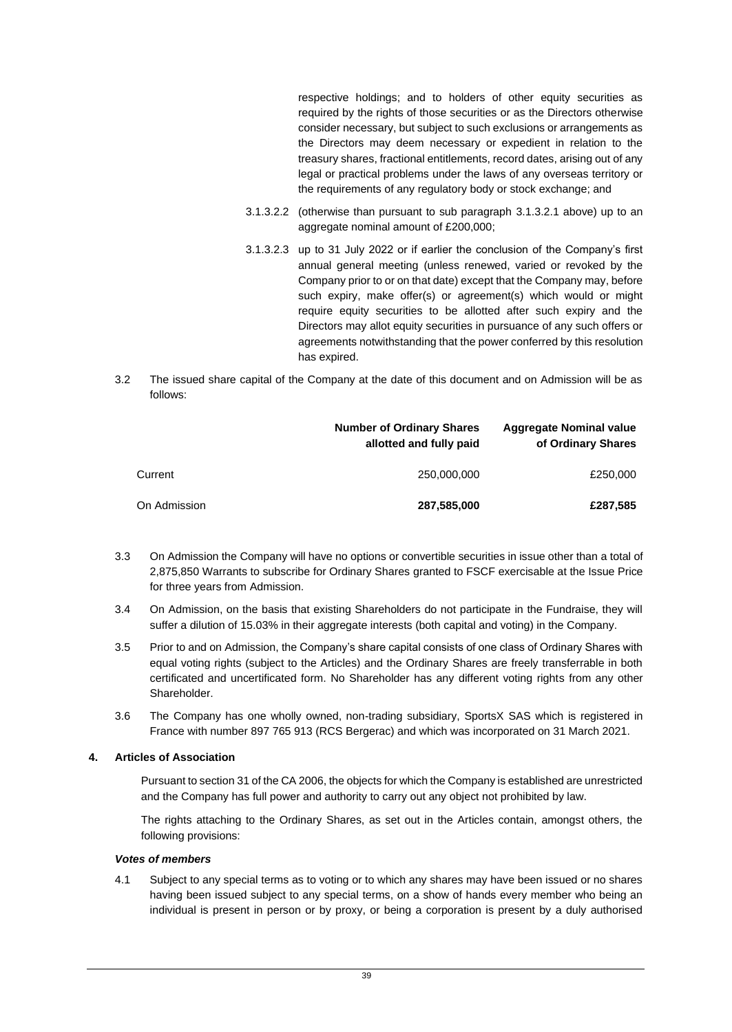respective holdings; and to holders of other equity securities as required by the rights of those securities or as the Directors otherwise consider necessary, but subject to such exclusions or arrangements as the Directors may deem necessary or expedient in relation to the treasury shares, fractional entitlements, record dates, arising out of any legal or practical problems under the laws of any overseas territory or the requirements of any regulatory body or stock exchange; and

3.1.3.2.2 (otherwise than pursuant to sub paragraph 3.1.3.2.1 above) up to an aggregate nominal amount of £200,000;

3.1.3.2.3 up to 31 July 2022 or if earlier the conclusion of the Company's first annual general meeting (unless renewed, varied or revoked by the Company prior to or on that date) except that the Company may, before such expiry, make offer(s) or agreement(s) which would or might require equity securities to be allotted after such expiry and the Directors may allot equity securities in pursuance of any such offers or agreements notwithstanding that the power conferred by this resolution has expired.

3.2 The issued share capital of the Company at the date of this document and on Admission will be as follows:

| | Number of Ordinary Shares allotted and fully paid | Aggregate Nominal value of Ordinary Shares |
|---|---|---|
| Current | 250,000,000 | £250,000 |
| On Admission | **287,585,000** | **£287,585** |

3.3 On Admission the Company will have no options or convertible securities in issue other than a total of 2,875,850 Warrants to subscribe for Ordinary Shares granted to FSCF exercisable at the Issue Price for three years from Admission.

3.4 On Admission, on the basis that existing Shareholders do not participate in the Fundraise, they will suffer a dilution of 15.03% in their aggregate interests (both capital and voting) in the Company.

3.5 Prior to and on Admission, the Company's share capital consists of one class of Ordinary Shares with equal voting rights (subject to the Articles) and the Ordinary Shares are freely transferrable in both certificated and uncertificated form. No Shareholder has any different voting rights from any other Shareholder.

3.6 The Company has one wholly owned, non-trading subsidiary, SportsX SAS which is registered in France with number 897 765 913 (RCS Bergerac) and which was incorporated on 31 March 2021.

**4. Articles of Association**

Pursuant to section 31 of the CA 2006, the objects for which the Company is established are unrestricted and the Company has full power and authority to carry out any object not prohibited by law.

The rights attaching to the Ordinary Shares, as set out in the Articles contain, amongst others, the following provisions:

***Votes of members***

4.1 Subject to any special terms as to voting or to which any shares may have been issued or no shares having been issued subject to any special terms, on a show of hands every member who being an individual is present in person or by proxy, or being a corporation is present by a duly authorised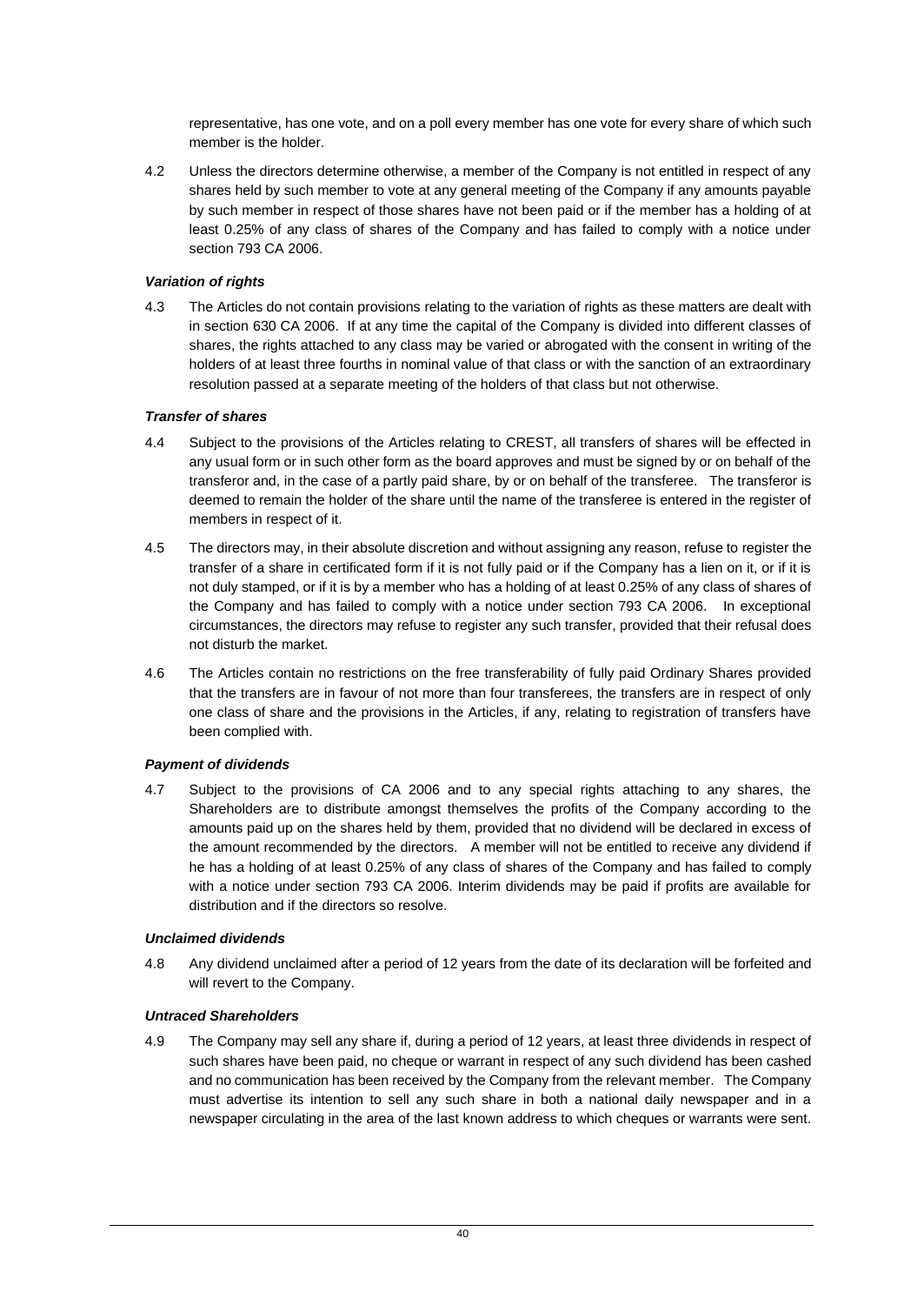representative, has one vote, and on a poll every member has one vote for every share of which such member is the holder.

4.2 Unless the directors determine otherwise, a member of the Company is not entitled in respect of any shares held by such member to vote at any general meeting of the Company if any amounts payable by such member in respect of those shares have not been paid or if the member has a holding of at least 0.25% of any class of shares of the Company and has failed to comply with a notice under section 793 CA 2006.

***Variation of rights***

4.3 The Articles do not contain provisions relating to the variation of rights as these matters are dealt with in section 630 CA 2006. If at any time the capital of the Company is divided into different classes of shares, the rights attached to any class may be varied or abrogated with the consent in writing of the holders of at least three fourths in nominal value of that class or with the sanction of an extraordinary resolution passed at a separate meeting of the holders of that class but not otherwise.

***Transfer of shares***

4.4 Subject to the provisions of the Articles relating to CREST, all transfers of shares will be effected in any usual form or in such other form as the board approves and must be signed by or on behalf of the transferor and, in the case of a partly paid share, by or on behalf of the transferee. The transferor is deemed to remain the holder of the share until the name of the transferee is entered in the register of members in respect of it.

4.5 The directors may, in their absolute discretion and without assigning any reason, refuse to register the transfer of a share in certificated form if it is not fully paid or if the Company has a lien on it, or if it is not duly stamped, or if it is by a member who has a holding of at least 0.25% of any class of shares of the Company and has failed to comply with a notice under section 793 CA 2006. In exceptional circumstances, the directors may refuse to register any such transfer, provided that their refusal does not disturb the market.

4.6 The Articles contain no restrictions on the free transferability of fully paid Ordinary Shares provided that the transfers are in favour of not more than four transferees, the transfers are in respect of only one class of share and the provisions in the Articles, if any, relating to registration of transfers have been complied with.

***Payment of dividends***

4.7 Subject to the provisions of CA 2006 and to any special rights attaching to any shares, the Shareholders are to distribute amongst themselves the profits of the Company according to the amounts paid up on the shares held by them, provided that no dividend will be declared in excess of the amount recommended by the directors. A member will not be entitled to receive any dividend if he has a holding of at least 0.25% of any class of shares of the Company and has failed to comply with a notice under section 793 CA 2006. Interim dividends may be paid if profits are available for distribution and if the directors so resolve.

***Unclaimed dividends***

4.8 Any dividend unclaimed after a period of 12 years from the date of its declaration will be forfeited and will revert to the Company.

***Untraced Shareholders***

4.9 The Company may sell any share if, during a period of 12 years, at least three dividends in respect of such shares have been paid, no cheque or warrant in respect of any such dividend has been cashed and no communication has been received by the Company from the relevant member. The Company must advertise its intention to sell any such share in both a national daily newspaper and in a newspaper circulating in the area of the last known address to which cheques or warrants were sent.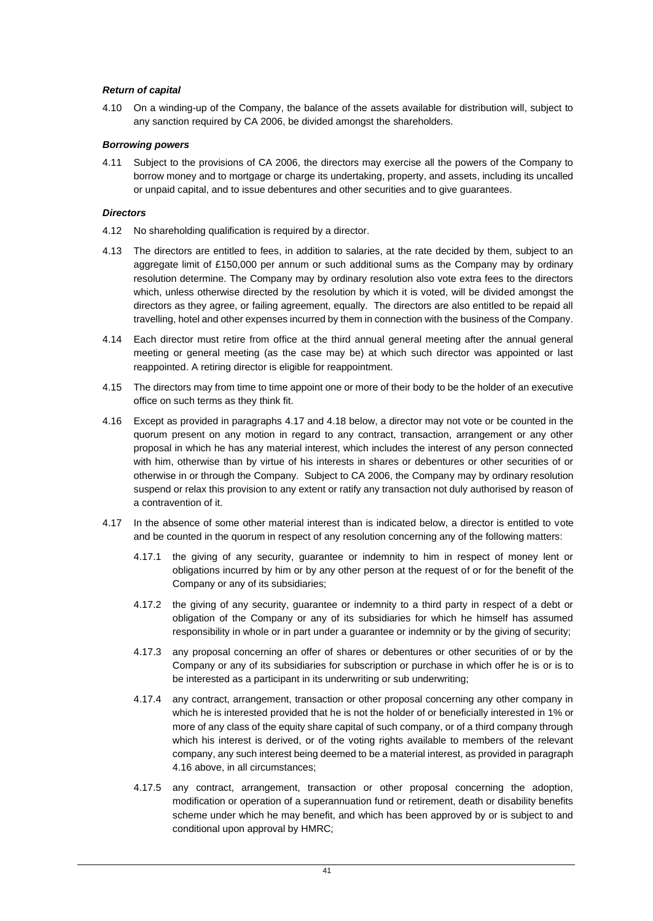***Return of capital***

4.10 On a winding-up of the Company, the balance of the assets available for distribution will, subject to any sanction required by CA 2006, be divided amongst the shareholders.

***Borrowing powers***

4.11 Subject to the provisions of CA 2006, the directors may exercise all the powers of the Company to borrow money and to mortgage or charge its undertaking, property, and assets, including its uncalled or unpaid capital, and to issue debentures and other securities and to give guarantees.

***Directors***

4.12 No shareholding qualification is required by a director.

4.13 The directors are entitled to fees, in addition to salaries, at the rate decided by them, subject to an aggregate limit of £150,000 per annum or such additional sums as the Company may by ordinary resolution determine. The Company may by ordinary resolution also vote extra fees to the directors which, unless otherwise directed by the resolution by which it is voted, will be divided amongst the directors as they agree, or failing agreement, equally. The directors are also entitled to be repaid all travelling, hotel and other expenses incurred by them in connection with the business of the Company.

4.14 Each director must retire from office at the third annual general meeting after the annual general meeting or general meeting (as the case may be) at which such director was appointed or last reappointed. A retiring director is eligible for reappointment.

4.15 The directors may from time to time appoint one or more of their body to be the holder of an executive office on such terms as they think fit.

4.16 Except as provided in paragraphs 4.17 and 4.18 below, a director may not vote or be counted in the quorum present on any motion in regard to any contract, transaction, arrangement or any other proposal in which he has any material interest, which includes the interest of any person connected with him, otherwise than by virtue of his interests in shares or debentures or other securities of or otherwise in or through the Company. Subject to CA 2006, the Company may by ordinary resolution suspend or relax this provision to any extent or ratify any transaction not duly authorised by reason of a contravention of it.

4.17 In the absence of some other material interest than is indicated below, a director is entitled to vote and be counted in the quorum in respect of any resolution concerning any of the following matters:

4.17.1 the giving of any security, guarantee or indemnity to him in respect of money lent or obligations incurred by him or by any other person at the request of or for the benefit of the Company or any of its subsidiaries;

4.17.2 the giving of any security, guarantee or indemnity to a third party in respect of a debt or obligation of the Company or any of its subsidiaries for which he himself has assumed responsibility in whole or in part under a guarantee or indemnity or by the giving of security;

4.17.3 any proposal concerning an offer of shares or debentures or other securities of or by the Company or any of its subsidiaries for subscription or purchase in which offer he is or is to be interested as a participant in its underwriting or sub underwriting;

4.17.4 any contract, arrangement, transaction or other proposal concerning any other company in which he is interested provided that he is not the holder of or beneficially interested in 1% or more of any class of the equity share capital of such company, or of a third company through which his interest is derived, or of the voting rights available to members of the relevant company, any such interest being deemed to be a material interest, as provided in paragraph 4.16 above, in all circumstances;

4.17.5 any contract, arrangement, transaction or other proposal concerning the adoption, modification or operation of a superannuation fund or retirement, death or disability benefits scheme under which he may benefit, and which has been approved by or is subject to and conditional upon approval by HMRC;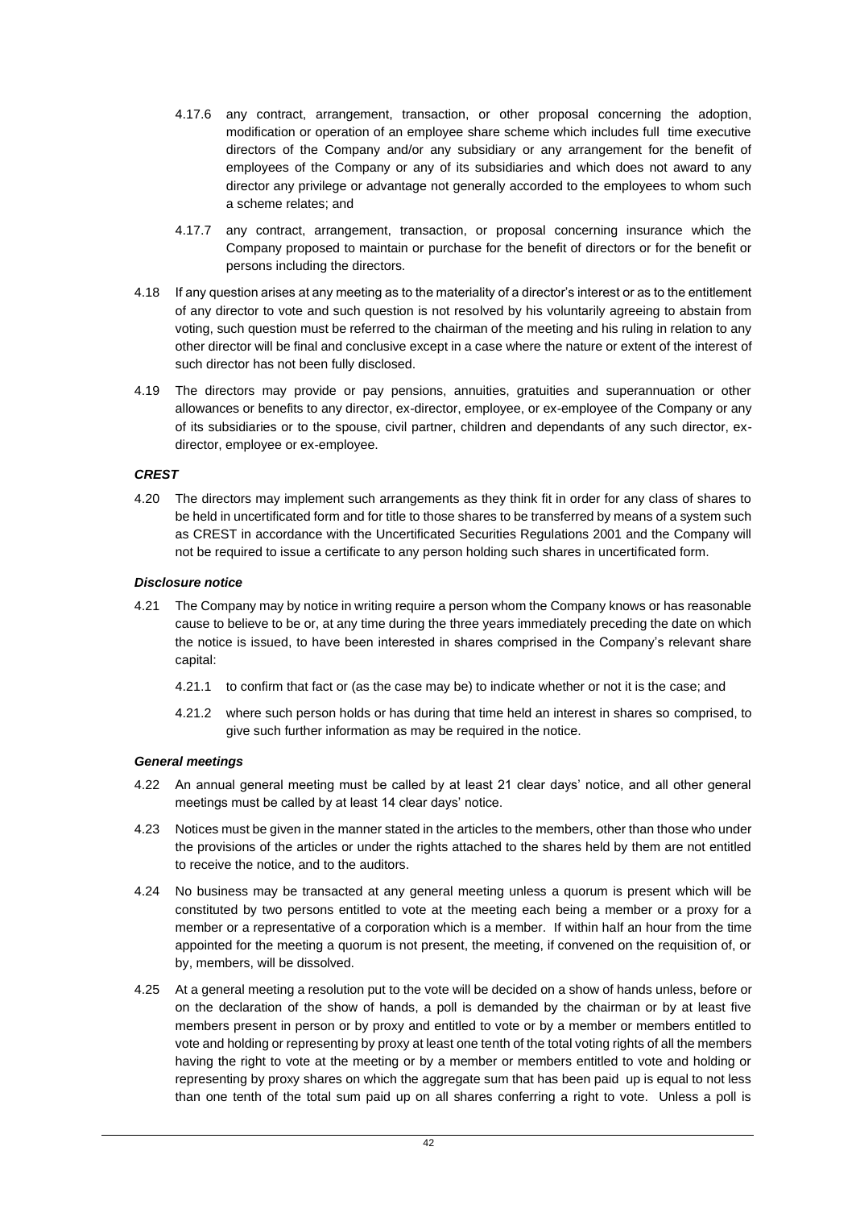4.17.6 any contract, arrangement, transaction, or other proposal concerning the adoption, modification or operation of an employee share scheme which includes full time executive directors of the Company and/or any subsidiary or any arrangement for the benefit of employees of the Company or any of its subsidiaries and which does not award to any director any privilege or advantage not generally accorded to the employees to whom such a scheme relates; and

4.17.7 any contract, arrangement, transaction, or proposal concerning insurance which the Company proposed to maintain or purchase for the benefit of directors or for the benefit or persons including the directors.

4.18 If any question arises at any meeting as to the materiality of a director's interest or as to the entitlement of any director to vote and such question is not resolved by his voluntarily agreeing to abstain from voting, such question must be referred to the chairman of the meeting and his ruling in relation to any other director will be final and conclusive except in a case where the nature or extent of the interest of such director has not been fully disclosed.

4.19 The directors may provide or pay pensions, annuities, gratuities and superannuation or other allowances or benefits to any director, ex-director, employee, or ex-employee of the Company or any of its subsidiaries or to the spouse, civil partner, children and dependants of any such director, ex-director, employee or ex-employee.

***CREST***

4.20 The directors may implement such arrangements as they think fit in order for any class of shares to be held in uncertificated form and for title to those shares to be transferred by means of a system such as CREST in accordance with the Uncertificated Securities Regulations 2001 and the Company will not be required to issue a certificate to any person holding such shares in uncertificated form.

***Disclosure notice***

4.21 The Company may by notice in writing require a person whom the Company knows or has reasonable cause to believe to be or, at any time during the three years immediately preceding the date on which the notice is issued, to have been interested in shares comprised in the Company's relevant share capital:

4.21.1 to confirm that fact or (as the case may be) to indicate whether or not it is the case; and

4.21.2 where such person holds or has during that time held an interest in shares so comprised, to give such further information as may be required in the notice.

***General meetings***

4.22 An annual general meeting must be called by at least 21 clear days' notice, and all other general meetings must be called by at least 14 clear days' notice.

4.23 Notices must be given in the manner stated in the articles to the members, other than those who under the provisions of the articles or under the rights attached to the shares held by them are not entitled to receive the notice, and to the auditors.

4.24 No business may be transacted at any general meeting unless a quorum is present which will be constituted by two persons entitled to vote at the meeting each being a member or a proxy for a member or a representative of a corporation which is a member. If within half an hour from the time appointed for the meeting a quorum is not present, the meeting, if convened on the requisition of, or by, members, will be dissolved.

4.25 At a general meeting a resolution put to the vote will be decided on a show of hands unless, before or on the declaration of the show of hands, a poll is demanded by the chairman or by at least five members present in person or by proxy and entitled to vote or by a member or members entitled to vote and holding or representing by proxy at least one tenth of the total voting rights of all the members having the right to vote at the meeting or by a member or members entitled to vote and holding or representing by proxy shares on which the aggregate sum that has been paid up is equal to not less than one tenth of the total sum paid up on all shares conferring a right to vote. Unless a poll is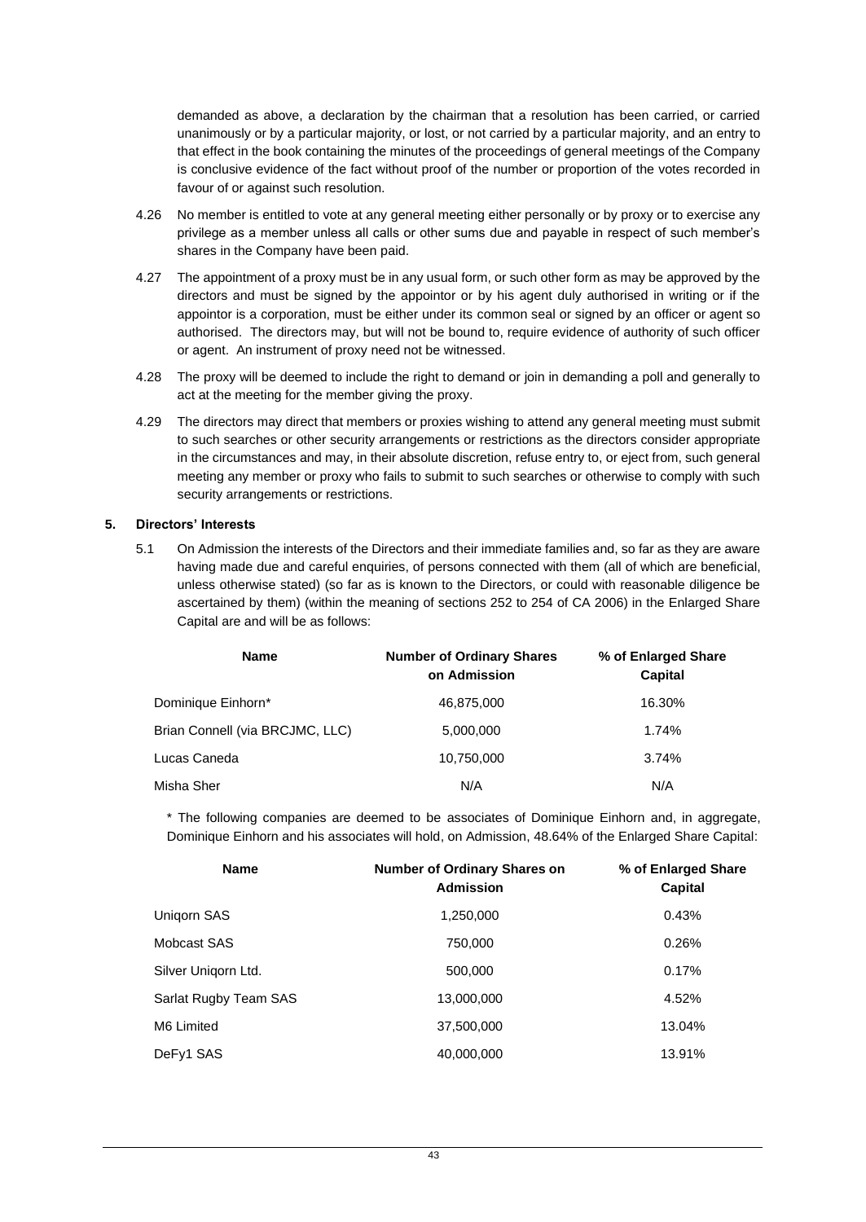demanded as above, a declaration by the chairman that a resolution has been carried, or carried unanimously or by a particular majority, or lost, or not carried by a particular majority, and an entry to that effect in the book containing the minutes of the proceedings of general meetings of the Company is conclusive evidence of the fact without proof of the number or proportion of the votes recorded in favour of or against such resolution.

4.26 No member is entitled to vote at any general meeting either personally or by proxy or to exercise any privilege as a member unless all calls or other sums due and payable in respect of such member's shares in the Company have been paid.

4.27 The appointment of a proxy must be in any usual form, or such other form as may be approved by the directors and must be signed by the appointor or by his agent duly authorised in writing or if the appointor is a corporation, must be either under its common seal or signed by an officer or agent so authorised. The directors may, but will not be bound to, require evidence of authority of such officer or agent. An instrument of proxy need not be witnessed.

4.28 The proxy will be deemed to include the right to demand or join in demanding a poll and generally to act at the meeting for the member giving the proxy.

4.29 The directors may direct that members or proxies wishing to attend any general meeting must submit to such searches or other security arrangements or restrictions as the directors consider appropriate in the circumstances and may, in their absolute discretion, refuse entry to, or eject from, such general meeting any member or proxy who fails to submit to such searches or otherwise to comply with such security arrangements or restrictions.

## 5. Directors' Interests

5.1 On Admission the interests of the Directors and their immediate families and, so far as they are aware having made due and careful enquiries, of persons connected with them (all of which are beneficial, unless otherwise stated) (so far as is known to the Directors, or could with reasonable diligence be ascertained by them) (within the meaning of sections 252 to 254 of CA 2006) in the Enlarged Share Capital are and will be as follows:

| Name | Number of Ordinary Shares on Admission | % of Enlarged Share Capital |
|---|---|---|
| Dominique Einhorn* | 46,875,000 | 16.30% |
| Brian Connell (via BRCJMC, LLC) | 5,000,000 | 1.74% |
| Lucas Caneda | 10,750,000 | 3.74% |
| Misha Sher | N/A | N/A |

\* The following companies are deemed to be associates of Dominique Einhorn and, in aggregate, Dominique Einhorn and his associates will hold, on Admission, 48.64% of the Enlarged Share Capital:

| Name | Number of Ordinary Shares on Admission | % of Enlarged Share Capital |
|---|---|---|
| Uniqorn SAS | 1,250,000 | 0.43% |
| Mobcast SAS | 750,000 | 0.26% |
| Silver Uniqorn Ltd. | 500,000 | 0.17% |
| Sarlat Rugby Team SAS | 13,000,000 | 4.52% |
| M6 Limited | 37,500,000 | 13.04% |
| DeFy1 SAS | 40,000,000 | 13.91% |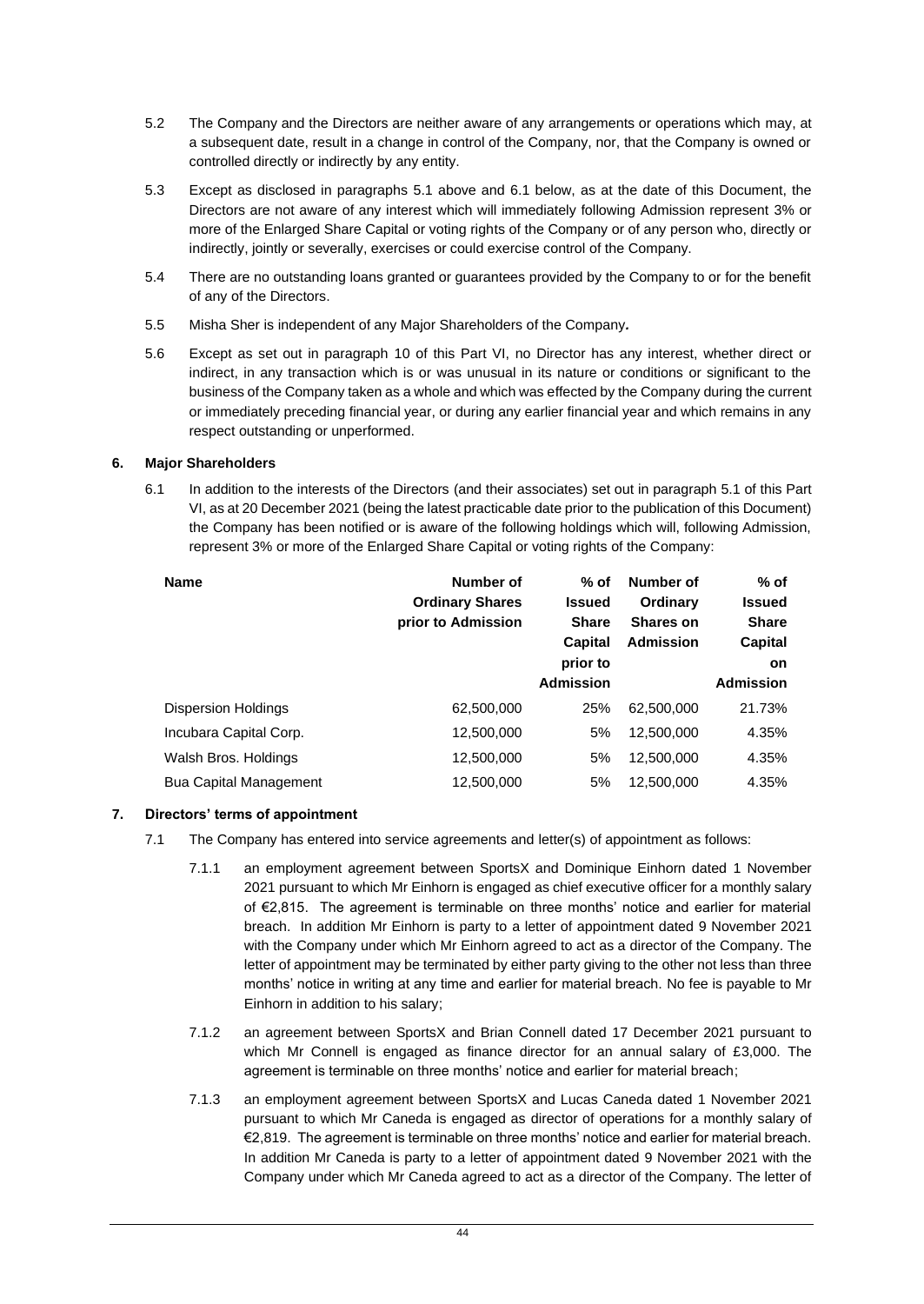5.2 The Company and the Directors are neither aware of any arrangements or operations which may, at a subsequent date, result in a change in control of the Company, nor, that the Company is owned or controlled directly or indirectly by any entity.

5.3 Except as disclosed in paragraphs 5.1 above and 6.1 below, as at the date of this Document, the Directors are not aware of any interest which will immediately following Admission represent 3% or more of the Enlarged Share Capital or voting rights of the Company or of any person who, directly or indirectly, jointly or severally, exercises or could exercise control of the Company.

5.4 There are no outstanding loans granted or guarantees provided by the Company to or for the benefit of any of the Directors.

5.5 Misha Sher is independent of any Major Shareholders of the Company*.*

5.6 Except as set out in paragraph 10 of this Part VI, no Director has any interest, whether direct or indirect, in any transaction which is or was unusual in its nature or conditions or significant to the business of the Company taken as a whole and which was effected by the Company during the current or immediately preceding financial year, or during any earlier financial year and which remains in any respect outstanding or unperformed.

## 6. Major Shareholders

6.1 In addition to the interests of the Directors (and their associates) set out in paragraph 5.1 of this Part VI, as at 20 December 2021 (being the latest practicable date prior to the publication of this Document) the Company has been notified or is aware of the following holdings which will, following Admission, represent 3% or more of the Enlarged Share Capital or voting rights of the Company:

| Name | Number of Ordinary Shares prior to Admission | % of Issued Share Capital prior to Admission | Number of Ordinary Shares on Admission | % of Issued Share Capital on Admission |
|---|---|---|---|---|
| Dispersion Holdings | 62,500,000 | 25% | 62,500,000 | 21.73% |
| Incubara Capital Corp. | 12,500,000 | 5% | 12,500,000 | 4.35% |
| Walsh Bros. Holdings | 12,500,000 | 5% | 12,500,000 | 4.35% |
| Bua Capital Management | 12,500,000 | 5% | 12,500,000 | 4.35% |

## 7. Directors' terms of appointment

7.1 The Company has entered into service agreements and letter(s) of appointment as follows:

7.1.1 an employment agreement between SportsX and Dominique Einhorn dated 1 November 2021 pursuant to which Mr Einhorn is engaged as chief executive officer for a monthly salary of €2,815. The agreement is terminable on three months' notice and earlier for material breach. In addition Mr Einhorn is party to a letter of appointment dated 9 November 2021 with the Company under which Mr Einhorn agreed to act as a director of the Company. The letter of appointment may be terminated by either party giving to the other not less than three months' notice in writing at any time and earlier for material breach. No fee is payable to Mr Einhorn in addition to his salary;

7.1.2 an agreement between SportsX and Brian Connell dated 17 December 2021 pursuant to which Mr Connell is engaged as finance director for an annual salary of £3,000. The agreement is terminable on three months' notice and earlier for material breach;

7.1.3 an employment agreement between SportsX and Lucas Caneda dated 1 November 2021 pursuant to which Mr Caneda is engaged as director of operations for a monthly salary of €2,819. The agreement is terminable on three months' notice and earlier for material breach. In addition Mr Caneda is party to a letter of appointment dated 9 November 2021 with the Company under which Mr Caneda agreed to act as a director of the Company. The letter of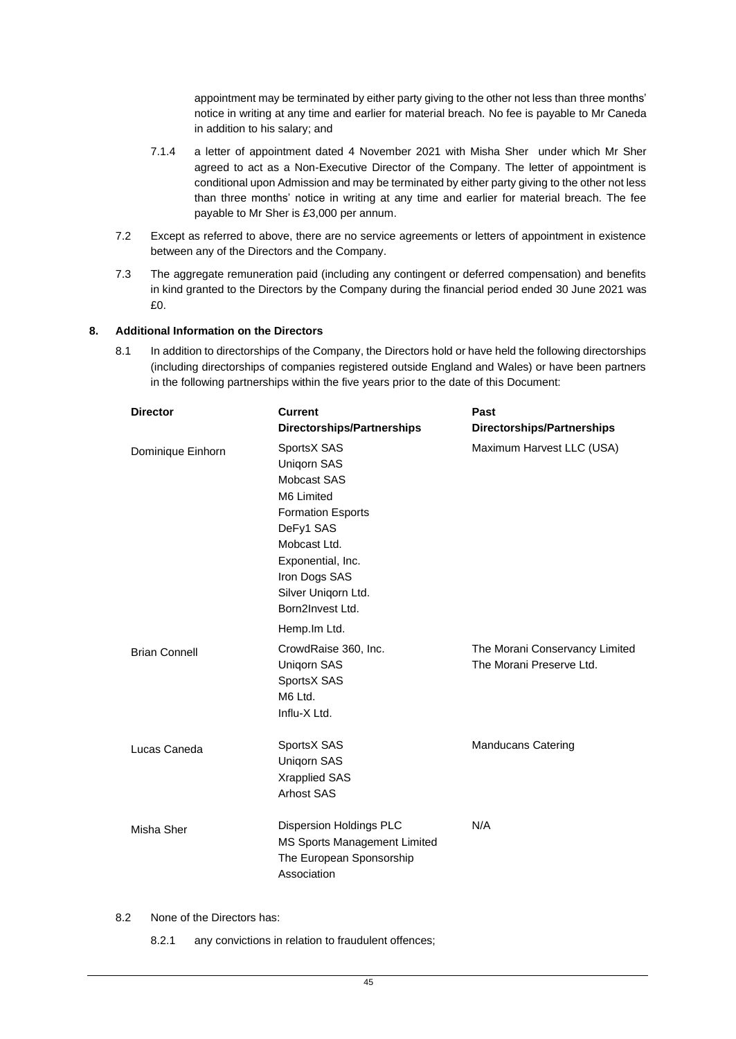appointment may be terminated by either party giving to the other not less than three months' notice in writing at any time and earlier for material breach. No fee is payable to Mr Caneda in addition to his salary; and

7.1.4 a letter of appointment dated 4 November 2021 with Misha Sher under which Mr Sher agreed to act as a Non-Executive Director of the Company. The letter of appointment is conditional upon Admission and may be terminated by either party giving to the other not less than three months' notice in writing at any time and earlier for material breach. The fee payable to Mr Sher is £3,000 per annum.

7.2 Except as referred to above, there are no service agreements or letters of appointment in existence between any of the Directors and the Company.

7.3 The aggregate remuneration paid (including any contingent or deferred compensation) and benefits in kind granted to the Directors by the Company during the financial period ended 30 June 2021 was £0.

## 8. Additional Information on the Directors

8.1 In addition to directorships of the Company, the Directors hold or have held the following directorships (including directorships of companies registered outside England and Wales) or have been partners in the following partnerships within the five years prior to the date of this Document:

| Director | Current Directorships/Partnerships | Past Directorships/Partnerships |
|---|---|---|
| Dominique Einhorn | SportsX SAS<br>Uniqorn SAS<br>Mobcast SAS<br>M6 Limited<br>Formation Esports<br>DeFy1 SAS<br>Mobcast Ltd.<br>Exponential, Inc.<br>Iron Dogs SAS<br>Silver Uniqorn Ltd.<br>Born2Invest Ltd.<br>Hemp.Im Ltd. | Maximum Harvest LLC (USA) |
| Brian Connell | CrowdRaise 360, Inc.<br>Uniqorn SAS<br>SportsX SAS<br>M6 Ltd.<br>Influ-X Ltd. | The Morani Conservancy Limited<br>The Morani Preserve Ltd. |
| Lucas Caneda | SportsX SAS<br>Uniqorn SAS<br>Xrapplied SAS<br>Arhost SAS | Manducans Catering |
| Misha Sher | Dispersion Holdings PLC<br>MS Sports Management Limited<br>The European Sponsorship Association | N/A |

8.2 None of the Directors has:

8.2.1 any convictions in relation to fraudulent offences;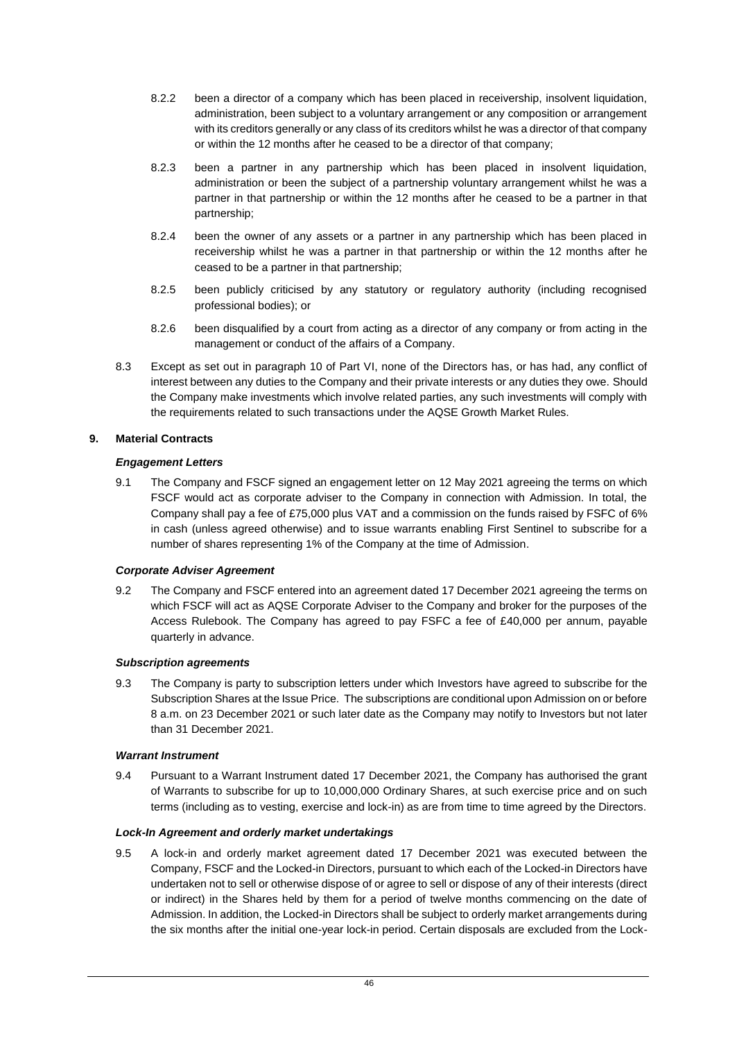8.2.2 been a director of a company which has been placed in receivership, insolvent liquidation, administration, been subject to a voluntary arrangement or any composition or arrangement with its creditors generally or any class of its creditors whilst he was a director of that company or within the 12 months after he ceased to be a director of that company;

8.2.3 been a partner in any partnership which has been placed in insolvent liquidation, administration or been the subject of a partnership voluntary arrangement whilst he was a partner in that partnership or within the 12 months after he ceased to be a partner in that partnership;

8.2.4 been the owner of any assets or a partner in any partnership which has been placed in receivership whilst he was a partner in that partnership or within the 12 months after he ceased to be a partner in that partnership;

8.2.5 been publicly criticised by any statutory or regulatory authority (including recognised professional bodies); or

8.2.6 been disqualified by a court from acting as a director of any company or from acting in the management or conduct of the affairs of a Company.

8.3 Except as set out in paragraph 10 of Part VI, none of the Directors has, or has had, any conflict of interest between any duties to the Company and their private interests or any duties they owe. Should the Company make investments which involve related parties, any such investments will comply with the requirements related to such transactions under the AQSE Growth Market Rules.

## 9. Material Contracts

***Engagement Letters***

9.1 The Company and FSCF signed an engagement letter on 12 May 2021 agreeing the terms on which FSCF would act as corporate adviser to the Company in connection with Admission. In total, the Company shall pay a fee of £75,000 plus VAT and a commission on the funds raised by FSFC of 6% in cash (unless agreed otherwise) and to issue warrants enabling First Sentinel to subscribe for a number of shares representing 1% of the Company at the time of Admission.

***Corporate Adviser Agreement***

9.2 The Company and FSCF entered into an agreement dated 17 December 2021 agreeing the terms on which FSCF will act as AQSE Corporate Adviser to the Company and broker for the purposes of the Access Rulebook. The Company has agreed to pay FSFC a fee of £40,000 per annum, payable quarterly in advance.

***Subscription agreements***

9.3 The Company is party to subscription letters under which Investors have agreed to subscribe for the Subscription Shares at the Issue Price. The subscriptions are conditional upon Admission on or before 8 a.m. on 23 December 2021 or such later date as the Company may notify to Investors but not later than 31 December 2021.

***Warrant Instrument***

9.4 Pursuant to a Warrant Instrument dated 17 December 2021, the Company has authorised the grant of Warrants to subscribe for up to 10,000,000 Ordinary Shares, at such exercise price and on such terms (including as to vesting, exercise and lock-in) as are from time to time agreed by the Directors.

***Lock-In Agreement and orderly market undertakings***

9.5 A lock-in and orderly market agreement dated 17 December 2021 was executed between the Company, FSCF and the Locked-in Directors, pursuant to which each of the Locked-in Directors have undertaken not to sell or otherwise dispose of or agree to sell or dispose of any of their interests (direct or indirect) in the Shares held by them for a period of twelve months commencing on the date of Admission. In addition, the Locked-in Directors shall be subject to orderly market arrangements during the six months after the initial one-year lock-in period. Certain disposals are excluded from the Lock-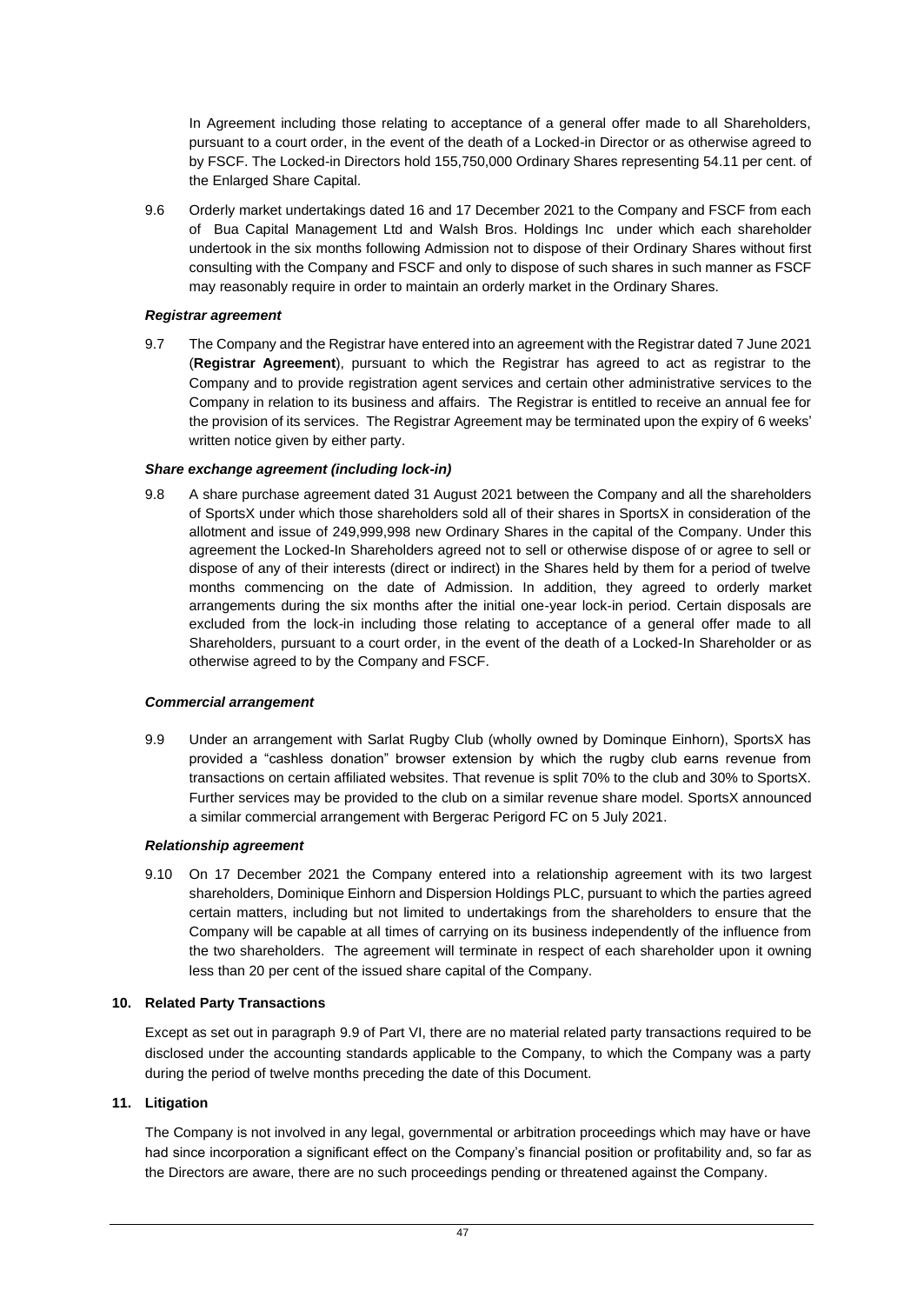In Agreement including those relating to acceptance of a general offer made to all Shareholders, pursuant to a court order, in the event of the death of a Locked-in Director or as otherwise agreed to by FSCF. The Locked-in Directors hold 155,750,000 Ordinary Shares representing 54.11 per cent. of the Enlarged Share Capital.

9.6 Orderly market undertakings dated 16 and 17 December 2021 to the Company and FSCF from each of Bua Capital Management Ltd and Walsh Bros. Holdings Inc under which each shareholder undertook in the six months following Admission not to dispose of their Ordinary Shares without first consulting with the Company and FSCF and only to dispose of such shares in such manner as FSCF may reasonably require in order to maintain an orderly market in the Ordinary Shares.

***Registrar agreement***

9.7 The Company and the Registrar have entered into an agreement with the Registrar dated 7 June 2021 (**Registrar Agreement**), pursuant to which the Registrar has agreed to act as registrar to the Company and to provide registration agent services and certain other administrative services to the Company in relation to its business and affairs. The Registrar is entitled to receive an annual fee for the provision of its services. The Registrar Agreement may be terminated upon the expiry of 6 weeks' written notice given by either party.

***Share exchange agreement (including lock-in)***

9.8 A share purchase agreement dated 31 August 2021 between the Company and all the shareholders of SportsX under which those shareholders sold all of their shares in SportsX in consideration of the allotment and issue of 249,999,998 new Ordinary Shares in the capital of the Company. Under this agreement the Locked-In Shareholders agreed not to sell or otherwise dispose of or agree to sell or dispose of any of their interests (direct or indirect) in the Shares held by them for a period of twelve months commencing on the date of Admission. In addition, they agreed to orderly market arrangements during the six months after the initial one-year lock-in period. Certain disposals are excluded from the lock-in including those relating to acceptance of a general offer made to all Shareholders, pursuant to a court order, in the event of the death of a Locked-In Shareholder or as otherwise agreed to by the Company and FSCF.

***Commercial arrangement***

9.9 Under an arrangement with Sarlat Rugby Club (wholly owned by Dominque Einhorn), SportsX has provided a "cashless donation" browser extension by which the rugby club earns revenue from transactions on certain affiliated websites. That revenue is split 70% to the club and 30% to SportsX. Further services may be provided to the club on a similar revenue share model. SportsX announced a similar commercial arrangement with Bergerac Perigord FC on 5 July 2021.

***Relationship agreement***

9.10 On 17 December 2021 the Company entered into a relationship agreement with its two largest shareholders, Dominique Einhorn and Dispersion Holdings PLC, pursuant to which the parties agreed certain matters, including but not limited to undertakings from the shareholders to ensure that the Company will be capable at all times of carrying on its business independently of the influence from the two shareholders. The agreement will terminate in respect of each shareholder upon it owning less than 20 per cent of the issued share capital of the Company.

**10. Related Party Transactions**

Except as set out in paragraph 9.9 of Part VI, there are no material related party transactions required to be disclosed under the accounting standards applicable to the Company, to which the Company was a party during the period of twelve months preceding the date of this Document.

**11. Litigation**

The Company is not involved in any legal, governmental or arbitration proceedings which may have or have had since incorporation a significant effect on the Company's financial position or profitability and, so far as the Directors are aware, there are no such proceedings pending or threatened against the Company.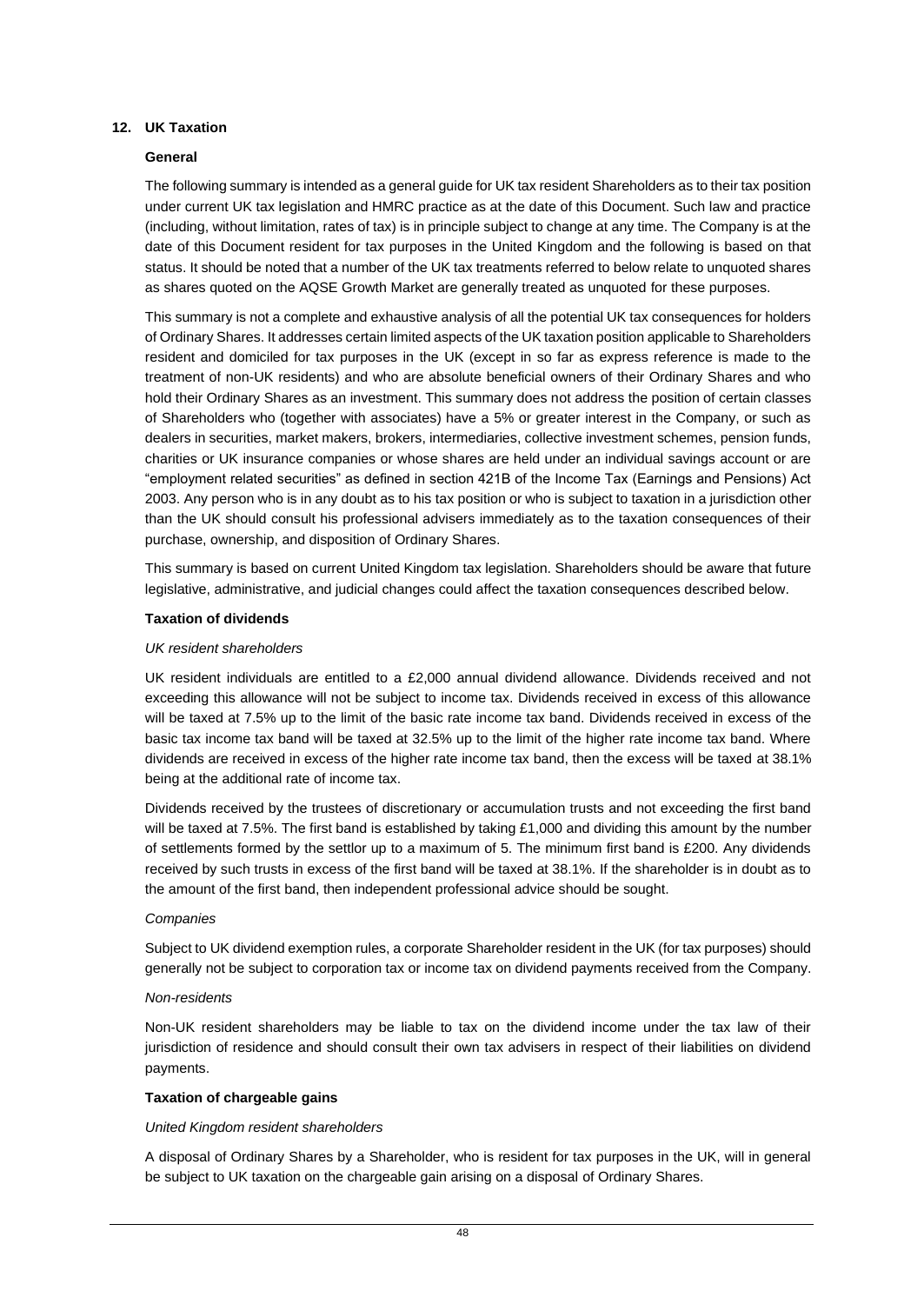## 12. UK Taxation

### General

The following summary is intended as a general guide for UK tax resident Shareholders as to their tax position under current UK tax legislation and HMRC practice as at the date of this Document. Such law and practice (including, without limitation, rates of tax) is in principle subject to change at any time. The Company is at the date of this Document resident for tax purposes in the United Kingdom and the following is based on that status. It should be noted that a number of the UK tax treatments referred to below relate to unquoted shares as shares quoted on the AQSE Growth Market are generally treated as unquoted for these purposes.

This summary is not a complete and exhaustive analysis of all the potential UK tax consequences for holders of Ordinary Shares. It addresses certain limited aspects of the UK taxation position applicable to Shareholders resident and domiciled for tax purposes in the UK (except in so far as express reference is made to the treatment of non-UK residents) and who are absolute beneficial owners of their Ordinary Shares and who hold their Ordinary Shares as an investment. This summary does not address the position of certain classes of Shareholders who (together with associates) have a 5% or greater interest in the Company, or such as dealers in securities, market makers, brokers, intermediaries, collective investment schemes, pension funds, charities or UK insurance companies or whose shares are held under an individual savings account or are "employment related securities" as defined in section 421B of the Income Tax (Earnings and Pensions) Act 2003. Any person who is in any doubt as to his tax position or who is subject to taxation in a jurisdiction other than the UK should consult his professional advisers immediately as to the taxation consequences of their purchase, ownership, and disposition of Ordinary Shares.

This summary is based on current United Kingdom tax legislation. Shareholders should be aware that future legislative, administrative, and judicial changes could affect the taxation consequences described below.

### Taxation of dividends

*UK resident shareholders*

UK resident individuals are entitled to a £2,000 annual dividend allowance. Dividends received and not exceeding this allowance will not be subject to income tax. Dividends received in excess of this allowance will be taxed at 7.5% up to the limit of the basic rate income tax band. Dividends received in excess of the basic tax income tax band will be taxed at 32.5% up to the limit of the higher rate income tax band. Where dividends are received in excess of the higher rate income tax band, then the excess will be taxed at 38.1% being at the additional rate of income tax.

Dividends received by the trustees of discretionary or accumulation trusts and not exceeding the first band will be taxed at 7.5%. The first band is established by taking £1,000 and dividing this amount by the number of settlements formed by the settlor up to a maximum of 5. The minimum first band is £200. Any dividends received by such trusts in excess of the first band will be taxed at 38.1%. If the shareholder is in doubt as to the amount of the first band, then independent professional advice should be sought.

*Companies*

Subject to UK dividend exemption rules, a corporate Shareholder resident in the UK (for tax purposes) should generally not be subject to corporation tax or income tax on dividend payments received from the Company.

*Non-residents*

Non-UK resident shareholders may be liable to tax on the dividend income under the tax law of their jurisdiction of residence and should consult their own tax advisers in respect of their liabilities on dividend payments.

### Taxation of chargeable gains

*United Kingdom resident shareholders*

A disposal of Ordinary Shares by a Shareholder, who is resident for tax purposes in the UK, will in general be subject to UK taxation on the chargeable gain arising on a disposal of Ordinary Shares.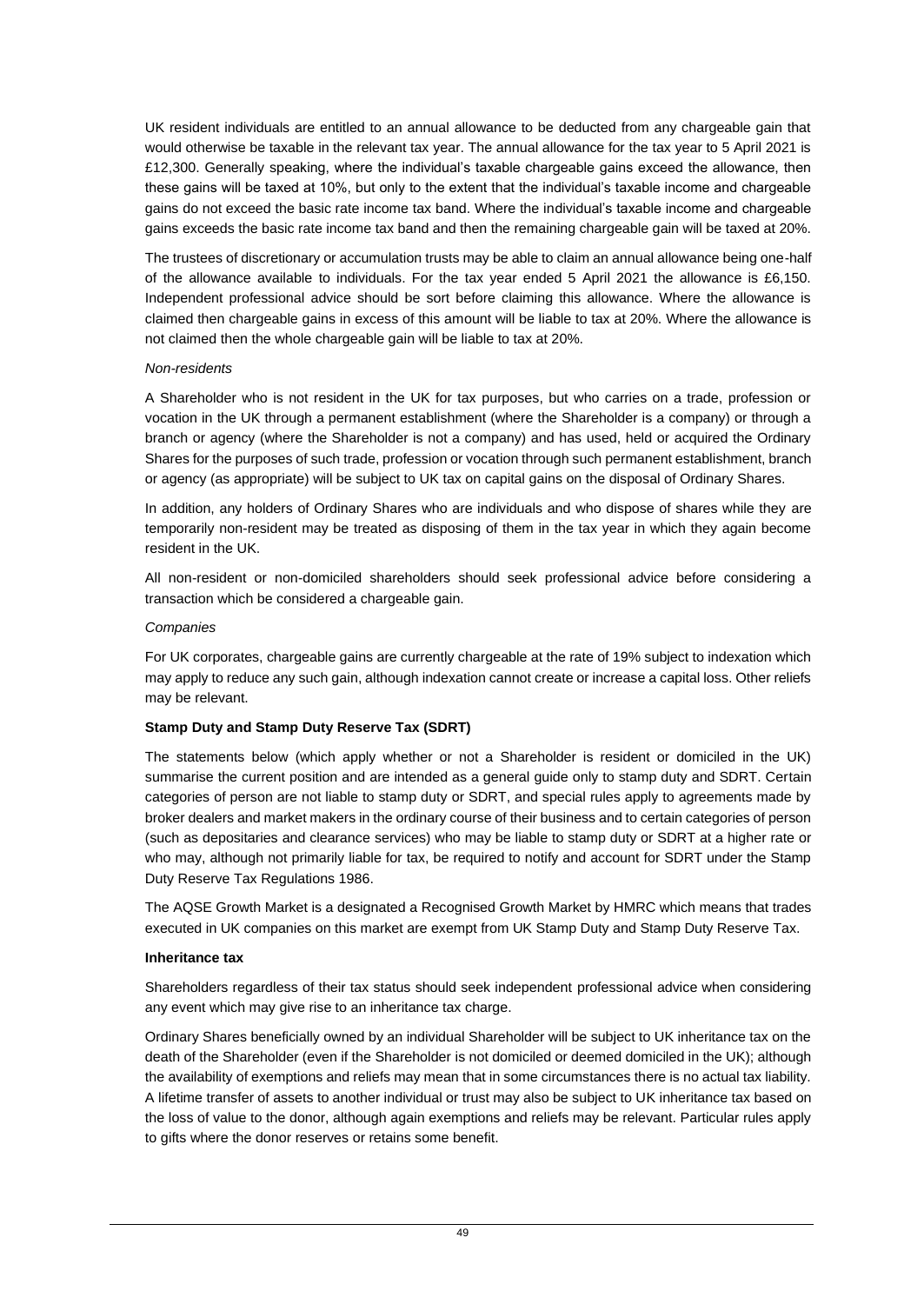UK resident individuals are entitled to an annual allowance to be deducted from any chargeable gain that would otherwise be taxable in the relevant tax year. The annual allowance for the tax year to 5 April 2021 is £12,300. Generally speaking, where the individual's taxable chargeable gains exceed the allowance, then these gains will be taxed at 10%, but only to the extent that the individual's taxable income and chargeable gains do not exceed the basic rate income tax band. Where the individual's taxable income and chargeable gains exceeds the basic rate income tax band and then the remaining chargeable gain will be taxed at 20%.

The trustees of discretionary or accumulation trusts may be able to claim an annual allowance being one-half of the allowance available to individuals. For the tax year ended 5 April 2021 the allowance is £6,150. Independent professional advice should be sort before claiming this allowance. Where the allowance is claimed then chargeable gains in excess of this amount will be liable to tax at 20%. Where the allowance is not claimed then the whole chargeable gain will be liable to tax at 20%.

*Non-residents*

A Shareholder who is not resident in the UK for tax purposes, but who carries on a trade, profession or vocation in the UK through a permanent establishment (where the Shareholder is a company) or through a branch or agency (where the Shareholder is not a company) and has used, held or acquired the Ordinary Shares for the purposes of such trade, profession or vocation through such permanent establishment, branch or agency (as appropriate) will be subject to UK tax on capital gains on the disposal of Ordinary Shares.

In addition, any holders of Ordinary Shares who are individuals and who dispose of shares while they are temporarily non-resident may be treated as disposing of them in the tax year in which they again become resident in the UK.

All non-resident or non-domiciled shareholders should seek professional advice before considering a transaction which be considered a chargeable gain.

*Companies*

For UK corporates, chargeable gains are currently chargeable at the rate of 19% subject to indexation which may apply to reduce any such gain, although indexation cannot create or increase a capital loss. Other reliefs may be relevant.

**Stamp Duty and Stamp Duty Reserve Tax (SDRT)**

The statements below (which apply whether or not a Shareholder is resident or domiciled in the UK) summarise the current position and are intended as a general guide only to stamp duty and SDRT. Certain categories of person are not liable to stamp duty or SDRT, and special rules apply to agreements made by broker dealers and market makers in the ordinary course of their business and to certain categories of person (such as depositaries and clearance services) who may be liable to stamp duty or SDRT at a higher rate or who may, although not primarily liable for tax, be required to notify and account for SDRT under the Stamp Duty Reserve Tax Regulations 1986.

The AQSE Growth Market is a designated a Recognised Growth Market by HMRC which means that trades executed in UK companies on this market are exempt from UK Stamp Duty and Stamp Duty Reserve Tax.

**Inheritance tax**

Shareholders regardless of their tax status should seek independent professional advice when considering any event which may give rise to an inheritance tax charge.

Ordinary Shares beneficially owned by an individual Shareholder will be subject to UK inheritance tax on the death of the Shareholder (even if the Shareholder is not domiciled or deemed domiciled in the UK); although the availability of exemptions and reliefs may mean that in some circumstances there is no actual tax liability. A lifetime transfer of assets to another individual or trust may also be subject to UK inheritance tax based on the loss of value to the donor, although again exemptions and reliefs may be relevant. Particular rules apply to gifts where the donor reserves or retains some benefit.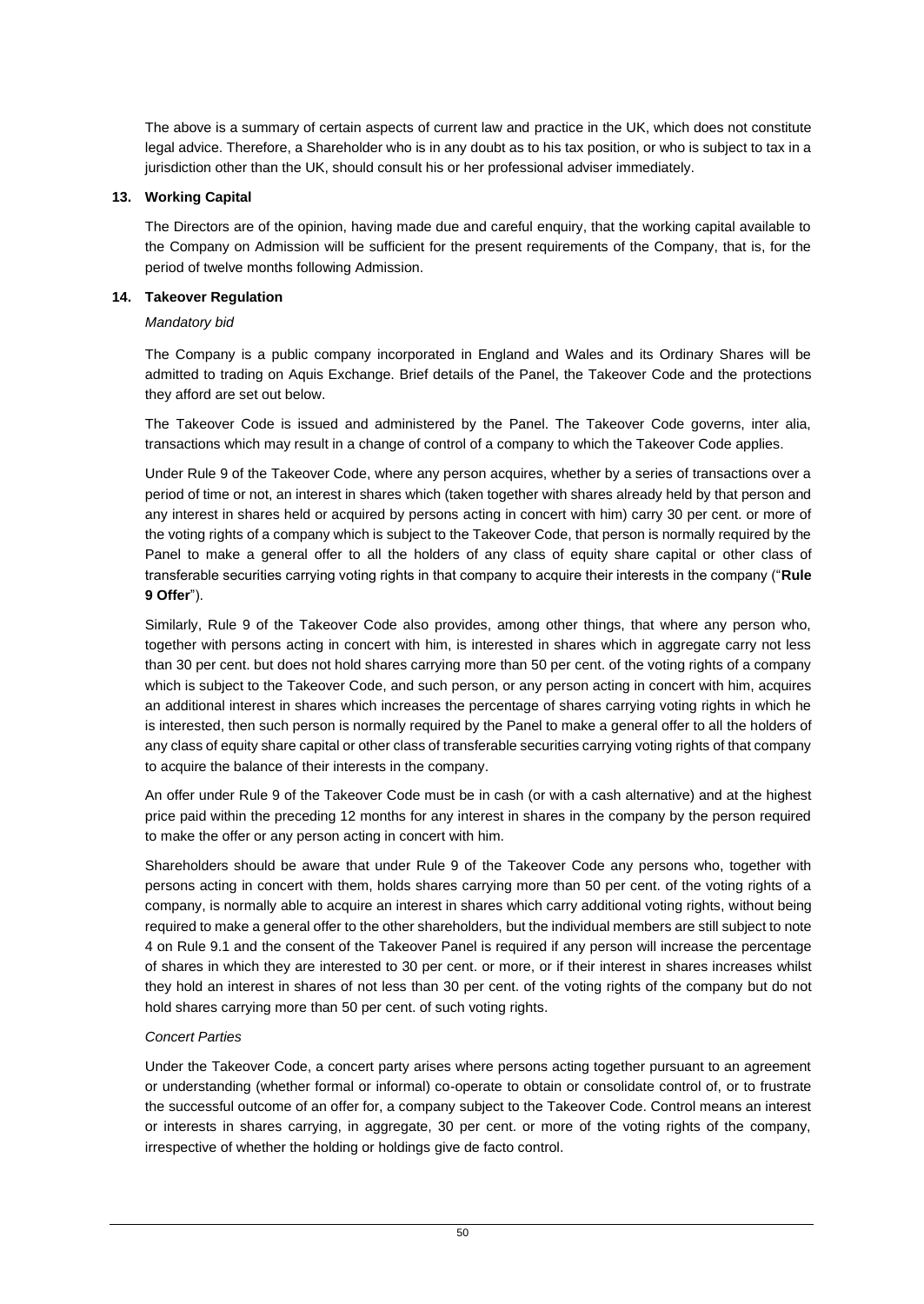The above is a summary of certain aspects of current law and practice in the UK, which does not constitute legal advice. Therefore, a Shareholder who is in any doubt as to his tax position, or who is subject to tax in a jurisdiction other than the UK, should consult his or her professional adviser immediately.

## 13. Working Capital

The Directors are of the opinion, having made due and careful enquiry, that the working capital available to the Company on Admission will be sufficient for the present requirements of the Company, that is, for the period of twelve months following Admission.

## 14. Takeover Regulation

*Mandatory bid*

The Company is a public company incorporated in England and Wales and its Ordinary Shares will be admitted to trading on Aquis Exchange. Brief details of the Panel, the Takeover Code and the protections they afford are set out below.

The Takeover Code is issued and administered by the Panel. The Takeover Code governs, inter alia, transactions which may result in a change of control of a company to which the Takeover Code applies.

Under Rule 9 of the Takeover Code, where any person acquires, whether by a series of transactions over a period of time or not, an interest in shares which (taken together with shares already held by that person and any interest in shares held or acquired by persons acting in concert with him) carry 30 per cent. or more of the voting rights of a company which is subject to the Takeover Code, that person is normally required by the Panel to make a general offer to all the holders of any class of equity share capital or other class of transferable securities carrying voting rights in that company to acquire their interests in the company ("**Rule 9 Offer**").

Similarly, Rule 9 of the Takeover Code also provides, among other things, that where any person who, together with persons acting in concert with him, is interested in shares which in aggregate carry not less than 30 per cent. but does not hold shares carrying more than 50 per cent. of the voting rights of a company which is subject to the Takeover Code, and such person, or any person acting in concert with him, acquires an additional interest in shares which increases the percentage of shares carrying voting rights in which he is interested, then such person is normally required by the Panel to make a general offer to all the holders of any class of equity share capital or other class of transferable securities carrying voting rights of that company to acquire the balance of their interests in the company.

An offer under Rule 9 of the Takeover Code must be in cash (or with a cash alternative) and at the highest price paid within the preceding 12 months for any interest in shares in the company by the person required to make the offer or any person acting in concert with him.

Shareholders should be aware that under Rule 9 of the Takeover Code any persons who, together with persons acting in concert with them, holds shares carrying more than 50 per cent. of the voting rights of a company, is normally able to acquire an interest in shares which carry additional voting rights, without being required to make a general offer to the other shareholders, but the individual members are still subject to note 4 on Rule 9.1 and the consent of the Takeover Panel is required if any person will increase the percentage of shares in which they are interested to 30 per cent. or more, or if their interest in shares increases whilst they hold an interest in shares of not less than 30 per cent. of the voting rights of the company but do not hold shares carrying more than 50 per cent. of such voting rights.

*Concert Parties*

Under the Takeover Code, a concert party arises where persons acting together pursuant to an agreement or understanding (whether formal or informal) co-operate to obtain or consolidate control of, or to frustrate the successful outcome of an offer for, a company subject to the Takeover Code. Control means an interest or interests in shares carrying, in aggregate, 30 per cent. or more of the voting rights of the company, irrespective of whether the holding or holdings give de facto control.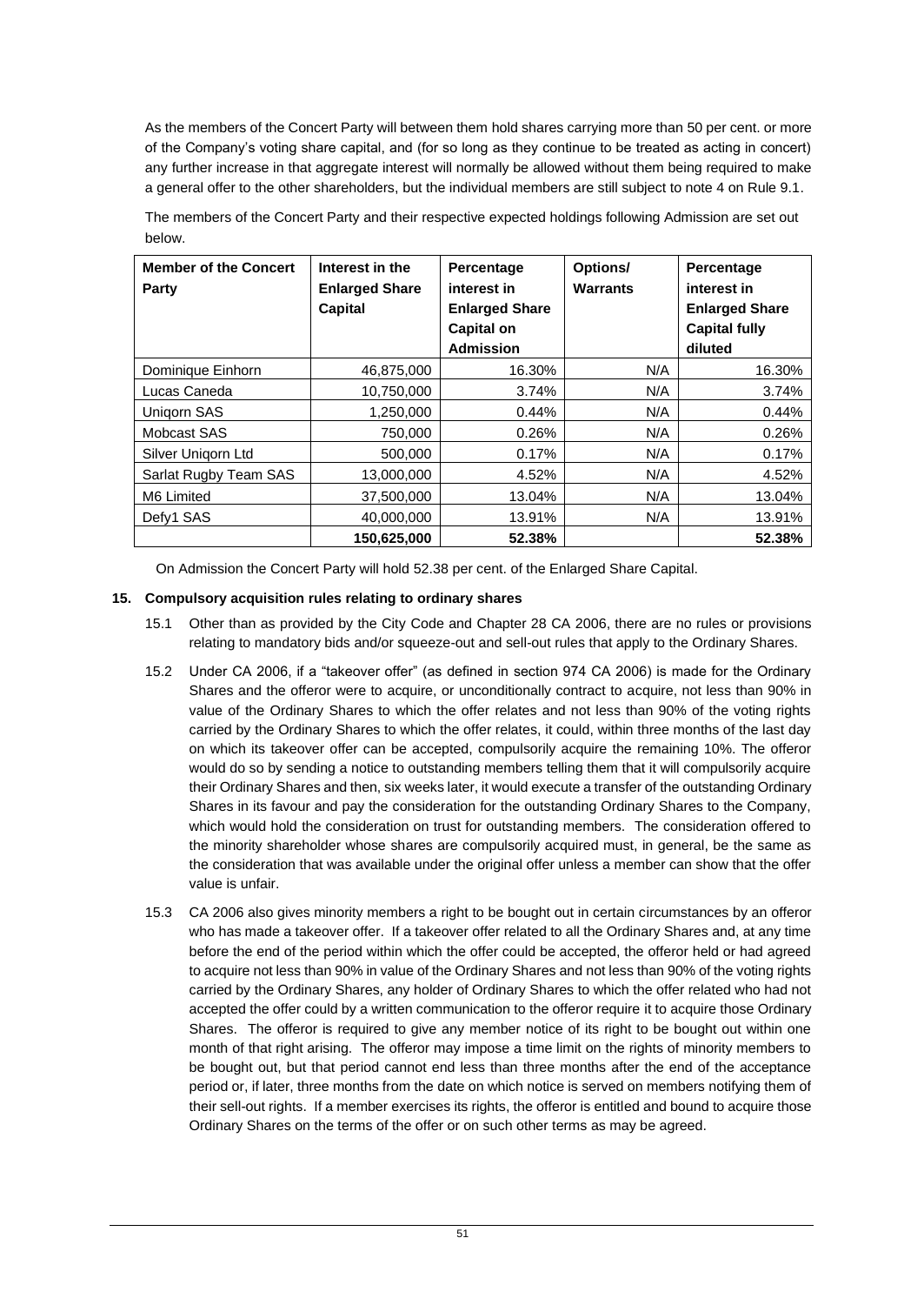As the members of the Concert Party will between them hold shares carrying more than 50 per cent. or more of the Company's voting share capital, and (for so long as they continue to be treated as acting in concert) any further increase in that aggregate interest will normally be allowed without them being required to make a general offer to the other shareholders, but the individual members are still subject to note 4 on Rule 9.1.

The members of the Concert Party and their respective expected holdings following Admission are set out below.

| Member of the Concert Party | Interest in the Enlarged Share Capital | Percentage interest in Enlarged Share Capital on Admission | Options/ Warrants | Percentage interest in Enlarged Share Capital fully diluted |
|---|---|---|---|---|
| Dominique Einhorn | 46,875,000 | 16.30% | N/A | 16.30% |
| Lucas Caneda | 10,750,000 | 3.74% | N/A | 3.74% |
| Uniqorn SAS | 1,250,000 | 0.44% | N/A | 0.44% |
| Mobcast SAS | 750,000 | 0.26% | N/A | 0.26% |
| Silver Uniqorn Ltd | 500,000 | 0.17% | N/A | 0.17% |
| Sarlat Rugby Team SAS | 13,000,000 | 4.52% | N/A | 4.52% |
| M6 Limited | 37,500,000 | 13.04% | N/A | 13.04% |
| Defy1 SAS | 40,000,000 | 13.91% | N/A | 13.91% |
| | **150,625,000** | **52.38%** | | **52.38%** |

On Admission the Concert Party will hold 52.38 per cent. of the Enlarged Share Capital.

## 15. Compulsory acquisition rules relating to ordinary shares

15.1 Other than as provided by the City Code and Chapter 28 CA 2006, there are no rules or provisions relating to mandatory bids and/or squeeze-out and sell-out rules that apply to the Ordinary Shares.

15.2 Under CA 2006, if a "takeover offer" (as defined in section 974 CA 2006) is made for the Ordinary Shares and the offeror were to acquire, or unconditionally contract to acquire, not less than 90% in value of the Ordinary Shares to which the offer relates and not less than 90% of the voting rights carried by the Ordinary Shares to which the offer relates, it could, within three months of the last day on which its takeover offer can be accepted, compulsorily acquire the remaining 10%. The offeror would do so by sending a notice to outstanding members telling them that it will compulsorily acquire their Ordinary Shares and then, six weeks later, it would execute a transfer of the outstanding Ordinary Shares in its favour and pay the consideration for the outstanding Ordinary Shares to the Company, which would hold the consideration on trust for outstanding members. The consideration offered to the minority shareholder whose shares are compulsorily acquired must, in general, be the same as the consideration that was available under the original offer unless a member can show that the offer value is unfair.

15.3 CA 2006 also gives minority members a right to be bought out in certain circumstances by an offeror who has made a takeover offer. If a takeover offer related to all the Ordinary Shares and, at any time before the end of the period within which the offer could be accepted, the offeror held or had agreed to acquire not less than 90% in value of the Ordinary Shares and not less than 90% of the voting rights carried by the Ordinary Shares, any holder of Ordinary Shares to which the offer related who had not accepted the offer could by a written communication to the offeror require it to acquire those Ordinary Shares. The offeror is required to give any member notice of its right to be bought out within one month of that right arising. The offeror may impose a time limit on the rights of minority members to be bought out, but that period cannot end less than three months after the end of the acceptance period or, if later, three months from the date on which notice is served on members notifying them of their sell-out rights. If a member exercises its rights, the offeror is entitled and bound to acquire those Ordinary Shares on the terms of the offer or on such other terms as may be agreed.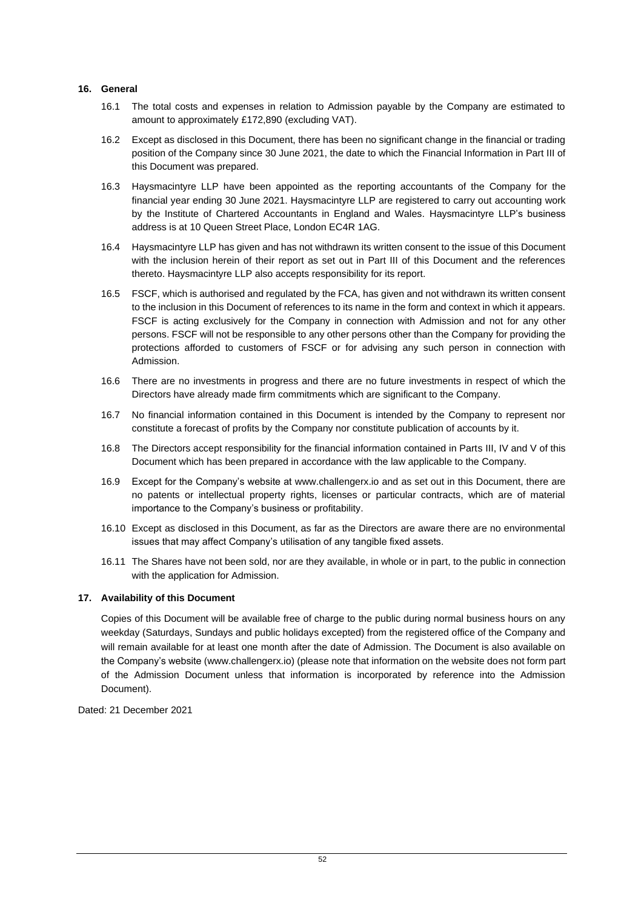**16. General**

16.1 The total costs and expenses in relation to Admission payable by the Company are estimated to amount to approximately £172,890 (excluding VAT).

16.2 Except as disclosed in this Document, there has been no significant change in the financial or trading position of the Company since 30 June 2021, the date to which the Financial Information in Part III of this Document was prepared.

16.3 Haysmacintyre LLP have been appointed as the reporting accountants of the Company for the financial year ending 30 June 2021. Haysmacintyre LLP are registered to carry out accounting work by the Institute of Chartered Accountants in England and Wales. Haysmacintyre LLP's business address is at 10 Queen Street Place, London EC4R 1AG.

16.4 Haysmacintyre LLP has given and has not withdrawn its written consent to the issue of this Document with the inclusion herein of their report as set out in Part III of this Document and the references thereto. Haysmacintyre LLP also accepts responsibility for its report.

16.5 FSCF, which is authorised and regulated by the FCA, has given and not withdrawn its written consent to the inclusion in this Document of references to its name in the form and context in which it appears. FSCF is acting exclusively for the Company in connection with Admission and not for any other persons. FSCF will not be responsible to any other persons other than the Company for providing the protections afforded to customers of FSCF or for advising any such person in connection with Admission.

16.6 There are no investments in progress and there are no future investments in respect of which the Directors have already made firm commitments which are significant to the Company.

16.7 No financial information contained in this Document is intended by the Company to represent nor constitute a forecast of profits by the Company nor constitute publication of accounts by it.

16.8 The Directors accept responsibility for the financial information contained in Parts III, IV and V of this Document which has been prepared in accordance with the law applicable to the Company.

16.9 Except for the Company's website at www.challengerx.io and as set out in this Document, there are no patents or intellectual property rights, licenses or particular contracts, which are of material importance to the Company's business or profitability.

16.10 Except as disclosed in this Document, as far as the Directors are aware there are no environmental issues that may affect Company's utilisation of any tangible fixed assets.

16.11 The Shares have not been sold, nor are they available, in whole or in part, to the public in connection with the application for Admission.

**17. Availability of this Document**

Copies of this Document will be available free of charge to the public during normal business hours on any weekday (Saturdays, Sundays and public holidays excepted) from the registered office of the Company and will remain available for at least one month after the date of Admission. The Document is also available on the Company's website (www.challengerx.io) (please note that information on the website does not form part of the Admission Document unless that information is incorporated by reference into the Admission Document).

Dated: 21 December 2021